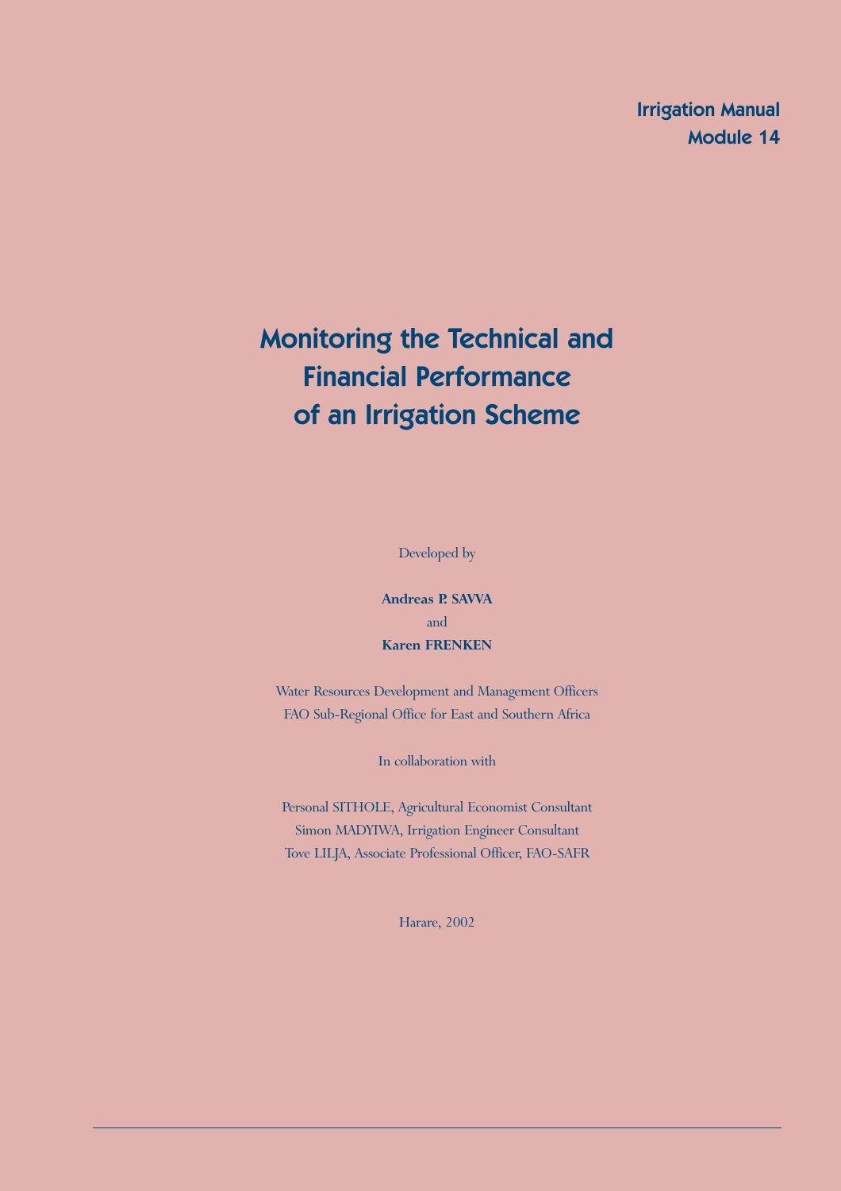Irrigation Manual
Module 14

# Monitoring the Technical and Financial Performance of an Irrigation Scheme

Developed by

**Andreas P. SAVVA**
and
**Karen FRENKEN**

Water Resources Development and Management Officers
FAO Sub-Regional Office for East and Southern Africa

In collaboration with

Personal SITHOLE, Agricultural Economist Consultant
Simon MADYIWA, Irrigation Engineer Consultant
Tove LILJA, Associate Professional Officer, FAO-SAFR

Harare, 2002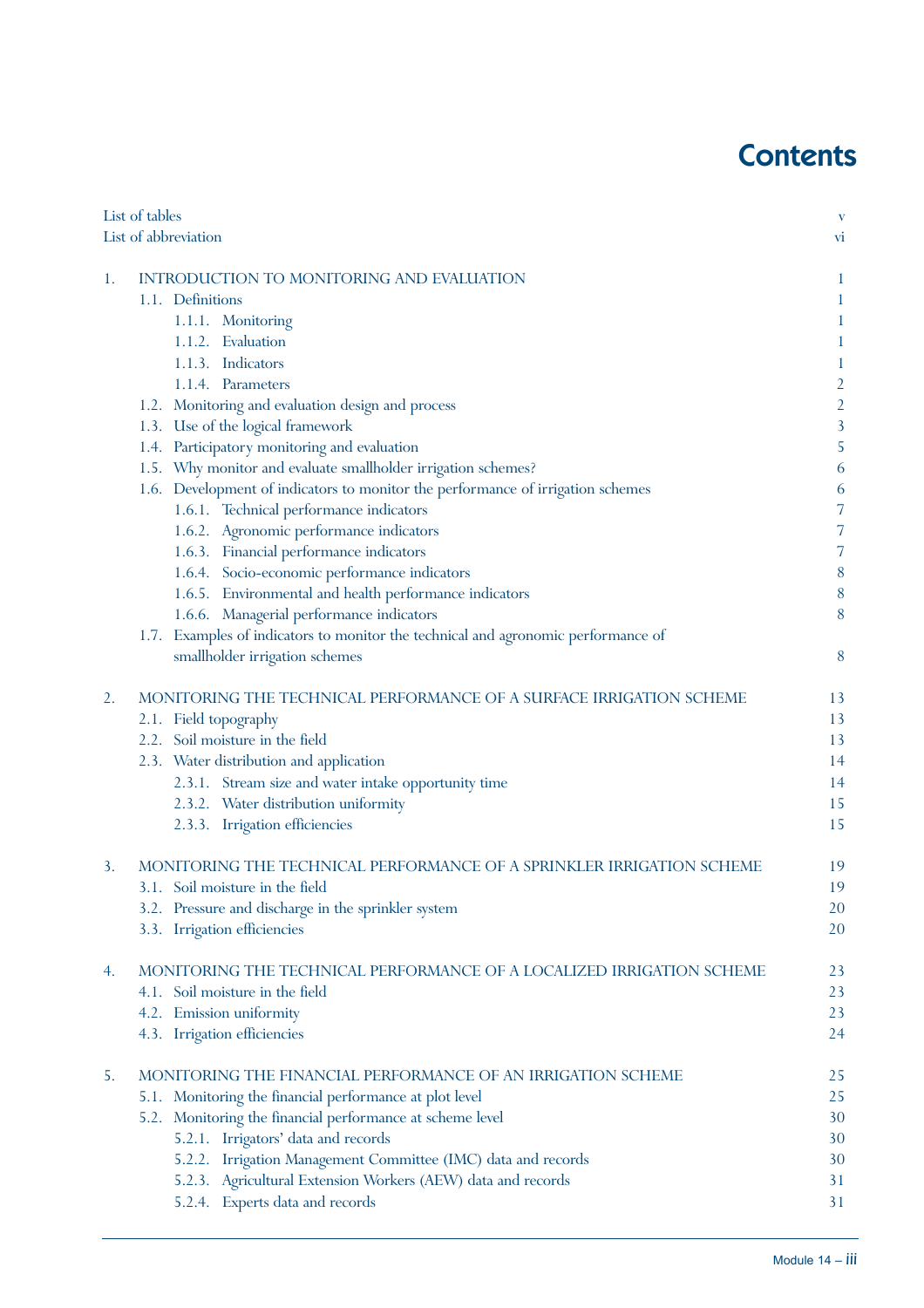# Contents

| | |
|---|---|
| List of tables | v |
| List of abbreviation | vi |
| | |
| 1. INTRODUCTION TO MONITORING AND EVALUATION | 1 |
| 1.1. Definitions | 1 |
| 1.1.1. Monitoring | 1 |
| 1.1.2. Evaluation | 1 |
| 1.1.3. Indicators | 1 |
| 1.1.4. Parameters | 2 |
| 1.2. Monitoring and evaluation design and process | 2 |
| 1.3. Use of the logical framework | 3 |
| 1.4. Participatory monitoring and evaluation | 5 |
| 1.5. Why monitor and evaluate smallholder irrigation schemes? | 6 |
| 1.6. Development of indicators to monitor the performance of irrigation schemes | 6 |
| 1.6.1. Technical performance indicators | 7 |
| 1.6.2. Agronomic performance indicators | 7 |
| 1.6.3. Financial performance indicators | 7 |
| 1.6.4. Socio-economic performance indicators | 8 |
| 1.6.5. Environmental and health performance indicators | 8 |
| 1.6.6. Managerial performance indicators | 8 |
| 1.7. Examples of indicators to monitor the technical and agronomic performance of smallholder irrigation schemes | 8 |
| | |
| 2. MONITORING THE TECHNICAL PERFORMANCE OF A SURFACE IRRIGATION SCHEME | 13 |
| 2.1. Field topography | 13 |
| 2.2. Soil moisture in the field | 13 |
| 2.3. Water distribution and application | 14 |
| 2.3.1. Stream size and water intake opportunity time | 14 |
| 2.3.2. Water distribution uniformity | 15 |
| 2.3.3. Irrigation efficiencies | 15 |
| | |
| 3. MONITORING THE TECHNICAL PERFORMANCE OF A SPRINKLER IRRIGATION SCHEME | 19 |
| 3.1. Soil moisture in the field | 19 |
| 3.2. Pressure and discharge in the sprinkler system | 20 |
| 3.3. Irrigation efficiencies | 20 |
| | |
| 4. MONITORING THE TECHNICAL PERFORMANCE OF A LOCALIZED IRRIGATION SCHEME | 23 |
| 4.1. Soil moisture in the field | 23 |
| 4.2. Emission uniformity | 23 |
| 4.3. Irrigation efficiencies | 24 |
| | |
| 5. MONITORING THE FINANCIAL PERFORMANCE OF AN IRRIGATION SCHEME | 25 |
| 5.1. Monitoring the financial performance at plot level | 25 |
| 5.2. Monitoring the financial performance at scheme level | 30 |
| 5.2.1. Irrigators' data and records | 30 |
| 5.2.2. Irrigation Management Committee (IMC) data and records | 30 |
| 5.2.3. Agricultural Extension Workers (AEW) data and records | 31 |
| 5.2.4. Experts data and records | 31 |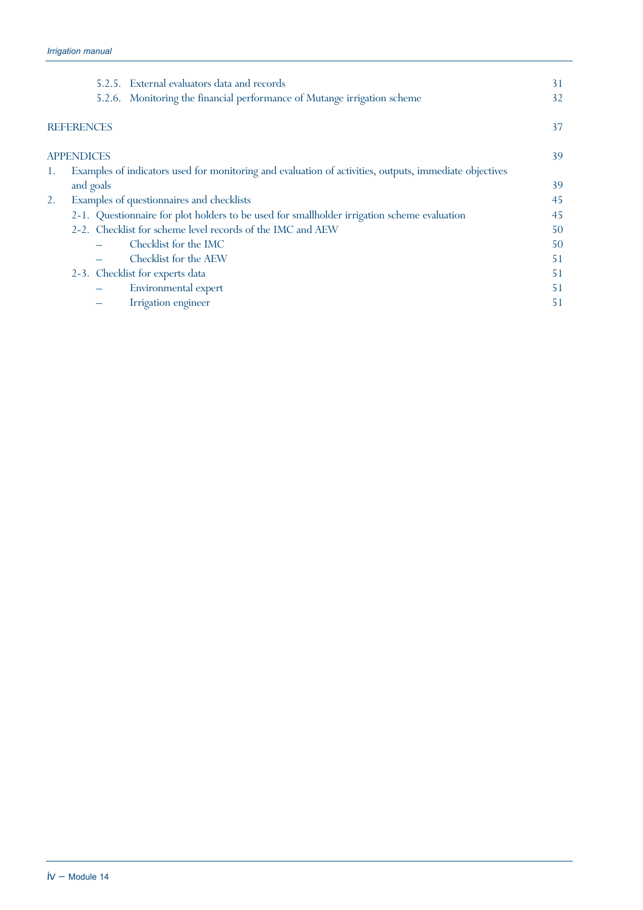5.2.5. External evaluators data and records 31
5.2.6. Monitoring the financial performance of Mutange irrigation scheme 32

REFERENCES 37

APPENDICES 39

1. Examples of indicators used for monitoring and evaluation of activities, outputs, immediate objectives and goals 39
2. Examples of questionnaires and checklists 45
   - 2-1. Questionnaire for plot holders to be used for smallholder irrigation scheme evaluation 45
   - 2-2. Checklist for scheme level records of the IMC and AEW 50
     - – Checklist for the IMC 50
     - – Checklist for the AEW 51
   - 2-3. Checklist for experts data 51
     - – Environmental expert 51
     - – Irrigation engineer 51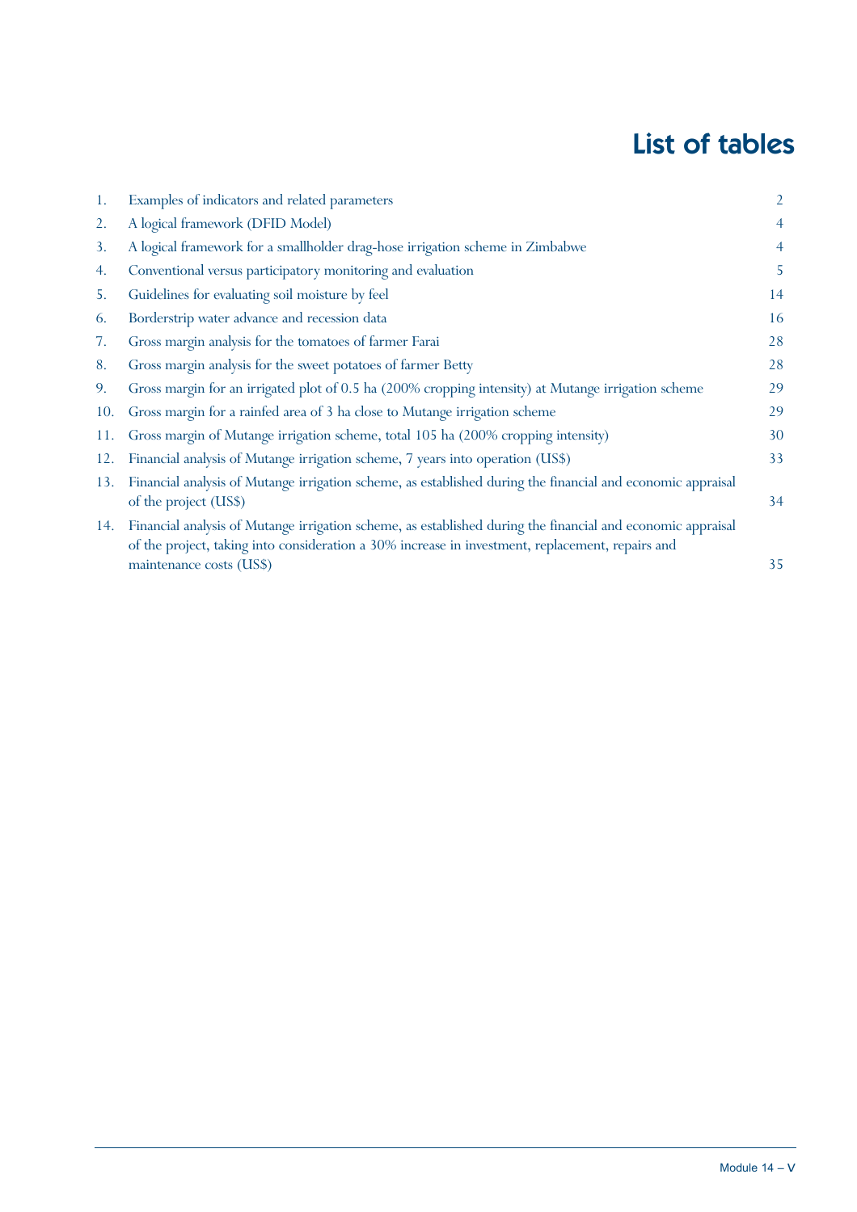# List of tables

1. Examples of indicators and related parameters 2
2. A logical framework (DFID Model) 4
3. A logical framework for a smallholder drag-hose irrigation scheme in Zimbabwe 4
4. Conventional versus participatory monitoring and evaluation 5
5. Guidelines for evaluating soil moisture by feel 14
6. Borderstrip water advance and recession data 16
7. Gross margin analysis for the tomatoes of farmer Farai 28
8. Gross margin analysis for the sweet potatoes of farmer Betty 28
9. Gross margin for an irrigated plot of 0.5 ha (200% cropping intensity) at Mutange irrigation scheme 29
10. Gross margin for a rainfed area of 3 ha close to Mutange irrigation scheme 29
11. Gross margin of Mutange irrigation scheme, total 105 ha (200% cropping intensity) 30
12. Financial analysis of Mutange irrigation scheme, 7 years into operation (US$) 33
13. Financial analysis of Mutange irrigation scheme, as established during the financial and economic appraisal of the project (US$) 34
14. Financial analysis of Mutange irrigation scheme, as established during the financial and economic appraisal of the project, taking into consideration a 30% increase in investment, replacement, repairs and maintenance costs (US$) 35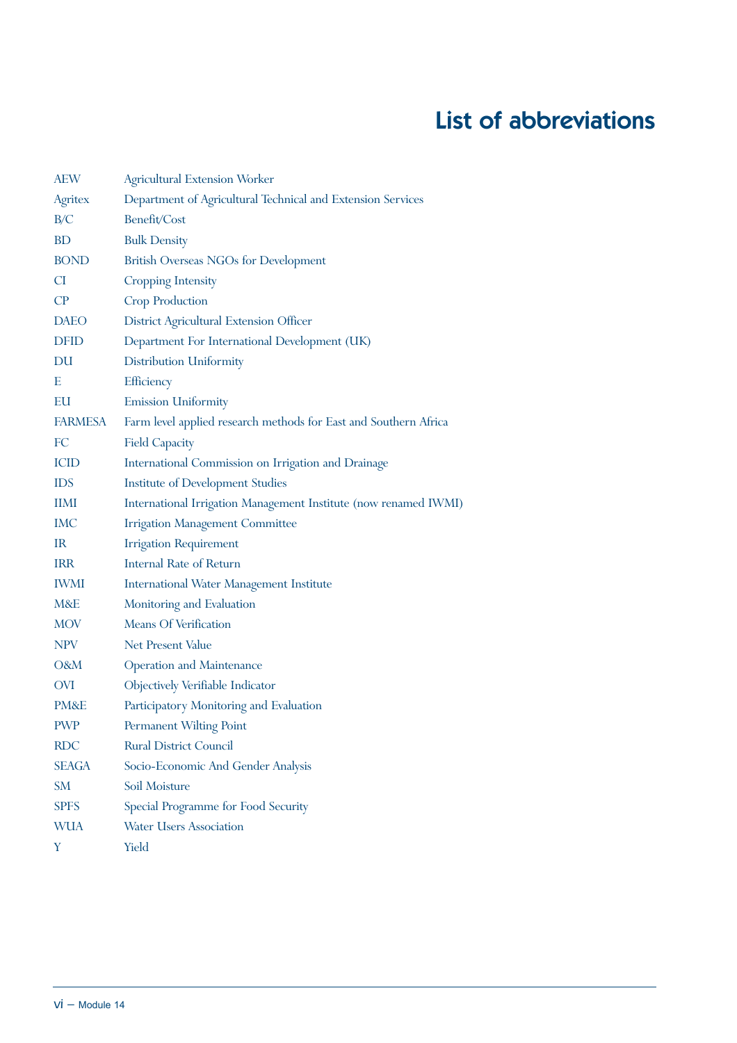# List of abbreviations

| | |
|---|---|
| AEW | Agricultural Extension Worker |
| Agritex | Department of Agricultural Technical and Extension Services |
| B/C | Benefit/Cost |
| BD | Bulk Density |
| BOND | British Overseas NGOs for Development |
| CI | Cropping Intensity |
| CP | Crop Production |
| DAEO | District Agricultural Extension Officer |
| DFID | Department For International Development (UK) |
| DU | Distribution Uniformity |
| E | Efficiency |
| EU | Emission Uniformity |
| FARMESA | Farm level applied research methods for East and Southern Africa |
| FC | Field Capacity |
| ICID | International Commission on Irrigation and Drainage |
| IDS | Institute of Development Studies |
| IIMI | International Irrigation Management Institute (now renamed IWMI) |
| IMC | Irrigation Management Committee |
| IR | Irrigation Requirement |
| IRR | Internal Rate of Return |
| IWMI | International Water Management Institute |
| M&E | Monitoring and Evaluation |
| MOV | Means Of Verification |
| NPV | Net Present Value |
| O&M | Operation and Maintenance |
| OVI | Objectively Verifiable Indicator |
| PM&E | Participatory Monitoring and Evaluation |
| PWP | Permanent Wilting Point |
| RDC | Rural District Council |
| SEAGA | Socio-Economic And Gender Analysis |
| SM | Soil Moisture |
| SPFS | Special Programme for Food Security |
| WUA | Water Users Association |
| Y | Yield |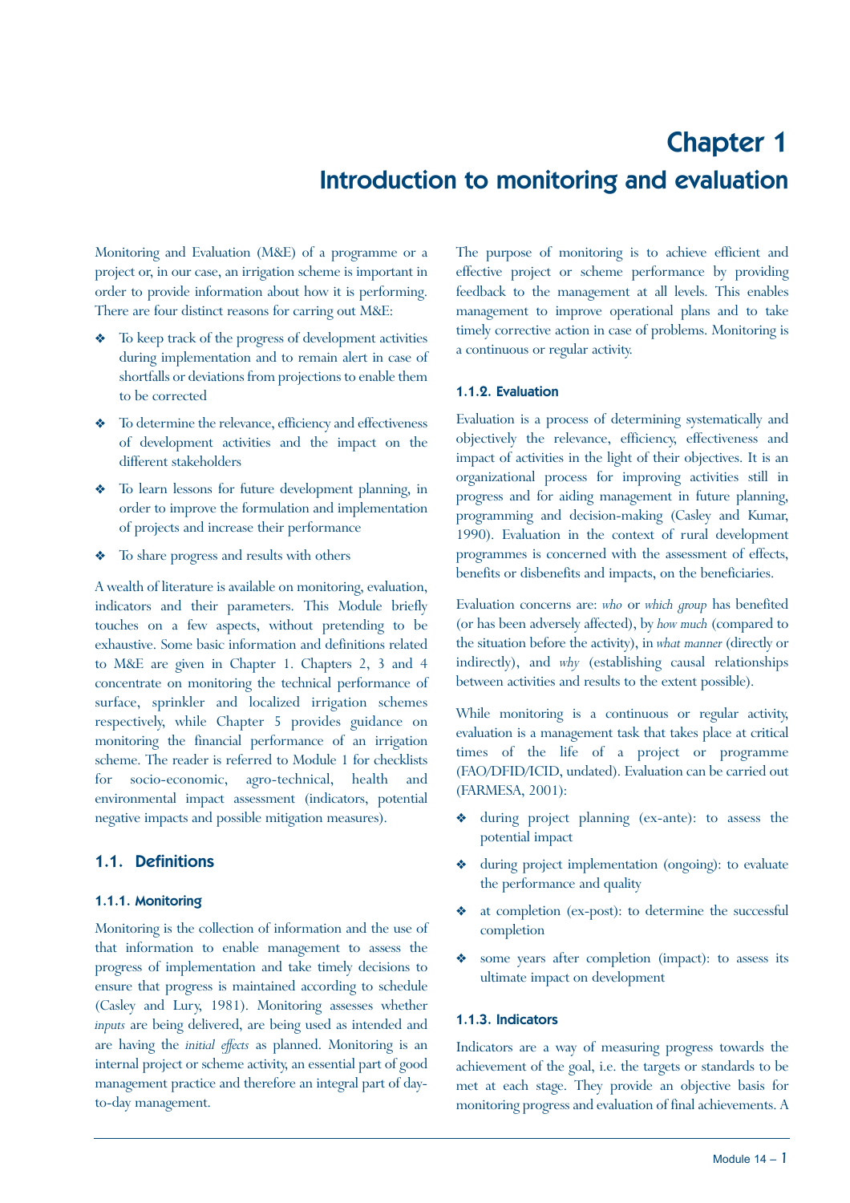# Chapter 1
# Introduction to monitoring and evaluation

Monitoring and Evaluation (M&E) of a programme or a project or, in our case, an irrigation scheme is important in order to provide information about how it is performing. There are four distinct reasons for carring out M&E:

- To keep track of the progress of development activities during implementation and to remain alert in case of shortfalls or deviations from projections to enable them to be corrected
- To determine the relevance, efficiency and effectiveness of development activities and the impact on the different stakeholders
- To learn lessons for future development planning, in order to improve the formulation and implementation of projects and increase their performance
- To share progress and results with others

A wealth of literature is available on monitoring, evaluation, indicators and their parameters. This Module briefly touches on a few aspects, without pretending to be exhaustive. Some basic information and definitions related to M&E are given in Chapter 1. Chapters 2, 3 and 4 concentrate on monitoring the technical performance of surface, sprinkler and localized irrigation schemes respectively, while Chapter 5 provides guidance on monitoring the financial performance of an irrigation scheme. The reader is referred to Module 1 for checklists for socio-economic, agro-technical, health and environmental impact assessment (indicators, potential negative impacts and possible mitigation measures).

## 1.1. Definitions

### 1.1.1. Monitoring

Monitoring is the collection of information and the use of that information to enable management to assess the progress of implementation and take timely decisions to ensure that progress is maintained according to schedule (Casley and Lury, 1981). Monitoring assesses whether *inputs* are being delivered, are being used as intended and are having the *initial effects* as planned. Monitoring is an internal project or scheme activity, an essential part of good management practice and therefore an integral part of day-to-day management.

The purpose of monitoring is to achieve efficient and effective project or scheme performance by providing feedback to the management at all levels. This enables management to improve operational plans and to take timely corrective action in case of problems. Monitoring is a continuous or regular activity.

### 1.1.2. Evaluation

Evaluation is a process of determining systematically and objectively the relevance, efficiency, effectiveness and impact of activities in the light of their objectives. It is an organizational process for improving activities still in progress and for aiding management in future planning, programming and decision-making (Casley and Kumar, 1990). Evaluation in the context of rural development programmes is concerned with the assessment of effects, benefits or disbenefits and impacts, on the beneficiaries.

Evaluation concerns are: *who* or *which group* has benefited (or has been adversely affected), by *how much* (compared to the situation before the activity), in *what manner* (directly or indirectly), and *why* (establishing causal relationships between activities and results to the extent possible).

While monitoring is a continuous or regular activity, evaluation is a management task that takes place at critical times of the life of a project or programme (FAO/DFID/ICID, undated). Evaluation can be carried out (FARMESA, 2001):

- during project planning (ex-ante): to assess the potential impact
- during project implementation (ongoing): to evaluate the performance and quality
- at completion (ex-post): to determine the successful completion
- some years after completion (impact): to assess its ultimate impact on development

### 1.1.3. Indicators

Indicators are a way of measuring progress towards the achievement of the goal, i.e. the targets or standards to be met at each stage. They provide an objective basis for monitoring progress and evaluation of final achievements. A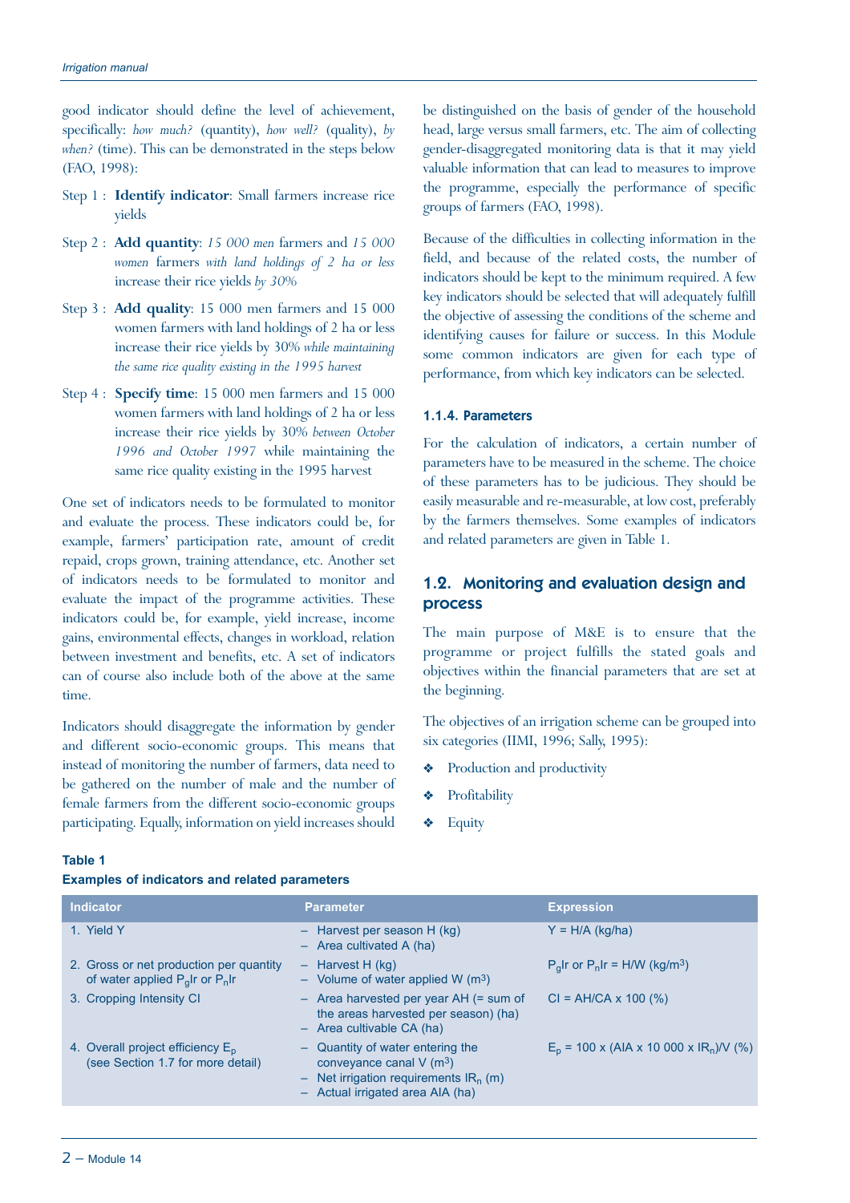good indicator should define the level of achievement, specifically: *how much?* (quantity), *how well?* (quality), *by when?* (time). This can be demonstrated in the steps below (FAO, 1998):

Step 1 : **Identify indicator**: Small farmers increase rice yields

Step 2 : **Add quantity**: *15 000 men* farmers and *15 000 women* farmers *with land holdings of 2 ha or less* increase their rice yields *by 30%*

Step 3 : **Add quality**: 15 000 men farmers and 15 000 women farmers with land holdings of 2 ha or less increase their rice yields by 30% *while maintaining the same rice quality existing in the 1995 harvest*

Step 4 : **Specify time**: 15 000 men farmers and 15 000 women farmers with land holdings of 2 ha or less increase their rice yields by 30% *between October 1996 and October 1997* while maintaining the same rice quality existing in the 1995 harvest

One set of indicators needs to be formulated to monitor and evaluate the process. These indicators could be, for example, farmers' participation rate, amount of credit repaid, crops grown, training attendance, etc. Another set of indicators needs to be formulated to monitor and evaluate the impact of the programme activities. These indicators could be, for example, yield increase, income gains, environmental effects, changes in workload, relation between investment and benefits, etc. A set of indicators can of course also include both of the above at the same time.

Indicators should disaggregate the information by gender and different socio-economic groups. This means that instead of monitoring the number of farmers, data need to be gathered on the number of male and the number of female farmers from the different socio-economic groups participating. Equally, information on yield increases should be distinguished on the basis of gender of the household head, large versus small farmers, etc. The aim of collecting gender-disaggregated monitoring data is that it may yield valuable information that can lead to measures to improve the programme, especially the performance of specific groups of farmers (FAO, 1998).

Because of the difficulties in collecting information in the field, and because of the related costs, the number of indicators should be kept to the minimum required. A few key indicators should be selected that will adequately fulfill the objective of assessing the conditions of the scheme and identifying causes for failure or success. In this Module some common indicators are given for each type of performance, from which key indicators can be selected.

#### 1.1.4. Parameters

For the calculation of indicators, a certain number of parameters have to be measured in the scheme. The choice of these parameters has to be judicious. They should be easily measurable and re-measurable, at low cost, preferably by the farmers themselves. Some examples of indicators and related parameters are given in Table 1.

## 1.2. Monitoring and evaluation design and process

The main purpose of M&E is to ensure that the programme or project fulfills the stated goals and objectives within the financial parameters that are set at the beginning.

The objectives of an irrigation scheme can be grouped into six categories (IIMI, 1996; Sally, 1995):

- Production and productivity
- Profitability
- Equity

**Table 1**
**Examples of indicators and related parameters**

| Indicator | Parameter | Expression |
|---|---|---|
| 1. Yield Y | – Harvest per season H (kg)<br>– Area cultivated A (ha) | $Y = H/A$ (kg/ha) |
| 2. Gross or net production per quantity of water applied $P_gIr$ or $P_nIr$ | – Harvest H (kg)<br>– Volume of water applied W ($m^3$) | $P_gIr$ or $P_nIr = H/W$ (kg/$m^3$) |
| 3. Cropping Intensity CI | – Area harvested per year AH (= sum of the areas harvested per season) (ha)<br>– Area cultivable CA (ha) | $CI = AH/CA \times 100$ (%) |
| 4. Overall project efficiency $E_p$ (see Section 1.7 for more detail) | – Quantity of water entering the conveyance canal V ($m^3$)<br>– Net irrigation requirements $IR_n$ (m)<br>– Actual irrigated area AIA (ha) | $E_p = 100 \times (AIA \times 10\,000 \times IR_n)/V$ (%) |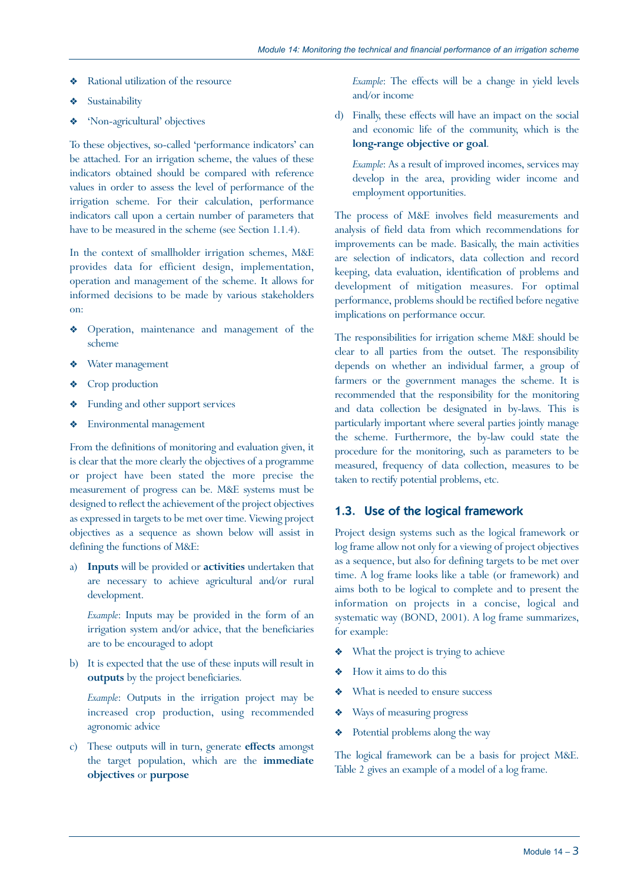- Rational utilization of the resource
- Sustainability
- 'Non-agricultural' objectives

To these objectives, so-called 'performance indicators' can be attached. For an irrigation scheme, the values of these indicators obtained should be compared with reference values in order to assess the level of performance of the irrigation scheme. For their calculation, performance indicators call upon a certain number of parameters that have to be measured in the scheme (see Section 1.1.4).

In the context of smallholder irrigation schemes, M&E provides data for efficient design, implementation, operation and management of the scheme. It allows for informed decisions to be made by various stakeholders on:

- Operation, maintenance and management of the scheme
- Water management
- Crop production
- Funding and other support services
- Environmental management

From the definitions of monitoring and evaluation given, it is clear that the more clearly the objectives of a programme or project have been stated the more precise the measurement of progress can be. M&E systems must be designed to reflect the achievement of the project objectives as expressed in targets to be met over time. Viewing project objectives as a sequence as shown below will assist in defining the functions of M&E:

a) **Inputs** will be provided or **activities** undertaken that are necessary to achieve agricultural and/or rural development.

   *Example*: Inputs may be provided in the form of an irrigation system and/or advice, that the beneficiaries are to be encouraged to adopt

b) It is expected that the use of these inputs will result in **outputs** by the project beneficiaries.

   *Example*: Outputs in the irrigation project may be increased crop production, using recommended agronomic advice

c) These outputs will in turn, generate **effects** amongst the target population, which are the **immediate objectives** or **purpose**

   *Example*: The effects will be a change in yield levels and/or income

d) Finally, these effects will have an impact on the social and economic life of the community, which is the **long-range objective or goal**.

   *Example*: As a result of improved incomes, services may develop in the area, providing wider income and employment opportunities.

The process of M&E involves field measurements and analysis of field data from which recommendations for improvements can be made. Basically, the main activities are selection of indicators, data collection and record keeping, data evaluation, identification of problems and development of mitigation measures. For optimal performance, problems should be rectified before negative implications on performance occur.

The responsibilities for irrigation scheme M&E should be clear to all parties from the outset. The responsibility depends on whether an individual farmer, a group of farmers or the government manages the scheme. It is recommended that the responsibility for the monitoring and data collection be designated in by-laws. This is particularly important where several parties jointly manage the scheme. Furthermore, the by-law could state the procedure for the monitoring, such as parameters to be measured, frequency of data collection, measures to be taken to rectify potential problems, etc.

## 1.3. Use of the logical framework

Project design systems such as the logical framework or log frame allow not only for a viewing of project objectives as a sequence, but also for defining targets to be met over time. A log frame looks like a table (or framework) and aims both to be logical to complete and to present the information on projects in a concise, logical and systematic way (BOND, 2001). A log frame summarizes, for example:

- What the project is trying to achieve
- How it aims to do this
- What is needed to ensure success
- Ways of measuring progress
- Potential problems along the way

The logical framework can be a basis for project M&E. Table 2 gives an example of a model of a log frame.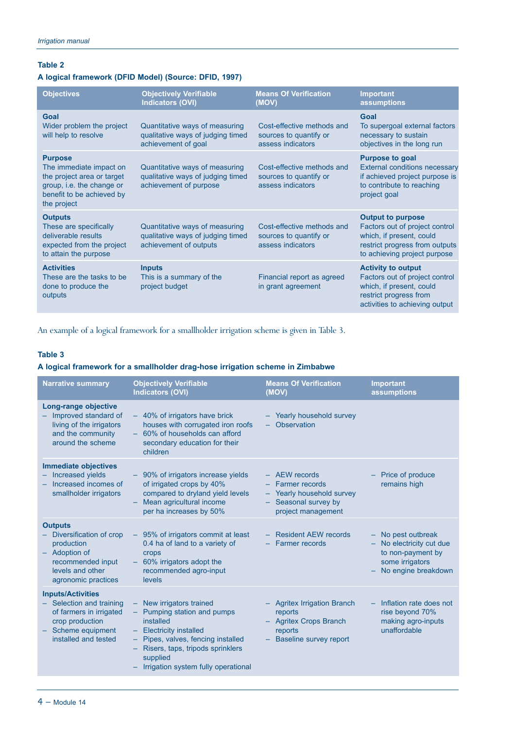**Table 2**

**A logical framework (DFID Model) (Source: DFID, 1997)**

| Objectives | Objectively Verifiable Indicators (OVI) | Means Of Verification (MOV) | Important assumptions |
|---|---|---|---|
| **Goal**<br>Wider problem the project will help to resolve | Quantitative ways of measuring qualitative ways of judging timed achievement of goal | Cost-effective methods and sources to quantify or assess indicators | **Goal**<br>To supergoal external factors necessary to sustain objectives in the long run |
| **Purpose**<br>The immediate impact on the project area or target group, i.e. the change or benefit to be achieved by the project | Quantitative ways of measuring qualitative ways of judging timed achievement of purpose | Cost-effective methods and sources to quantify or assess indicators | **Purpose to goal**<br>External conditions necessary if achieved project purpose is to contribute to reaching project goal |
| **Outputs**<br>These are specifically deliverable results expected from the project to attain the purpose | Quantitative ways of measuring qualitative ways of judging timed achievement of outputs | Cost-effective methods and sources to quantify or assess indicators | **Output to purpose**<br>Factors out of project control which, if present, could restrict progress from outputs to achieving project purpose |
| **Activities**<br>These are the tasks to be done to produce the outputs | **Inputs**<br>This is a summary of the project budget | Financial report as agreed in grant agreement | **Activity to output**<br>Factors out of project control which, if present, could restrict progress from activities to achieving output |

An example of a logical framework for a smallholder irrigation scheme is given in Table 3.

**Table 3**

**A logical framework for a smallholder drag-hose irrigation scheme in Zimbabwe**

| Narrative summary | Objectively Verifiable Indicators (OVI) | Means Of Verification (MOV) | Important assumptions |
|---|---|---|---|
| **Long-range objective**<br>– Improved standard of living of the irrigators and the community around the scheme | – 40% of irrigators have brick houses with corrugated iron roofs<br>– 60% of households can afford secondary education for their children | – Yearly household survey<br>– Observation | |
| **Immediate objectives**<br>– Increased yields<br>– Increased incomes of smallholder irrigators | – 90% of irrigators increase yields of irrigated crops by 40% compared to dryland yield levels<br>– Mean agricultural income per ha increases by 50% | – AEW records<br>– Farmer records<br>– Yearly household survey<br>– Seasonal survey by project management | – Price of produce remains high |
| **Outputs**<br>– Diversification of crop production<br>– Adoption of recommended input levels and other agronomic practices | – 95% of irrigators commit at least 0.4 ha of land to a variety of crops<br>– 60% irrigators adopt the recommended agro-input levels | – Resident AEW records<br>– Farmer records | – No pest outbreak<br>– No electricity cut due to non-payment by some irrigators<br>– No engine breakdown |
| **Inputs/Activities**<br>– Selection and training of farmers in irrigated crop production<br>– Scheme equipment installed and tested | – New irrigators trained<br>– Pumping station and pumps installed<br>– Electricity installed<br>– Pipes, valves, fencing installed<br>– Risers, taps, tripods sprinklers supplied<br>– Irrigation system fully operational | – Agritex Irrigation Branch reports<br>– Agritex Crops Branch reports<br>– Baseline survey report | – Inflation rate does not rise beyond 70% making agro-inputs unaffordable |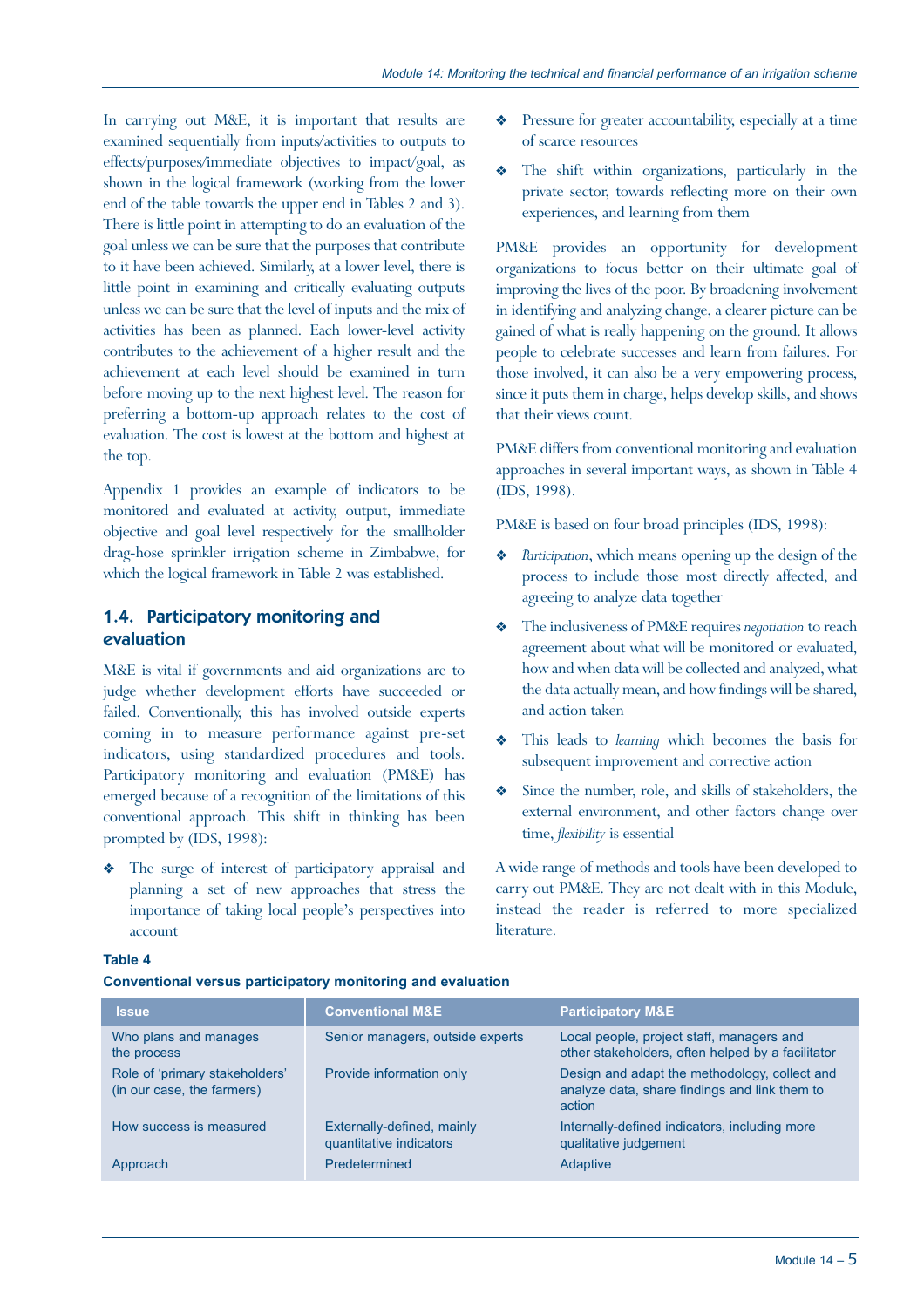In carrying out M&E, it is important that results are examined sequentially from inputs/activities to outputs to effects/purposes/immediate objectives to impact/goal, as shown in the logical framework (working from the lower end of the table towards the upper end in Tables 2 and 3). There is little point in attempting to do an evaluation of the goal unless we can be sure that the purposes that contribute to it have been achieved. Similarly, at a lower level, there is little point in examining and critically evaluating outputs unless we can be sure that the level of inputs and the mix of activities has been as planned. Each lower-level activity contributes to the achievement of a higher result and the achievement at each level should be examined in turn before moving up to the next highest level. The reason for preferring a bottom-up approach relates to the cost of evaluation. The cost is lowest at the bottom and highest at the top.

Appendix 1 provides an example of indicators to be monitored and evaluated at activity, output, immediate objective and goal level respectively for the smallholder drag-hose sprinkler irrigation scheme in Zimbabwe, for which the logical framework in Table 2 was established.

## 1.4. Participatory monitoring and evaluation

M&E is vital if governments and aid organizations are to judge whether development efforts have succeeded or failed. Conventionally, this has involved outside experts coming in to measure performance against pre-set indicators, using standardized procedures and tools. Participatory monitoring and evaluation (PM&E) has emerged because of a recognition of the limitations of this conventional approach. This shift in thinking has been prompted by (IDS, 1998):

- The surge of interest of participatory appraisal and planning a set of new approaches that stress the importance of taking local people's perspectives into account
- Pressure for greater accountability, especially at a time of scarce resources
- The shift within organizations, particularly in the private sector, towards reflecting more on their own experiences, and learning from them

PM&E provides an opportunity for development organizations to focus better on their ultimate goal of improving the lives of the poor. By broadening involvement in identifying and analyzing change, a clearer picture can be gained of what is really happening on the ground. It allows people to celebrate successes and learn from failures. For those involved, it can also be a very empowering process, since it puts them in charge, helps develop skills, and shows that their views count.

PM&E differs from conventional monitoring and evaluation approaches in several important ways, as shown in Table 4 (IDS, 1998).

PM&E is based on four broad principles (IDS, 1998):

- *Participation*, which means opening up the design of the process to include those most directly affected, and agreeing to analyze data together
- The inclusiveness of PM&E requires *negotiation* to reach agreement about what will be monitored or evaluated, how and when data will be collected and analyzed, what the data actually mean, and how findings will be shared, and action taken
- This leads to *learning* which becomes the basis for subsequent improvement and corrective action
- Since the number, role, and skills of stakeholders, the external environment, and other factors change over time, *flexibility* is essential

A wide range of methods and tools have been developed to carry out PM&E. They are not dealt with in this Module, instead the reader is referred to more specialized literature.

**Table 4**

**Conventional versus participatory monitoring and evaluation**

| Issue | Conventional M&E | Participatory M&E |
|---|---|---|
| Who plans and manages the process | Senior managers, outside experts | Local people, project staff, managers and other stakeholders, often helped by a facilitator |
| Role of 'primary stakeholders' (in our case, the farmers) | Provide information only | Design and adapt the methodology, collect and analyze data, share findings and link them to action |
| How success is measured | Externally-defined, mainly quantitative indicators | Internally-defined indicators, including more qualitative judgement |
| Approach | Predetermined | Adaptive |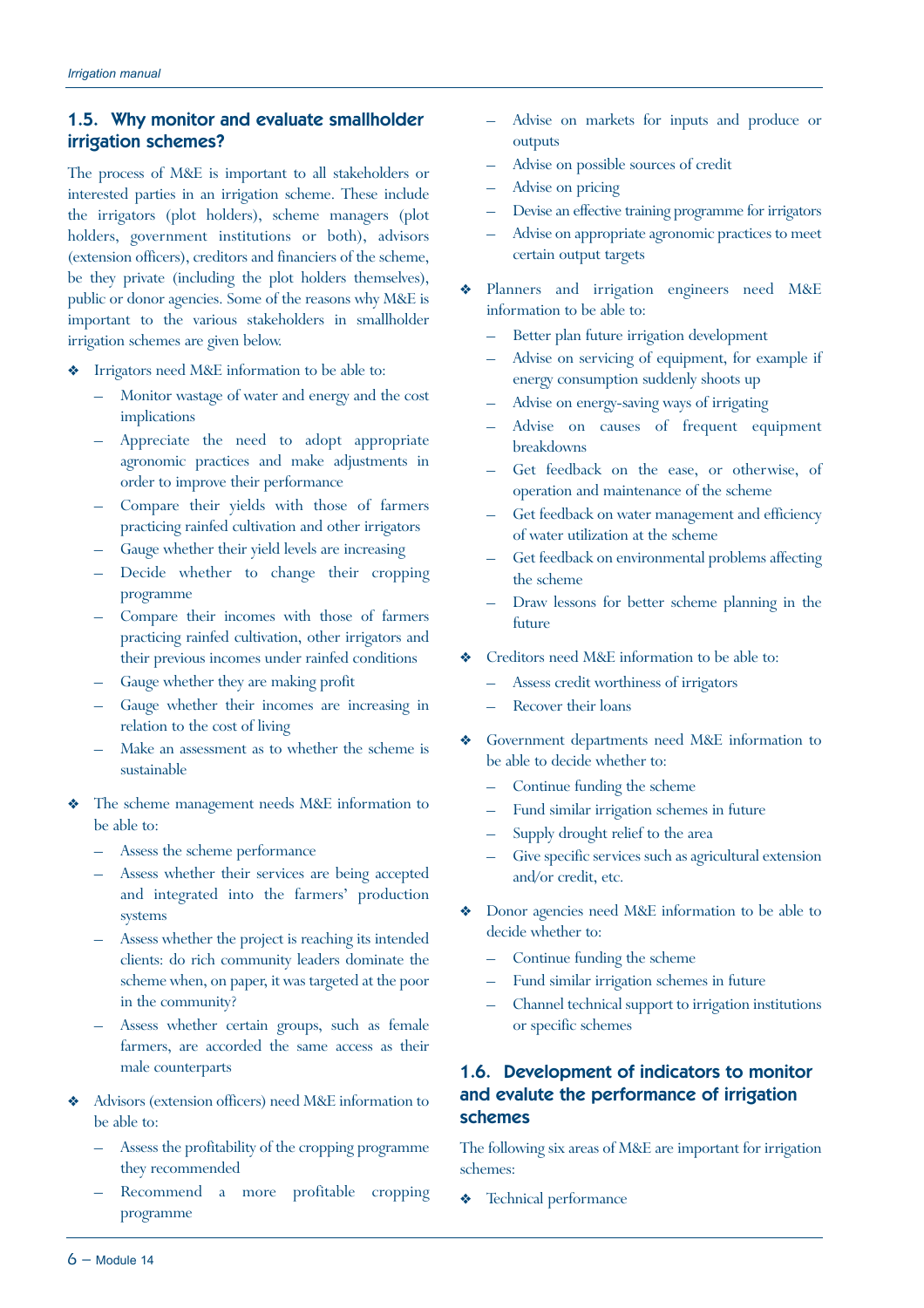## 1.5. Why monitor and evaluate smallholder irrigation schemes?

The process of M&E is important to all stakeholders or interested parties in an irrigation scheme. These include the irrigators (plot holders), scheme managers (plot holders, government institutions or both), advisors (extension officers), creditors and financiers of the scheme, be they private (including the plot holders themselves), public or donor agencies. Some of the reasons why M&E is important to the various stakeholders in smallholder irrigation schemes are given below.

- Irrigators need M&E information to be able to:
  - Monitor wastage of water and energy and the cost implications
  - Appreciate the need to adopt appropriate agronomic practices and make adjustments in order to improve their performance
  - Compare their yields with those of farmers practicing rainfed cultivation and other irrigators
  - Gauge whether their yield levels are increasing
  - Decide whether to change their cropping programme
  - Compare their incomes with those of farmers practicing rainfed cultivation, other irrigators and their previous incomes under rainfed conditions
  - Gauge whether they are making profit
  - Gauge whether their incomes are increasing in relation to the cost of living
  - Make an assessment as to whether the scheme is sustainable
- The scheme management needs M&E information to be able to:
  - Assess the scheme performance
  - Assess whether their services are being accepted and integrated into the farmers' production systems
  - Assess whether the project is reaching its intended clients: do rich community leaders dominate the scheme when, on paper, it was targeted at the poor in the community?
  - Assess whether certain groups, such as female farmers, are accorded the same access as their male counterparts
- Advisors (extension officers) need M&E information to be able to:
  - Assess the profitability of the cropping programme they recommended
  - Recommend a more profitable cropping programme
  - Advise on markets for inputs and produce or outputs
  - Advise on possible sources of credit
  - Advise on pricing
  - Devise an effective training programme for irrigators
  - Advise on appropriate agronomic practices to meet certain output targets
- Planners and irrigation engineers need M&E information to be able to:
  - Better plan future irrigation development
  - Advise on servicing of equipment, for example if energy consumption suddenly shoots up
  - Advise on energy-saving ways of irrigating
  - Advise on causes of frequent equipment breakdowns
  - Get feedback on the ease, or otherwise, of operation and maintenance of the scheme
  - Get feedback on water management and efficiency of water utilization at the scheme
  - Get feedback on environmental problems affecting the scheme
  - Draw lessons for better scheme planning in the future
- Creditors need M&E information to be able to:
  - Assess credit worthiness of irrigators
  - Recover their loans
- Government departments need M&E information to be able to decide whether to:
  - Continue funding the scheme
  - Fund similar irrigation schemes in future
  - Supply drought relief to the area
  - Give specific services such as agricultural extension and/or credit, etc.
- Donor agencies need M&E information to be able to decide whether to:
  - Continue funding the scheme
  - Fund similar irrigation schemes in future
  - Channel technical support to irrigation institutions or specific schemes

## 1.6. Development of indicators to monitor and evalute the performance of irrigation schemes

The following six areas of M&E are important for irrigation schemes:

- Technical performance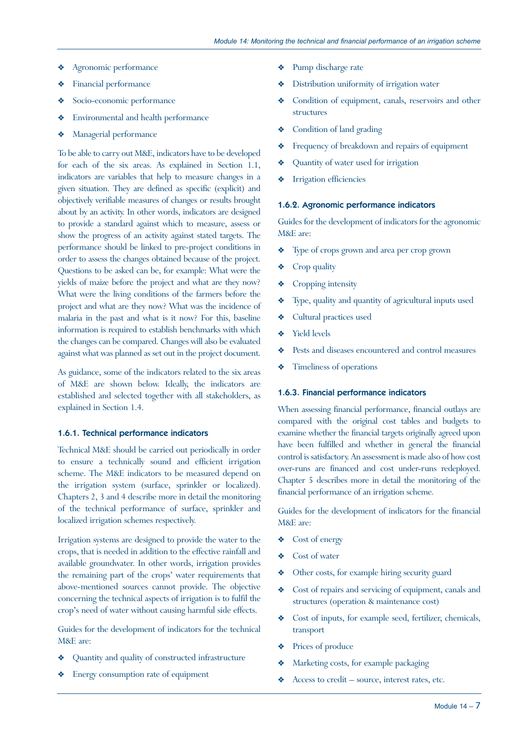- Agronomic performance
- Financial performance
- Socio-economic performance
- Environmental and health performance
- Managerial performance

To be able to carry out M&E, indicators have to be developed for each of the six areas. As explained in Section 1.1, indicators are variables that help to measure changes in a given situation. They are defined as specific (explicit) and objectively verifiable measures of changes or results brought about by an activity. In other words, indicators are designed to provide a standard against which to measure, assess or show the progress of an activity against stated targets. The performance should be linked to pre-project conditions in order to assess the changes obtained because of the project. Questions to be asked can be, for example: What were the yields of maize before the project and what are they now? What were the living conditions of the farmers before the project and what are they now? What was the incidence of malaria in the past and what is it now? For this, baseline information is required to establish benchmarks with which the changes can be compared. Changes will also be evaluated against what was planned as set out in the project document.

As guidance, some of the indicators related to the six areas of M&E are shown below. Ideally, the indicators are established and selected together with all stakeholders, as explained in Section 1.4.

### 1.6.1. Technical performance indicators

Technical M&E should be carried out periodically in order to ensure a technically sound and efficient irrigation scheme. The M&E indicators to be measured depend on the irrigation system (surface, sprinkler or localized). Chapters 2, 3 and 4 describe more in detail the monitoring of the technical performance of surface, sprinkler and localized irrigation schemes respectively.

Irrigation systems are designed to provide the water to the crops, that is needed in addition to the effective rainfall and available groundwater. In other words, irrigation provides the remaining part of the crops' water requirements that above-mentioned sources cannot provide. The objective concerning the technical aspects of irrigation is to fulfil the crop's need of water without causing harmful side effects.

Guides for the development of indicators for the technical M&E are:

- Quantity and quality of constructed infrastructure
- Energy consumption rate of equipment
- Pump discharge rate
- Distribution uniformity of irrigation water
- Condition of equipment, canals, reservoirs and other structures
- Condition of land grading
- Frequency of breakdown and repairs of equipment
- Quantity of water used for irrigation
- Irrigation efficiencies

### 1.6.2. Agronomic performance indicators

Guides for the development of indicators for the agronomic M&E are:

- Type of crops grown and area per crop grown
- Crop quality
- Cropping intensity
- Type, quality and quantity of agricultural inputs used
- Cultural practices used
- Yield levels
- Pests and diseases encountered and control measures
- Timeliness of operations

### 1.6.3. Financial performance indicators

When assessing financial performance, financial outlays are compared with the original cost tables and budgets to examine whether the financial targets originally agreed upon have been fulfilled and whether in general the financial control is satisfactory. An assessment is made also of how cost over-runs are financed and cost under-runs redeployed. Chapter 5 describes more in detail the monitoring of the financial performance of an irrigation scheme.

Guides for the development of indicators for the financial M&E are:

- Cost of energy
- Cost of water
- Other costs, for example hiring security guard
- Cost of repairs and servicing of equipment, canals and structures (operation & maintenance cost)
- Cost of inputs, for example seed, fertilizer, chemicals, transport
- Prices of produce
- Marketing costs, for example packaging
- Access to credit – source, interest rates, etc.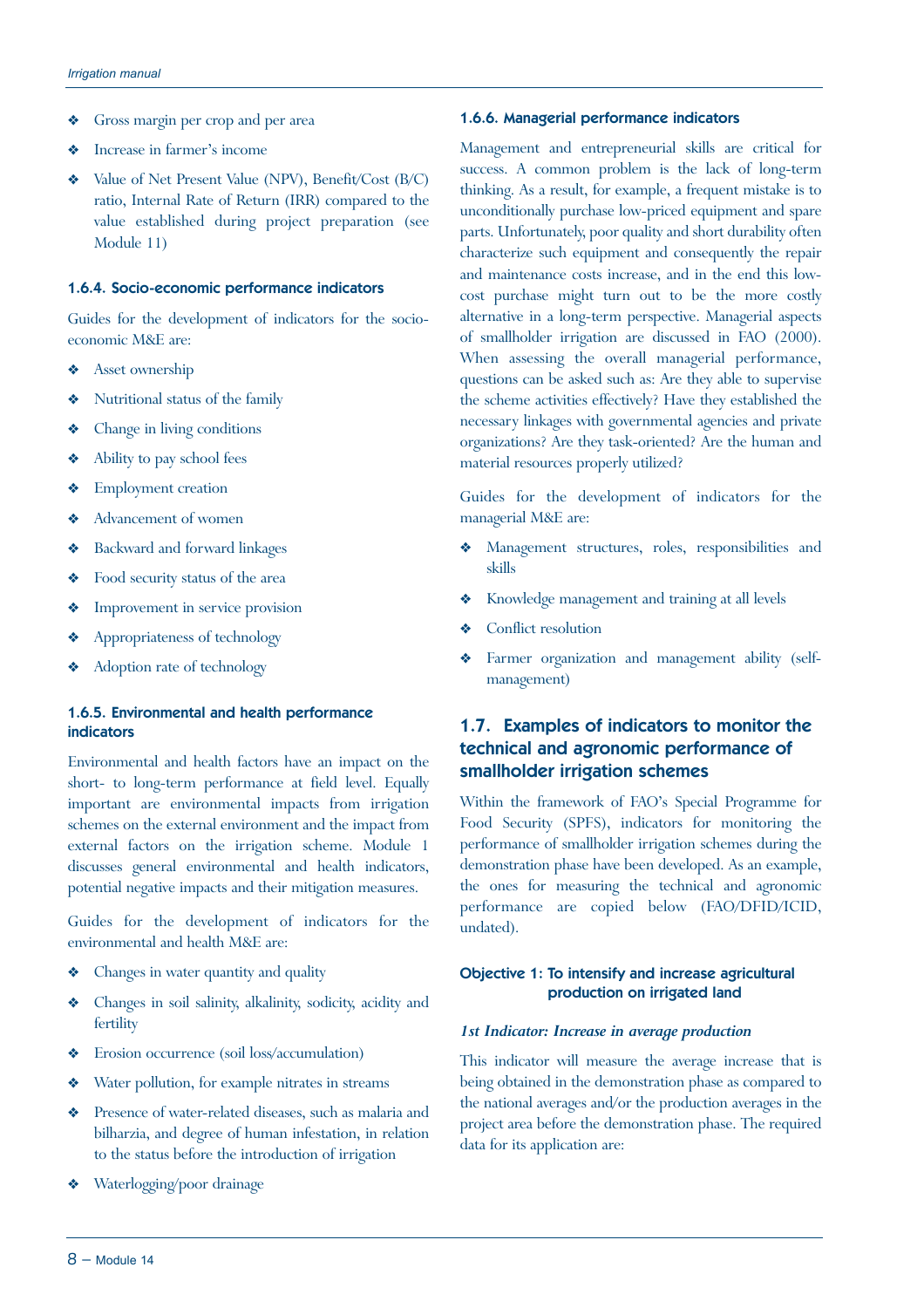- Gross margin per crop and per area
- Increase in farmer's income
- Value of Net Present Value (NPV), Benefit/Cost (B/C) ratio, Internal Rate of Return (IRR) compared to the value established during project preparation (see Module 11)

### 1.6.4. Socio-economic performance indicators

Guides for the development of indicators for the socio-economic M&E are:

- Asset ownership
- Nutritional status of the family
- Change in living conditions
- Ability to pay school fees
- Employment creation
- Advancement of women
- Backward and forward linkages
- Food security status of the area
- Improvement in service provision
- Appropriateness of technology
- Adoption rate of technology

### 1.6.5. Environmental and health performance indicators

Environmental and health factors have an impact on the short- to long-term performance at field level. Equally important are environmental impacts from irrigation schemes on the external environment and the impact from external factors on the irrigation scheme. Module 1 discusses general environmental and health indicators, potential negative impacts and their mitigation measures.

Guides for the development of indicators for the environmental and health M&E are:

- Changes in water quantity and quality
- Changes in soil salinity, alkalinity, sodicity, acidity and fertility
- Erosion occurrence (soil loss/accumulation)
- Water pollution, for example nitrates in streams
- Presence of water-related diseases, such as malaria and bilharzia, and degree of human infestation, in relation to the status before the introduction of irrigation
- Waterlogging/poor drainage

### 1.6.6. Managerial performance indicators

Management and entrepreneurial skills are critical for success. A common problem is the lack of long-term thinking. As a result, for example, a frequent mistake is to unconditionally purchase low-priced equipment and spare parts. Unfortunately, poor quality and short durability often characterize such equipment and consequently the repair and maintenance costs increase, and in the end this low-cost purchase might turn out to be the more costly alternative in a long-term perspective. Managerial aspects of smallholder irrigation are discussed in FAO (2000). When assessing the overall managerial performance, questions can be asked such as: Are they able to supervise the scheme activities effectively? Have they established the necessary linkages with governmental agencies and private organizations? Are they task-oriented? Are the human and material resources properly utilized?

Guides for the development of indicators for the managerial M&E are:

- Management structures, roles, responsibilities and skills
- Knowledge management and training at all levels
- Conflict resolution
- Farmer organization and management ability (self-management)

## 1.7. Examples of indicators to monitor the technical and agronomic performance of smallholder irrigation schemes

Within the framework of FAO's Special Programme for Food Security (SPFS), indicators for monitoring the performance of smallholder irrigation schemes during the demonstration phase have been developed. As an example, the ones for measuring the technical and agronomic performance are copied below (FAO/DFID/ICID, undated).

#### Objective 1: To intensify and increase agricultural production on irrigated land

***1st Indicator: Increase in average production***

This indicator will measure the average increase that is being obtained in the demonstration phase as compared to the national averages and/or the production averages in the project area before the demonstration phase. The required data for its application are: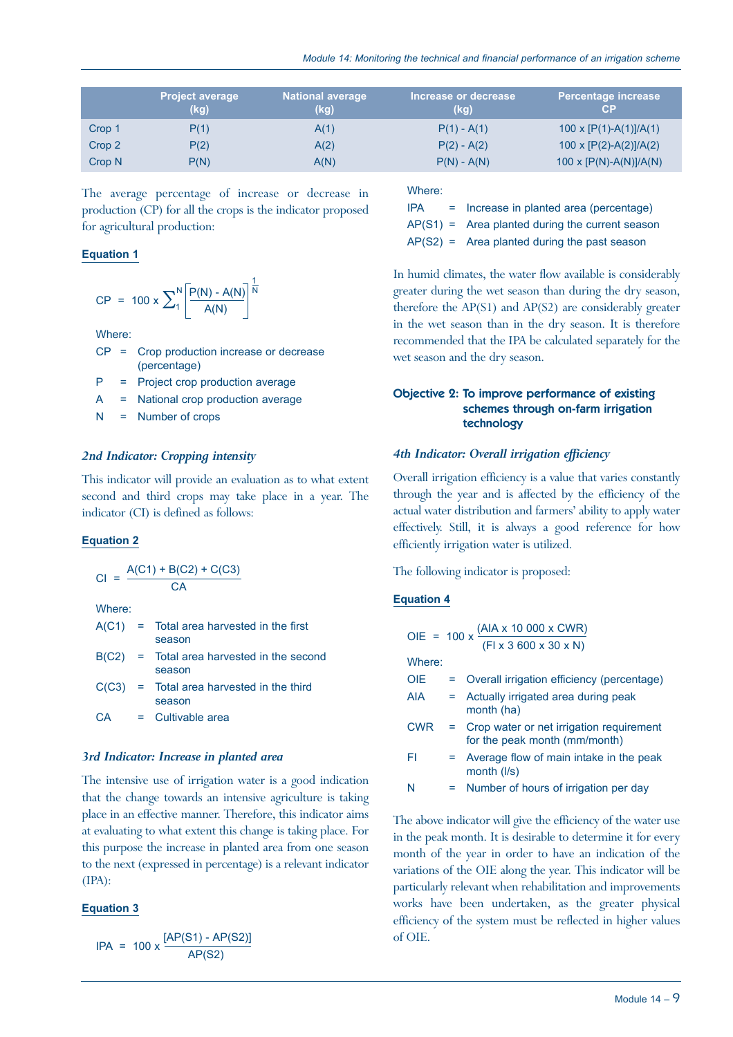|  | Project average (kg) | National average (kg) | Increase or decrease (kg) | Percentage increase CP |
|---|---|---|---|---|
| Crop 1 | P(1) | A(1) | P(1) - A(1) | 100 x [P(1)-A(1)]/A(1) |
| Crop 2 | P(2) | A(2) | P(2) - A(2) | 100 x [P(2)-A(2)]/A(2) |
| Crop N | P(N) | A(N) | P(N) - A(N) | 100 x [P(N)-A(N)]/A(N) |

The average percentage of increase or decrease in production (CP) for all the crops is the indicator proposed for agricultural production:

**Equation 1**

$$CP = 100 \times \sum_{1}^{N} \left[\frac{P(N) - A(N)}{A(N)}\right]^{\frac{1}{N}}$$

Where:

CP = Crop production increase or decrease (percentage)

P = Project crop production average

A = National crop production average

N = Number of crops

### *2nd Indicator: Cropping intensity*

This indicator will provide an evaluation as to what extent second and third crops may take place in a year. The indicator (CI) is defined as follows:

**Equation 2**

$$CI = \frac{A(C1) + B(C2) + C(C3)}{CA}$$

Where:

A(C1) = Total area harvested in the first season

B(C2) = Total area harvested in the second season

C(C3) = Total area harvested in the third season

CA = Cultivable area

### *3rd Indicator: Increase in planted area*

The intensive use of irrigation water is a good indication that the change towards an intensive agriculture is taking place in an effective manner. Therefore, this indicator aims at evaluating to what extent this change is taking place. For this purpose the increase in planted area from one season to the next (expressed in percentage) is a relevant indicator (IPA):

**Equation 3**

$$IPA = 100 \times \frac{[AP(S1) - AP(S2)]}{AP(S2)}$$

Where:

IPA = Increase in planted area (percentage)

AP(S1) = Area planted during the current season

AP(S2) = Area planted during the past season

In humid climates, the water flow available is considerably greater during the wet season than during the dry season, therefore the AP(S1) and AP(S2) are considerably greater in the wet season than in the dry season. It is therefore recommended that the IPA be calculated separately for the wet season and the dry season.

## Objective 2: To improve performance of existing schemes through on-farm irrigation technology

### *4th Indicator: Overall irrigation efficiency*

Overall irrigation efficiency is a value that varies constantly through the year and is affected by the efficiency of the actual water distribution and farmers' ability to apply water effectively. Still, it is always a good reference for how efficiently irrigation water is utilized.

The following indicator is proposed:

**Equation 4**

$$OIE = 100 \times \frac{(AIA \times 10\,000 \times CWR)}{(FI \times 3\,600 \times 30 \times N)}$$

Where:

OIE = Overall irrigation efficiency (percentage)

AIA = Actually irrigated area during peak month (ha)

CWR = Crop water or net irrigation requirement for the peak month (mm/month)

FI = Average flow of main intake in the peak month (l/s)

N = Number of hours of irrigation per day

The above indicator will give the efficiency of the water use in the peak month. It is desirable to determine it for every month of the year in order to have an indication of the variations of the OIE along the year. This indicator will be particularly relevant when rehabilitation and improvements works have been undertaken, as the greater physical efficiency of the system must be reflected in higher values of OIE.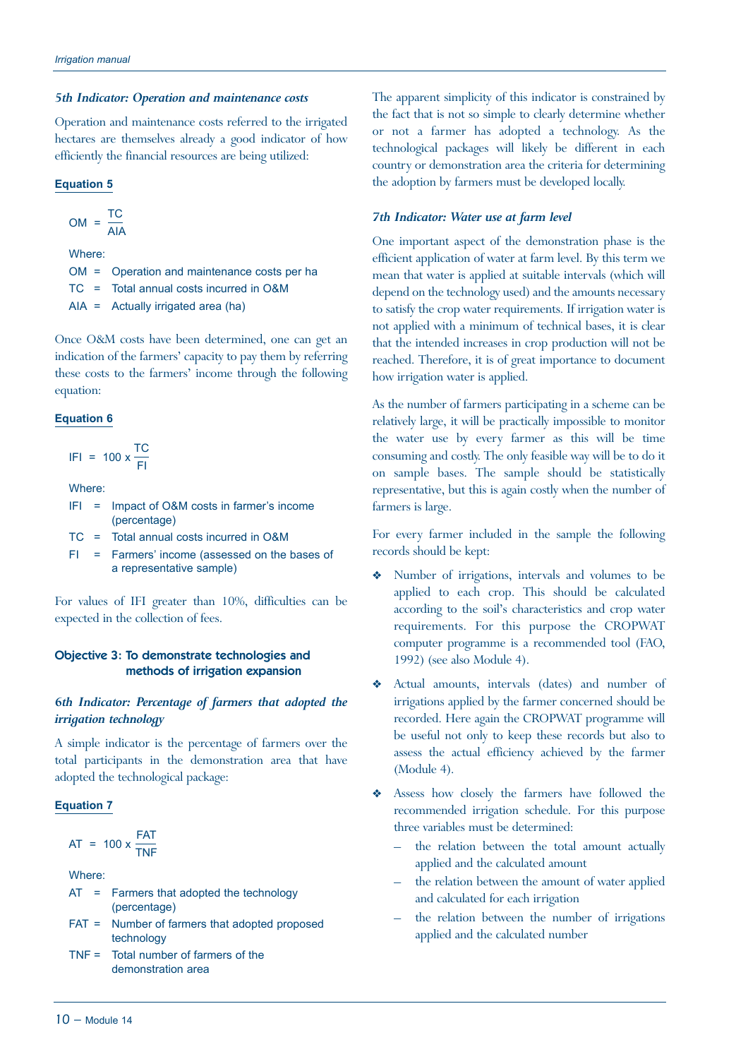### *5th Indicator: Operation and maintenance costs*

Operation and maintenance costs referred to the irrigated hectares are themselves already a good indicator of how efficiently the financial resources are being utilized:

**Equation 5**

$$OM = \frac{TC}{AIA}$$

Where:

OM = Operation and maintenance costs per ha

TC = Total annual costs incurred in O&M

AIA = Actually irrigated area (ha)

Once O&M costs have been determined, one can get an indication of the farmers' capacity to pay them by referring these costs to the farmers' income through the following equation:

**Equation 6**

$$IFI = 100 \times \frac{TC}{FI}$$

Where:

IFI = Impact of O&M costs in farmer's income (percentage)

TC = Total annual costs incurred in O&M

FI = Farmers' income (assessed on the bases of a representative sample)

For values of IFI greater than 10%, difficulties can be expected in the collection of fees.

## Objective 3: To demonstrate technologies and methods of irrigation expansion

### *6th Indicator: Percentage of farmers that adopted the irrigation technology*

A simple indicator is the percentage of farmers over the total participants in the demonstration area that have adopted the technological package:

**Equation 7**

$$AT = 100 \times \frac{FAT}{TNF}$$

Where:

AT = Farmers that adopted the technology (percentage)

FAT = Number of farmers that adopted proposed technology

TNF = Total number of farmers of the demonstration area

The apparent simplicity of this indicator is constrained by the fact that is not so simple to clearly determine whether or not a farmer has adopted a technology. As the technological packages will likely be different in each country or demonstration area the criteria for determining the adoption by farmers must be developed locally.

### *7th Indicator: Water use at farm level*

One important aspect of the demonstration phase is the efficient application of water at farm level. By this term we mean that water is applied at suitable intervals (which will depend on the technology used) and the amounts necessary to satisfy the crop water requirements. If irrigation water is not applied with a minimum of technical bases, it is clear that the intended increases in crop production will not be reached. Therefore, it is of great importance to document how irrigation water is applied.

As the number of farmers participating in a scheme can be relatively large, it will be practically impossible to monitor the water use by every farmer as this will be time consuming and costly. The only feasible way will be to do it on sample bases. The sample should be statistically representative, but this is again costly when the number of farmers is large.

For every farmer included in the sample the following records should be kept:

- Number of irrigations, intervals and volumes to be applied to each crop. This should be calculated according to the soil's characteristics and crop water requirements. For this purpose the CROPWAT computer programme is a recommended tool (FAO, 1992) (see also Module 4).
- Actual amounts, intervals (dates) and number of irrigations applied by the farmer concerned should be recorded. Here again the CROPWAT programme will be useful not only to keep these records but also to assess the actual efficiency achieved by the farmer (Module 4).
- Assess how closely the farmers have followed the recommended irrigation schedule. For this purpose three variables must be determined:
  - the relation between the total amount actually applied and the calculated amount
  - the relation between the amount of water applied and calculated for each irrigation
  - the relation between the number of irrigations applied and the calculated number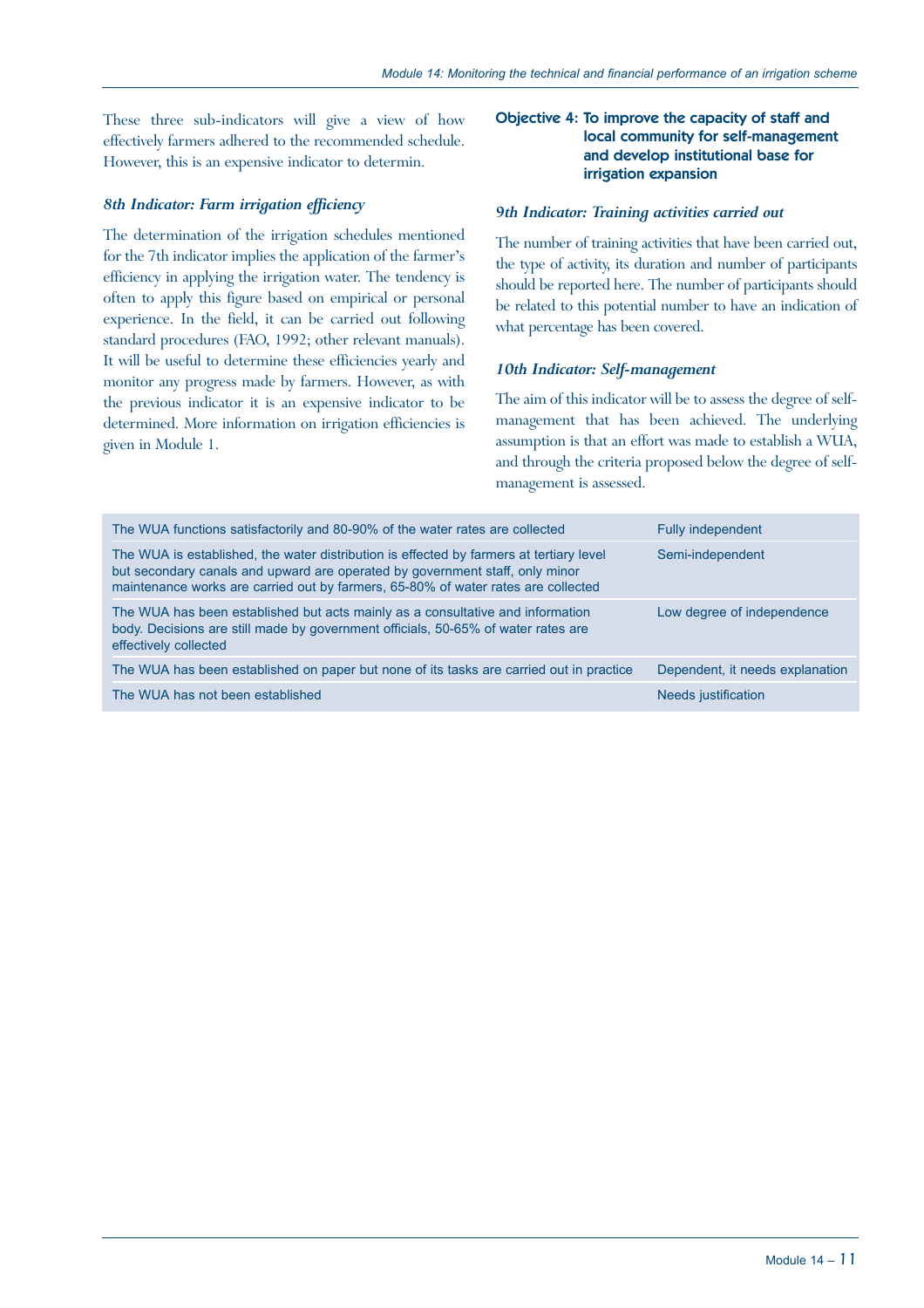These three sub-indicators will give a view of how effectively farmers adhered to the recommended schedule. However, this is an expensive indicator to determin.

### *8th Indicator: Farm irrigation efficiency*

The determination of the irrigation schedules mentioned for the 7th indicator implies the application of the farmer's efficiency in applying the irrigation water. The tendency is often to apply this figure based on empirical or personal experience. In the field, it can be carried out following standard procedures (FAO, 1992; other relevant manuals). It will be useful to determine these efficiencies yearly and monitor any progress made by farmers. However, as with the previous indicator it is an expensive indicator to be determined. More information on irrigation efficiencies is given in Module 1.

## Objective 4: To improve the capacity of staff and local community for self-management and develop institutional base for irrigation expansion

### *9th Indicator: Training activities carried out*

The number of training activities that have been carried out, the type of activity, its duration and number of participants should be reported here. The number of participants should be related to this potential number to have an indication of what percentage has been covered.

### *10th Indicator: Self-management*

The aim of this indicator will be to assess the degree of self-management that has been achieved. The underlying assumption is that an effort was made to establish a WUA, and through the criteria proposed below the degree of self-management is assessed.

| | |
|---|---|
| The WUA functions satisfactorily and 80-90% of the water rates are collected | Fully independent |
| The WUA is established, the water distribution is effected by farmers at tertiary level but secondary canals and upward are operated by government staff, only minor maintenance works are carried out by farmers, 65-80% of water rates are collected | Semi-independent |
| The WUA has been established but acts mainly as a consultative and information body. Decisions are still made by government officials, 50-65% of water rates are effectively collected | Low degree of independence |
| The WUA has been established on paper but none of its tasks are carried out in practice | Dependent, it needs explanation |
| The WUA has not been established | Needs justification |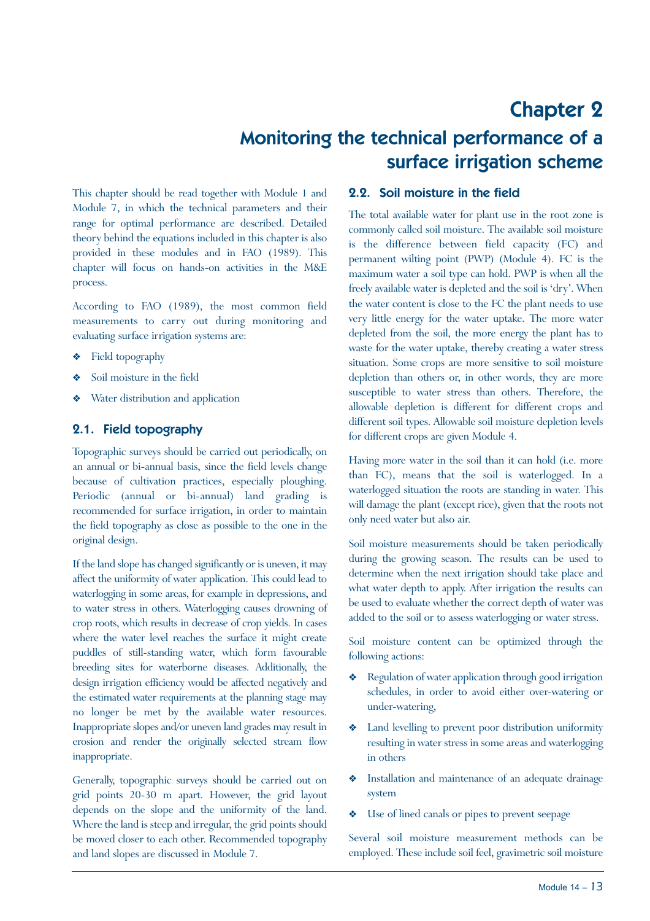# Chapter 2

# Monitoring the technical performance of a surface irrigation scheme

This chapter should be read together with Module 1 and Module 7, in which the technical parameters and their range for optimal performance are described. Detailed theory behind the equations included in this chapter is also provided in these modules and in FAO (1989). This chapter will focus on hands-on activities in the M&E process.

According to FAO (1989), the most common field measurements to carry out during monitoring and evaluating surface irrigation systems are:

- Field topography
- Soil moisture in the field
- Water distribution and application

## 2.1. Field topography

Topographic surveys should be carried out periodically, on an annual or bi-annual basis, since the field levels change because of cultivation practices, especially ploughing. Periodic (annual or bi-annual) land grading is recommended for surface irrigation, in order to maintain the field topography as close as possible to the one in the original design.

If the land slope has changed significantly or is uneven, it may affect the uniformity of water application. This could lead to waterlogging in some areas, for example in depressions, and to water stress in others. Waterlogging causes drowning of crop roots, which results in decrease of crop yields. In cases where the water level reaches the surface it might create puddles of still-standing water, which form favourable breeding sites for waterborne diseases. Additionally, the design irrigation efficiency would be affected negatively and the estimated water requirements at the planning stage may no longer be met by the available water resources. Inappropriate slopes and/or uneven land grades may result in erosion and render the originally selected stream flow inappropriate.

Generally, topographic surveys should be carried out on grid points 20-30 m apart. However, the grid layout depends on the slope and the uniformity of the land. Where the land is steep and irregular, the grid points should be moved closer to each other. Recommended topography and land slopes are discussed in Module 7.

## 2.2. Soil moisture in the field

The total available water for plant use in the root zone is commonly called soil moisture. The available soil moisture is the difference between field capacity (FC) and permanent wilting point (PWP) (Module 4). FC is the maximum water a soil type can hold. PWP is when all the freely available water is depleted and the soil is 'dry'. When the water content is close to the FC the plant needs to use very little energy for the water uptake. The more water depleted from the soil, the more energy the plant has to waste for the water uptake, thereby creating a water stress situation. Some crops are more sensitive to soil moisture depletion than others or, in other words, they are more susceptible to water stress than others. Therefore, the allowable depletion is different for different crops and different soil types. Allowable soil moisture depletion levels for different crops are given Module 4.

Having more water in the soil than it can hold (i.e. more than FC), means that the soil is waterlogged. In a waterlogged situation the roots are standing in water. This will damage the plant (except rice), given that the roots not only need water but also air.

Soil moisture measurements should be taken periodically during the growing season. The results can be used to determine when the next irrigation should take place and what water depth to apply. After irrigation the results can be used to evaluate whether the correct depth of water was added to the soil or to assess waterlogging or water stress.

Soil moisture content can be optimized through the following actions:

- Regulation of water application through good irrigation schedules, in order to avoid either over-watering or under-watering,
- Land levelling to prevent poor distribution uniformity resulting in water stress in some areas and waterlogging in others
- Installation and maintenance of an adequate drainage system
- Use of lined canals or pipes to prevent seepage

Several soil moisture measurement methods can be employed. These include soil feel, gravimetric soil moisture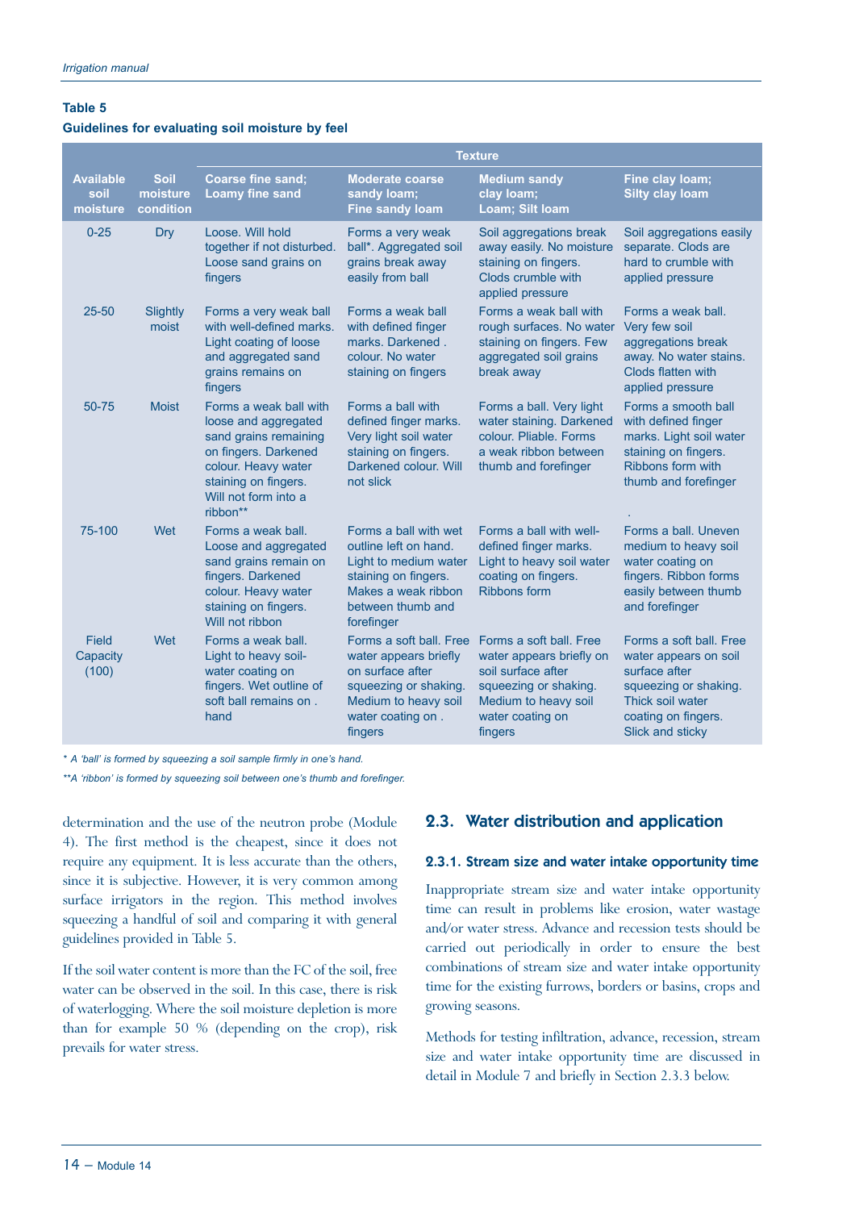**Table 5**

**Guidelines for evaluating soil moisture by feel**

| Available soil moisture | Soil moisture condition | Texture | | | |
|---|---|---|---|---|---|
| | | Coarse fine sand; Loamy fine sand | Moderate coarse sandy loam; Fine sandy loam | Medium sandy clay loam; Loam; Silt loam | Fine clay loam; Silty clay loam |
| 0-25 | Dry | Loose. Will hold together if not disturbed. Loose sand grains on fingers | Forms a very weak ball*. Aggregated soil grains break away easily from ball | Soil aggregations break away easily. No moisture staining on fingers. Clods crumble with applied pressure | Soil aggregations easily separate. Clods are hard to crumble with applied pressure |
| 25-50 | Slightly moist | Forms a very weak ball with well-defined marks. Light coating of loose and aggregated sand grains remains on fingers | Forms a weak ball with defined finger marks. Darkened . colour. No water staining on fingers | Forms a weak ball with rough surfaces. No water staining on fingers. Few aggregated soil grains break away | Forms a weak ball. Very few soil aggregations break away. No water stains. Clods flatten with applied pressure |
| 50-75 | Moist | Forms a weak ball with loose and aggregated sand grains remaining on fingers. Darkened colour. Heavy water staining on fingers. Will not form into a ribbon** | Forms a ball with defined finger marks. Very light soil water staining on fingers. Darkened colour. Will not slick | Forms a ball. Very light water staining. Darkened colour. Pliable. Forms a weak ribbon between thumb and forefinger | Forms a smooth ball with defined finger marks. Light soil water staining on fingers. Ribbons form with thumb and forefinger . |
| 75-100 | Wet | Forms a weak ball. Loose and aggregated sand grains remain on fingers. Darkened colour. Heavy water staining on fingers. Will not ribbon | Forms a ball with wet outline left on hand. Light to medium water staining on fingers. Makes a weak ribbon between thumb and forefinger | Forms a ball with well-defined finger marks. Light to heavy soil water coating on fingers. Ribbons form | Forms a ball. Uneven medium to heavy soil water coating on fingers. Ribbon forms easily between thumb and forefinger |
| Field Capacity (100) | Wet | Forms a weak ball. Light to heavy soil-water coating on fingers. Wet outline of soft ball remains on . hand | Forms a soft ball. Free water appears briefly on surface after squeezing or shaking. Medium to heavy soil water coating on . fingers | Forms a soft ball. Free water appears briefly on soil surface after squeezing or shaking. Medium to heavy soil water coating on fingers | Forms a soft ball. Free water appears on soil surface after squeezing or shaking. Thick soil water coating on fingers. Slick and sticky |

*\* A 'ball' is formed by squeezing a soil sample firmly in one's hand.*

*\*\*A 'ribbon' is formed by squeezing soil between one's thumb and forefinger.*

determination and the use of the neutron probe (Module 4). The first method is the cheapest, since it does not require any equipment. It is less accurate than the others, since it is subjective. However, it is very common among surface irrigators in the region. This method involves squeezing a handful of soil and comparing it with general guidelines provided in Table 5.

If the soil water content is more than the FC of the soil, free water can be observed in the soil. In this case, there is risk of waterlogging. Where the soil moisture depletion is more than for example 50 % (depending on the crop), risk prevails for water stress.

## 2.3. Water distribution and application

### 2.3.1. Stream size and water intake opportunity time

Inappropriate stream size and water intake opportunity time can result in problems like erosion, water wastage and/or water stress. Advance and recession tests should be carried out periodically in order to ensure the best combinations of stream size and water intake opportunity time for the existing furrows, borders or basins, crops and growing seasons.

Methods for testing infiltration, advance, recession, stream size and water intake opportunity time are discussed in detail in Module 7 and briefly in Section 2.3.3 below.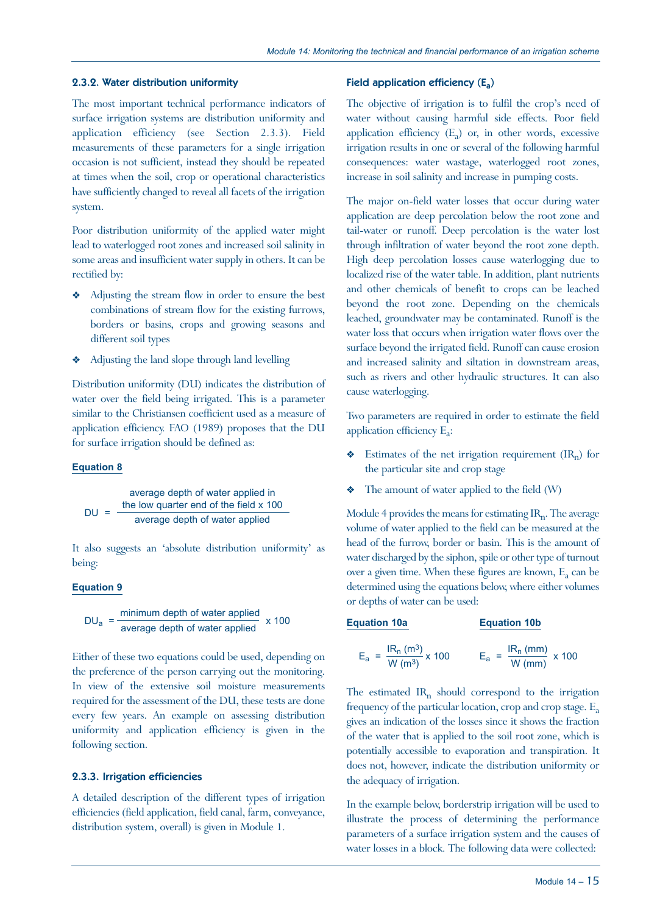### 2.3.2. Water distribution uniformity

The most important technical performance indicators of surface irrigation systems are distribution uniformity and application efficiency (see Section 2.3.3). Field measurements of these parameters for a single irrigation occasion is not sufficient, instead they should be repeated at times when the soil, crop or operational characteristics have sufficiently changed to reveal all facets of the irrigation system.

Poor distribution uniformity of the applied water might lead to waterlogged root zones and increased soil salinity in some areas and insufficient water supply in others. It can be rectified by:

- Adjusting the stream flow in order to ensure the best combinations of stream flow for the existing furrows, borders or basins, crops and growing seasons and different soil types
- Adjusting the land slope through land levelling

Distribution uniformity (DU) indicates the distribution of water over the field being irrigated. This is a parameter similar to the Christiansen coefficient used as a measure of application efficiency. FAO (1989) proposes that the DU for surface irrigation should be defined as:

**Equation 8**

$$DU = \frac{\text{average depth of water applied in the low quarter end of the field} \times 100}{\text{average depth of water applied}}$$

It also suggests an 'absolute distribution uniformity' as being:

**Equation 9**

$$DU_a = \frac{\text{minimum depth of water applied}}{\text{average depth of water applied}} \times 100$$

Either of these two equations could be used, depending on the preference of the person carrying out the monitoring. In view of the extensive soil moisture measurements required for the assessment of the DU, these tests are done every few years. An example on assessing distribution uniformity and application efficiency is given in the following section.

### 2.3.3. Irrigation efficiencies

A detailed description of the different types of irrigation efficiencies (field application, field canal, farm, conveyance, distribution system, overall) is given in Module 1.

#### Field application efficiency ($E_a$)

The objective of irrigation is to fulfil the crop's need of water without causing harmful side effects. Poor field application efficiency ($E_a$) or, in other words, excessive irrigation results in one or several of the following harmful consequences: water wastage, waterlogged root zones, increase in soil salinity and increase in pumping costs.

The major on-field water losses that occur during water application are deep percolation below the root zone and tail-water or runoff. Deep percolation is the water lost through infiltration of water beyond the root zone depth. High deep percolation losses cause waterlogging due to localized rise of the water table. In addition, plant nutrients and other chemicals of benefit to crops can be leached beyond the root zone. Depending on the chemicals leached, groundwater may be contaminated. Runoff is the water loss that occurs when irrigation water flows over the surface beyond the irrigated field. Runoff can cause erosion and increased salinity and siltation in downstream areas, such as rivers and other hydraulic structures. It can also cause waterlogging.

Two parameters are required in order to estimate the field application efficiency $E_a$:

- Estimates of the net irrigation requirement ($IR_n$) for the particular site and crop stage
- The amount of water applied to the field (W)

Module 4 provides the means for estimating $IR_n$. The average volume of water applied to the field can be measured at the head of the furrow, border or basin. This is the amount of water discharged by the siphon, spile or other type of turnout over a given time. When these figures are known, $E_a$ can be determined using the equations below, where either volumes or depths of water can be used:

**Equation 10a**

$$E_a = \frac{IR_n \ (m^3)}{W \ (m^3)} \times 100$$

**Equation 10b**

$$E_a = \frac{IR_n \ (mm)}{W \ (mm)} \times 100$$

The estimated $IR_n$ should correspond to the irrigation frequency of the particular location, crop and crop stage. $E_a$ gives an indication of the losses since it shows the fraction of the water that is applied to the soil root zone, which is potentially accessible to evaporation and transpiration. It does not, however, indicate the distribution uniformity or the adequacy of irrigation.

In the example below, borderstrip irrigation will be used to illustrate the process of determining the performance parameters of a surface irrigation system and the causes of water losses in a block. The following data were collected: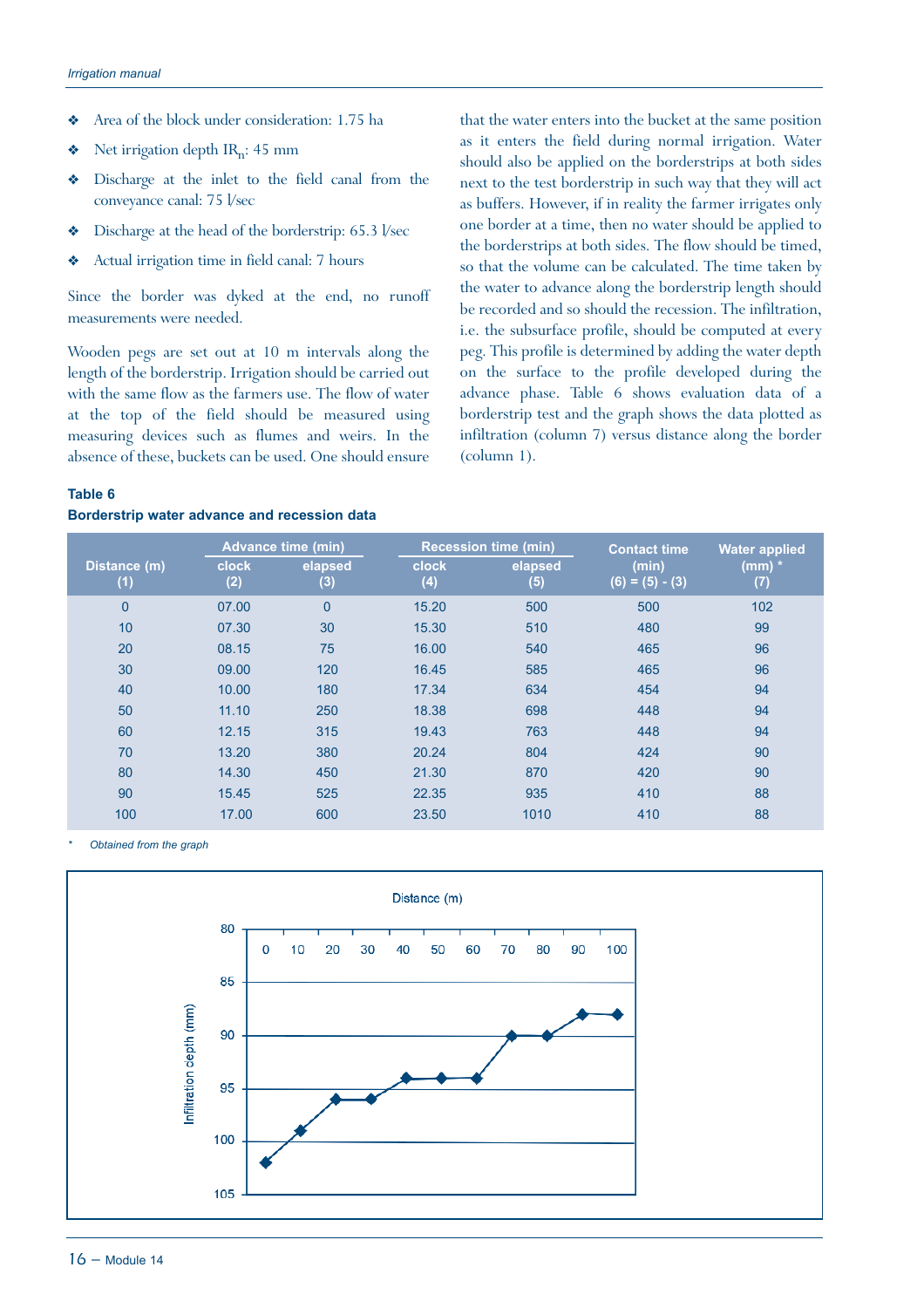- Area of the block under consideration: 1.75 ha
- Net irrigation depth $IR_n$: 45 mm
- Discharge at the inlet to the field canal from the conveyance canal: 75 l/sec
- Discharge at the head of the borderstrip: 65.3 l/sec
- Actual irrigation time in field canal: 7 hours

Since the border was dyked at the end, no runoff measurements were needed.

Wooden pegs are set out at 10 m intervals along the length of the borderstrip. Irrigation should be carried out with the same flow as the farmers use. The flow of water at the top of the field should be measured using measuring devices such as flumes and weirs. In the absence of these, buckets can be used. One should ensure that the water enters into the bucket at the same position as it enters the field during normal irrigation. Water should also be applied on the borderstrips at both sides next to the test borderstrip in such way that they will act as buffers. However, if in reality the farmer irrigates only one border at a time, then no water should be applied to the borderstrips at both sides. The flow should be timed, so that the volume can be calculated. The time taken by the water to advance along the borderstrip length should be recorded and so should the recession. The infiltration, i.e. the subsurface profile, should be computed at every peg. This profile is determined by adding the water depth on the surface to the profile developed during the advance phase. Table 6 shows evaluation data of a borderstrip test and the graph shows the data plotted as infiltration (column 7) versus distance along the border (column 1).

**Table 6**

**Borderstrip water advance and recession data**

| Distance (m) | Advance time (min) | | Recession time (min) | | Contact time | Water applied |
|---|---|---|---|---|---|---|
| | clock | elapsed | clock | elapsed | (min) | (mm) * |
| (1) | (2) | (3) | (4) | (5) | (6) = (5) - (3) | (7) |
| 0 | 07.00 | 0 | 15.20 | 500 | 500 | 102 |
| 10 | 07.30 | 30 | 15.30 | 510 | 480 | 99 |
| 20 | 08.15 | 75 | 16.00 | 540 | 465 | 96 |
| 30 | 09.00 | 120 | 16.45 | 585 | 465 | 96 |
| 40 | 10.00 | 180 | 17.34 | 634 | 454 | 94 |
| 50 | 11.10 | 250 | 18.38 | 698 | 448 | 94 |
| 60 | 12.15 | 315 | 19.43 | 763 | 448 | 94 |
| 70 | 13.20 | 380 | 20.24 | 804 | 424 | 90 |
| 80 | 14.30 | 450 | 21.30 | 870 | 420 | 90 |
| 90 | 15.45 | 525 | 22.35 | 935 | 410 | 88 |
| 100 | 17.00 | 600 | 23.50 | 1010 | 410 | 88 |

\* *Obtained from the graph*

Distance (m)

Infiltration depth (mm)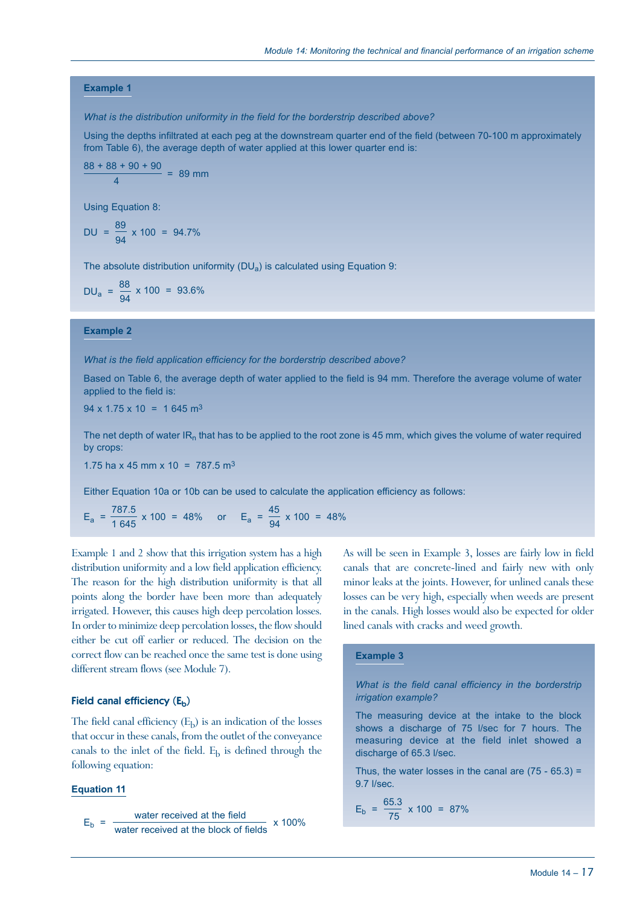**Example 1**

*What is the distribution uniformity in the field for the borderstrip described above?*

Using the depths infiltrated at each peg at the downstream quarter end of the field (between 70-100 m approximately from Table 6), the average depth of water applied at this lower quarter end is:

$$\frac{88 + 88 + 90 + 90}{4} = 89 \text{ mm}$$

Using Equation 8:

$$DU = \frac{89}{94} \times 100 = 94.7\%$$

The absolute distribution uniformity ($DU_a$) is calculated using Equation 9:

$$DU_a = \frac{88}{94} \times 100 = 93.6\%$$

**Example 2**

*What is the field application efficiency for the borderstrip described above?*

Based on Table 6, the average depth of water applied to the field is 94 mm. Therefore the average volume of water applied to the field is:

$94 \times 1.75 \times 10 = 1\,645 \text{ m}^3$

The net depth of water $IR_n$ that has to be applied to the root zone is 45 mm, which gives the volume of water required by crops:

$1.75 \text{ ha} \times 45 \text{ mm} \times 10 = 787.5 \text{ m}^3$

Either Equation 10a or 10b can be used to calculate the application efficiency as follows:

$$E_a = \frac{787.5}{1\,645} \times 100 = 48\% \quad \text{or} \quad E_a = \frac{45}{94} \times 100 = 48\%$$

Example 1 and 2 show that this irrigation system has a high distribution uniformity and a low field application efficiency. The reason for the high distribution uniformity is that all points along the border have been more than adequately irrigated. However, this causes high deep percolation losses. In order to minimize deep percolation losses, the flow should either be cut off earlier or reduced. The decision on the correct flow can be reached once the same test is done using different stream flows (see Module 7).

### Field canal efficiency ($E_b$)

The field canal efficiency ($E_b$) is an indication of the losses that occur in these canals, from the outlet of the conveyance canals to the inlet of the field. $E_b$ is defined through the following equation:

**Equation 11**

$$E_b = \frac{\text{water received at the field}}{\text{water received at the block of fields}} \times 100\%$$

As will be seen in Example 3, losses are fairly low in field canals that are concrete-lined and fairly new with only minor leaks at the joints. However, for unlined canals these losses can be very high, especially when weeds are present in the canals. High losses would also be expected for older lined canals with cracks and weed growth.

**Example 3**

*What is the field canal efficiency in the borderstrip irrigation example?*

The measuring device at the intake to the block shows a discharge of 75 l/sec for 7 hours. The measuring device at the field inlet showed a discharge of 65.3 l/sec.

Thus, the water losses in the canal are (75 - 65.3) = 9.7 l/sec.

$$E_b = \frac{65.3}{75} \times 100 = 87\%$$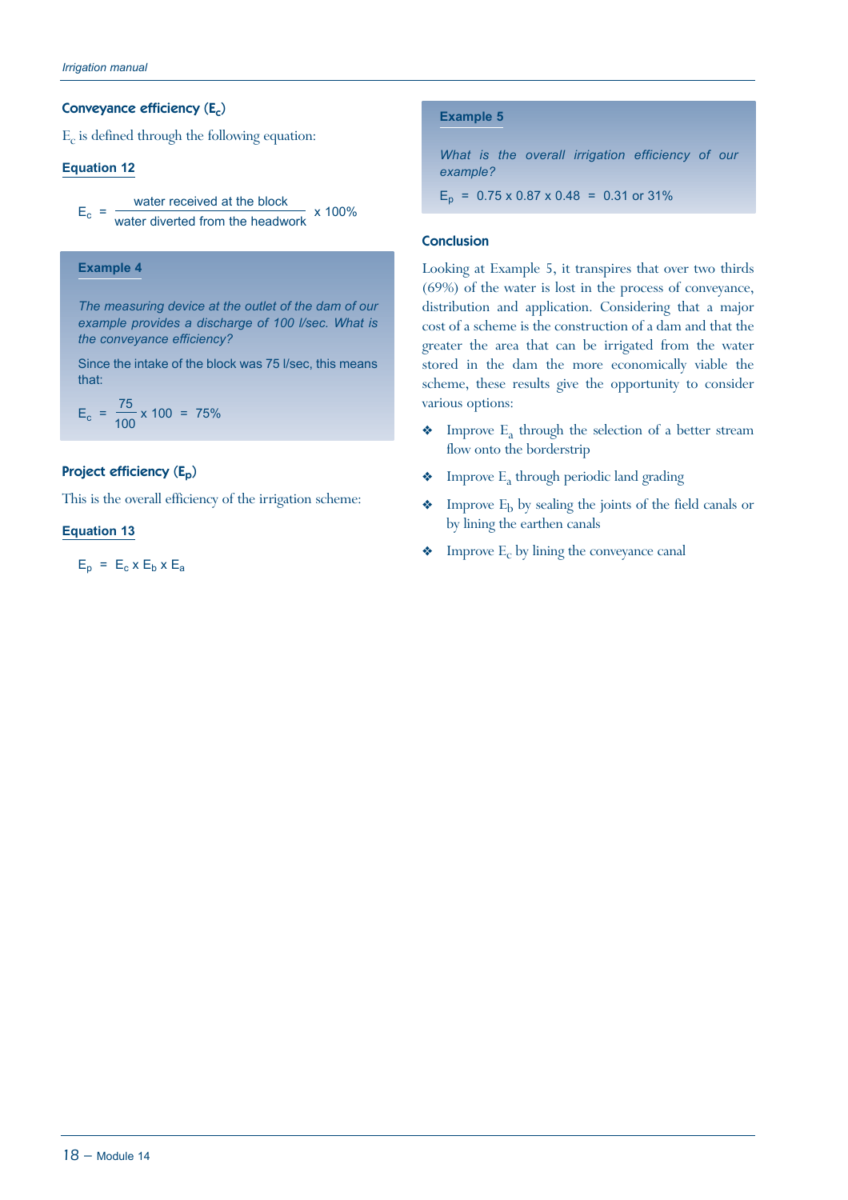### Conveyance efficiency ($E_c$)

$E_c$ is defined through the following equation:

**Equation 12**

$$E_c = \frac{\text{water received at the block}}{\text{water diverted from the headwork}} \times 100\%$$

**Example 4**

*The measuring device at the outlet of the dam of our example provides a discharge of 100 l/sec. What is the conveyance efficiency?*

Since the intake of the block was 75 l/sec, this means that:

$$E_c = \frac{75}{100} \times 100 = 75\%$$

### Project efficiency ($E_p$)

This is the overall efficiency of the irrigation scheme:

**Equation 13**

$$E_p = E_c \times E_b \times E_a$$

**Example 5**

*What is the overall irrigation efficiency of our example?*

$$E_p = 0.75 \times 0.87 \times 0.48 = 0.31 \text{ or } 31\%$$

### Conclusion

Looking at Example 5, it transpires that over two thirds (69%) of the water is lost in the process of conveyance, distribution and application. Considering that a major cost of a scheme is the construction of a dam and that the greater the area that can be irrigated from the water stored in the dam the more economically viable the scheme, these results give the opportunity to consider various options:

- Improve $E_a$ through the selection of a better stream flow onto the borderstrip
- Improve $E_a$ through periodic land grading
- Improve $E_b$ by sealing the joints of the field canals or by lining the earthen canals
- Improve $E_c$ by lining the conveyance canal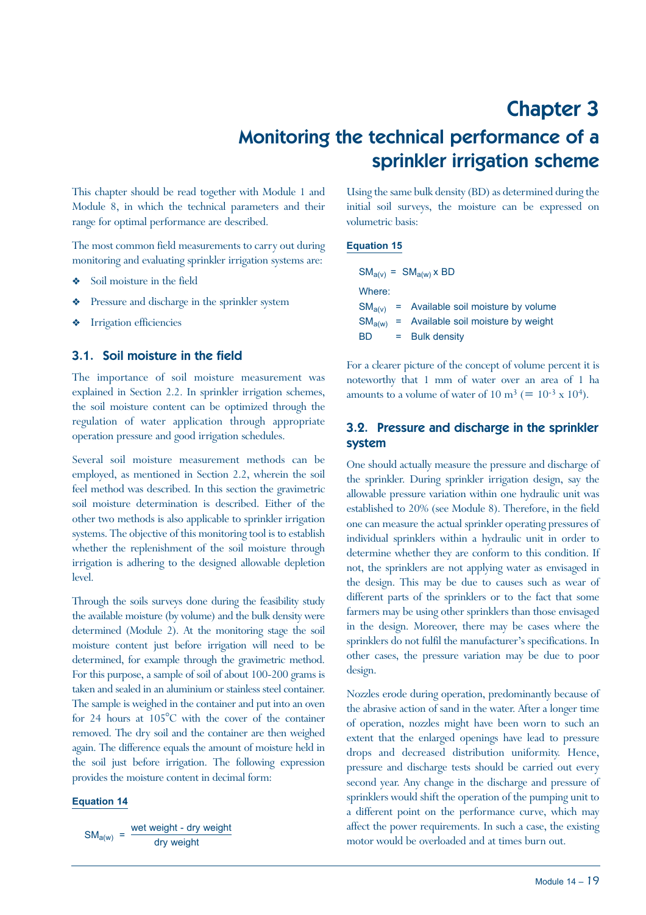# Chapter 3

# Monitoring the technical performance of a sprinkler irrigation scheme

This chapter should be read together with Module 1 and Module 8, in which the technical parameters and their range for optimal performance are described.

The most common field measurements to carry out during monitoring and evaluating sprinkler irrigation systems are:

- Soil moisture in the field
- Pressure and discharge in the sprinkler system
- Irrigation efficiencies

## 3.1. Soil moisture in the field

The importance of soil moisture measurement was explained in Section 2.2. In sprinkler irrigation schemes, the soil moisture content can be optimized through the regulation of water application through appropriate operation pressure and good irrigation schedules.

Several soil moisture measurement methods can be employed, as mentioned in Section 2.2, wherein the soil feel method was described. In this section the gravimetric soil moisture determination is described. Either of the other two methods is also applicable to sprinkler irrigation systems. The objective of this monitoring tool is to establish whether the replenishment of the soil moisture through irrigation is adhering to the designed allowable depletion level.

Through the soils surveys done during the feasibility study the available moisture (by volume) and the bulk density were determined (Module 2). At the monitoring stage the soil moisture content just before irrigation will need to be determined, for example through the gravimetric method. For this purpose, a sample of soil of about 100-200 grams is taken and sealed in an aluminium or stainless steel container. The sample is weighed in the container and put into an oven for 24 hours at 105°C with the cover of the container removed. The dry soil and the container are then weighed again. The difference equals the amount of moisture held in the soil just before irrigation. The following expression provides the moisture content in decimal form:

**Equation 14**

$$SM_{a(w)} = \frac{\text{wet weight - dry weight}}{\text{dry weight}}$$

Using the same bulk density (BD) as determined during the initial soil surveys, the moisture can be expressed on volumetric basis:

**Equation 15**

$$SM_{a(v)} = SM_{a(w)} \times BD$$

Where:

$SM_{a(v)}$ = Available soil moisture by volume

$SM_{a(w)}$ = Available soil moisture by weight

BD = Bulk density

For a clearer picture of the concept of volume percent it is noteworthy that 1 mm of water over an area of 1 ha amounts to a volume of water of 10 $m^3$ (= $10^{-3} \times 10^4$).

## 3.2. Pressure and discharge in the sprinkler system

One should actually measure the pressure and discharge of the sprinkler. During sprinkler irrigation design, say the allowable pressure variation within one hydraulic unit was established to 20% (see Module 8). Therefore, in the field one can measure the actual sprinkler operating pressures of individual sprinklers within a hydraulic unit in order to determine whether they are conform to this condition. If not, the sprinklers are not applying water as envisaged in the design. This may be due to causes such as wear of different parts of the sprinklers or to the fact that some farmers may be using other sprinklers than those envisaged in the design. Moreover, there may be cases where the sprinklers do not fulfil the manufacturer's specifications. In other cases, the pressure variation may be due to poor design.

Nozzles erode during operation, predominantly because of the abrasive action of sand in the water. After a longer time of operation, nozzles might have been worn to such an extent that the enlarged openings have lead to pressure drops and decreased distribution uniformity. Hence, pressure and discharge tests should be carried out every second year. Any change in the discharge and pressure of sprinklers would shift the operation of the pumping unit to a different point on the performance curve, which may affect the power requirements. In such a case, the existing motor would be overloaded and at times burn out.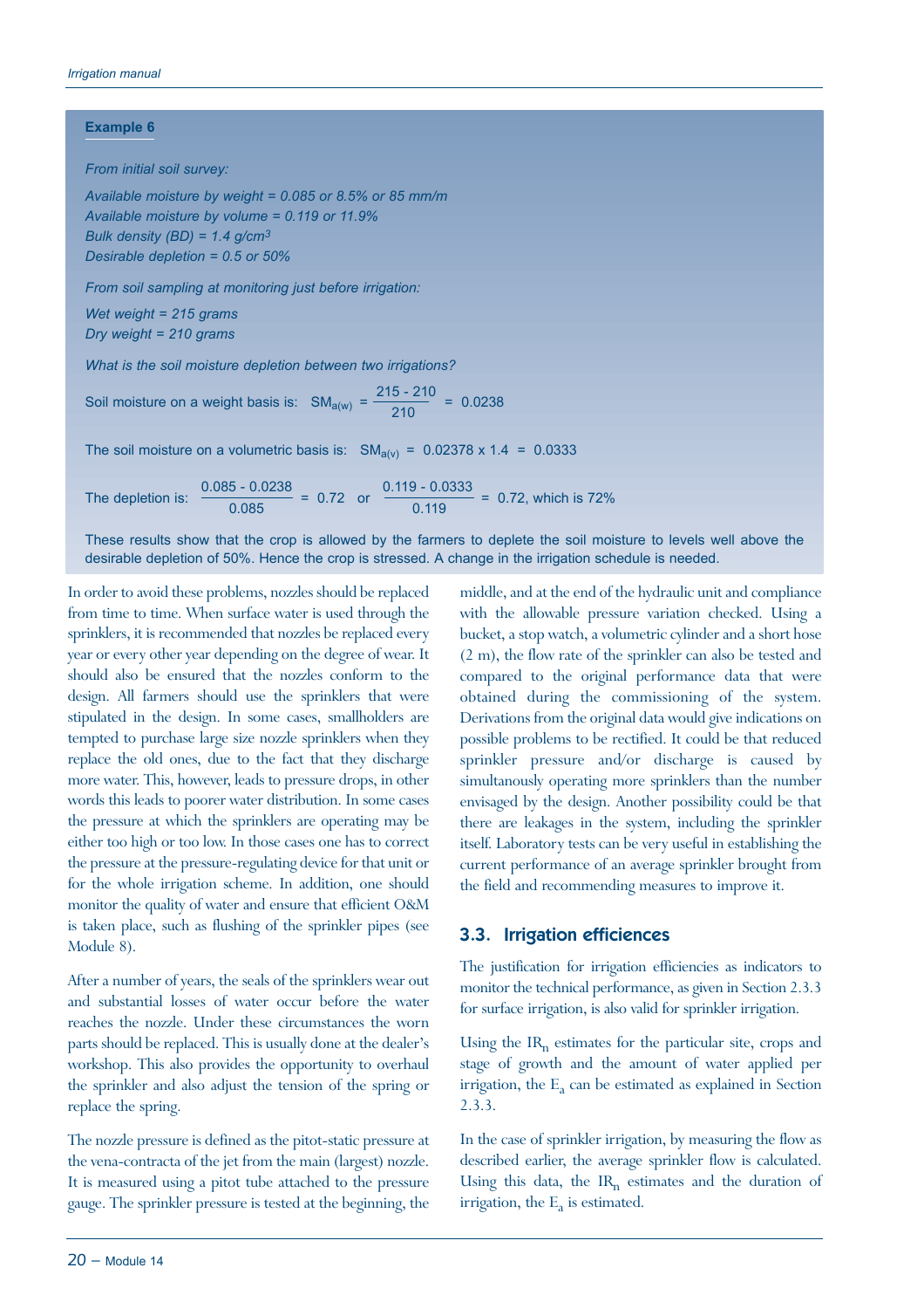**Example 6**

*From initial soil survey:*

*Available moisture by weight = 0.085 or 8.5% or 85 mm/m*
*Available moisture by volume = 0.119 or 11.9%*
*Bulk density (BD) = 1.4 g/cm³*
*Desirable depletion = 0.5 or 50%*

*From soil sampling at monitoring just before irrigation:*

*Wet weight = 215 grams*
*Dry weight = 210 grams*

*What is the soil moisture depletion between two irrigations?*

Soil moisture on a weight basis is: $SM_{a(w)} = \frac{215 - 210}{210} = 0.0238$

The soil moisture on a volumetric basis is: $SM_{a(v)} = 0.02378 \times 1.4 = 0.0333$

The depletion is: $\frac{0.085 - 0.0238}{0.085} = 0.72$ or $\frac{0.119 - 0.0333}{0.119} = 0.72$, which is 72%

These results show that the crop is allowed by the farmers to deplete the soil moisture to levels well above the desirable depletion of 50%. Hence the crop is stressed. A change in the irrigation schedule is needed.

In order to avoid these problems, nozzles should be replaced from time to time. When surface water is used through the sprinklers, it is recommended that nozzles be replaced every year or every other year depending on the degree of wear. It should also be ensured that the nozzles conform to the design. All farmers should use the sprinklers that were stipulated in the design. In some cases, smallholders are tempted to purchase large size nozzle sprinklers when they replace the old ones, due to the fact that they discharge more water. This, however, leads to pressure drops, in other words this leads to poorer water distribution. In some cases the pressure at which the sprinklers are operating may be either too high or too low. In those cases one has to correct the pressure at the pressure-regulating device for that unit or for the whole irrigation scheme. In addition, one should monitor the quality of water and ensure that efficient O&M is taken place, such as flushing of the sprinkler pipes (see Module 8).

After a number of years, the seals of the sprinklers wear out and substantial losses of water occur before the water reaches the nozzle. Under these circumstances the worn parts should be replaced. This is usually done at the dealer's workshop. This also provides the opportunity to overhaul the sprinkler and also adjust the tension of the spring or replace the spring.

The nozzle pressure is defined as the pitot-static pressure at the vena-contracta of the jet from the main (largest) nozzle. It is measured using a pitot tube attached to the pressure gauge. The sprinkler pressure is tested at the beginning, the middle, and at the end of the hydraulic unit and compliance with the allowable pressure variation checked. Using a bucket, a stop watch, a volumetric cylinder and a short hose (2 m), the flow rate of the sprinkler can also be tested and compared to the original performance data that were obtained during the commissioning of the system. Derivations from the original data would give indications on possible problems to be rectified. It could be that reduced sprinkler pressure and/or discharge is caused by simultanously operating more sprinklers than the number envisaged by the design. Another possibility could be that there are leakages in the system, including the sprinkler itself. Laboratory tests can be very useful in establishing the current performance of an average sprinkler brought from the field and recommending measures to improve it.

## 3.3. Irrigation efficiences

The justification for irrigation efficiencies as indicators to monitor the technical performance, as given in Section 2.3.3 for surface irrigation, is also valid for sprinkler irrigation.

Using the $IR_n$ estimates for the particular site, crops and stage of growth and the amount of water applied per irrigation, the $E_a$ can be estimated as explained in Section 2.3.3.

In the case of sprinkler irrigation, by measuring the flow as described earlier, the average sprinkler flow is calculated. Using this data, the $IR_n$ estimates and the duration of irrigation, the $E_a$ is estimated.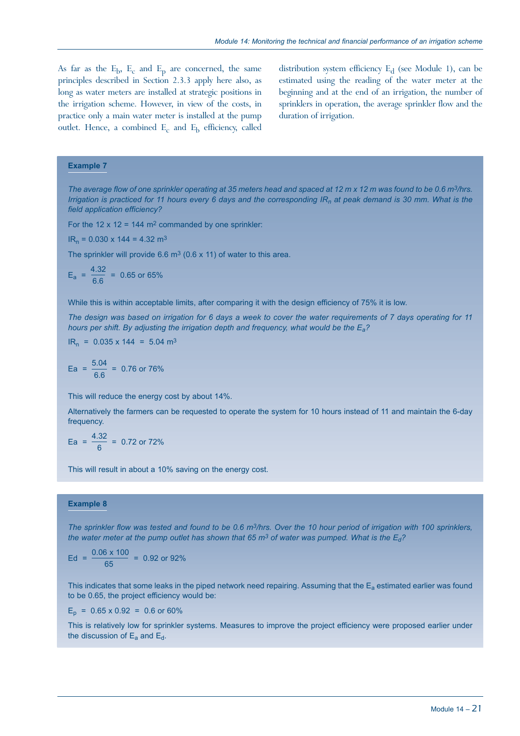As far as the $E_b$, $E_c$ and $E_p$ are concerned, the same principles described in Section 2.3.3 apply here also, as long as water meters are installed at strategic positions in the irrigation scheme. However, in view of the costs, in practice only a main water meter is installed at the pump outlet. Hence, a combined $E_c$ and $E_b$ efficiency, called distribution system efficiency $E_d$ (see Module 1), can be estimated using the reading of the water meter at the beginning and at the end of an irrigation, the number of sprinklers in operation, the average sprinkler flow and the duration of irrigation.

**Example 7**

*The average flow of one sprinkler operating at 35 meters head and spaced at 12 m x 12 m was found to be 0.6 m³/hrs. Irrigation is practiced for 11 hours every 6 days and the corresponding $IR_n$ at peak demand is 30 mm. What is the field application efficiency?*

For the 12 x 12 = 144 m² commanded by one sprinkler:

$IR_n$ = 0.030 x 144 = 4.32 m³

The sprinkler will provide 6.6 m³ (0.6 x 11) of water to this area.

$$E_a = \frac{4.32}{6.6} = 0.65 \text{ or } 65\%$$

While this is within acceptable limits, after comparing it with the design efficiency of 75% it is low.

*The design was based on irrigation for 6 days a week to cover the water requirements of 7 days operating for 11 hours per shift. By adjusting the irrigation depth and frequency, what would be the $E_a$?*

$IR_n$ = 0.035 x 144 = 5.04 m³

$$Ea = \frac{5.04}{6.6} = 0.76 \text{ or } 76\%$$

This will reduce the energy cost by about 14%.

Alternatively the farmers can be requested to operate the system for 10 hours instead of 11 and maintain the 6-day frequency.

$$Ea = \frac{4.32}{6} = 0.72 \text{ or } 72\%$$

This will result in about a 10% saving on the energy cost.

**Example 8**

*The sprinkler flow was tested and found to be 0.6 m³/hrs. Over the 10 hour period of irrigation with 100 sprinklers, the water meter at the pump outlet has shown that 65 m³ of water was pumped. What is the $E_d$?*

$$Ed = \frac{0.06 \times 100}{65} = 0.92 \text{ or } 92\%$$

This indicates that some leaks in the piped network need repairing. Assuming that the $E_a$ estimated earlier was found to be 0.65, the project efficiency would be:

$E_p$ = 0.65 x 0.92 = 0.6 or 60%

This is relatively low for sprinkler systems. Measures to improve the project efficiency were proposed earlier under the discussion of $E_a$ and $E_d$.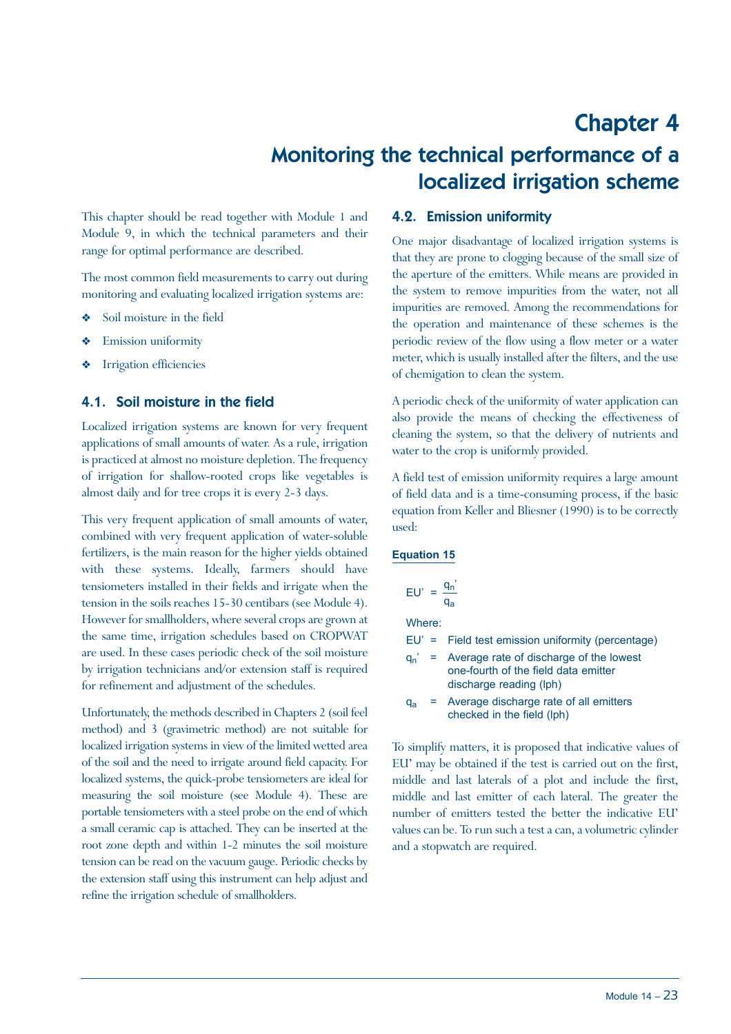# Chapter 4

# Monitoring the technical performance of a localized irrigation scheme

This chapter should be read together with Module 1 and Module 9, in which the technical parameters and their range for optimal performance are described.

The most common field measurements to carry out during monitoring and evaluating localized irrigation systems are:

- Soil moisture in the field
- Emission uniformity
- Irrigation efficiencies

## 4.1. Soil moisture in the field

Localized irrigation systems are known for very frequent applications of small amounts of water. As a rule, irrigation is practiced at almost no moisture depletion. The frequency of irrigation for shallow-rooted crops like vegetables is almost daily and for tree crops it is every 2-3 days.

This very frequent application of small amounts of water, combined with very frequent application of water-soluble fertilizers, is the main reason for the higher yields obtained with these systems. Ideally, farmers should have tensiometers installed in their fields and irrigate when the tension in the soils reaches 15-30 centibars (see Module 4). However for smallholders, where several crops are grown at the same time, irrigation schedules based on CROPWAT are used. In these cases periodic check of the soil moisture by irrigation technicians and/or extension staff is required for refinement and adjustment of the schedules.

Unfortunately, the methods described in Chapters 2 (soil feel method) and 3 (gravimetric method) are not suitable for localized irrigation systems in view of the limited wetted area of the soil and the need to irrigate around field capacity. For localized systems, the quick-probe tensiometers are ideal for measuring the soil moisture (see Module 4). These are portable tensiometers with a steel probe on the end of which a small ceramic cap is attached. They can be inserted at the root zone depth and within 1-2 minutes the soil moisture tension can be read on the vacuum gauge. Periodic checks by the extension staff using this instrument can help adjust and refine the irrigation schedule of smallholders.

## 4.2. Emission uniformity

One major disadvantage of localized irrigation systems is that they are prone to clogging because of the small size of the aperture of the emitters. While means are provided in the system to remove impurities from the water, not all impurities are removed. Among the recommendations for the operation and maintenance of these schemes is the periodic review of the flow using a flow meter or a water meter, which is usually installed after the filters, and the use of chemigation to clean the system.

A periodic check of the uniformity of water application can also provide the means of checking the effectiveness of cleaning the system, so that the delivery of nutrients and water to the crop is uniformly provided.

A field test of emission uniformity requires a large amount of field data and is a time-consuming process, if the basic equation from Keller and Bliesner (1990) is to be correctly used:

**Equation 15**

$$EU' = \frac{q_n'}{q_a}$$

Where:

$EU'$ = Field test emission uniformity (percentage)

$q_n'$ = Average rate of discharge of the lowest one-fourth of the field data emitter discharge reading (lph)

$q_a$ = Average discharge rate of all emitters checked in the field (lph)

To simplify matters, it is proposed that indicative values of EU' may be obtained if the test is carried out on the first, middle and last laterals of a plot and include the first, middle and last emitter of each lateral. The greater the number of emitters tested the better the indicative EU' values can be. To run such a test a can, a volumetric cylinder and a stopwatch are required.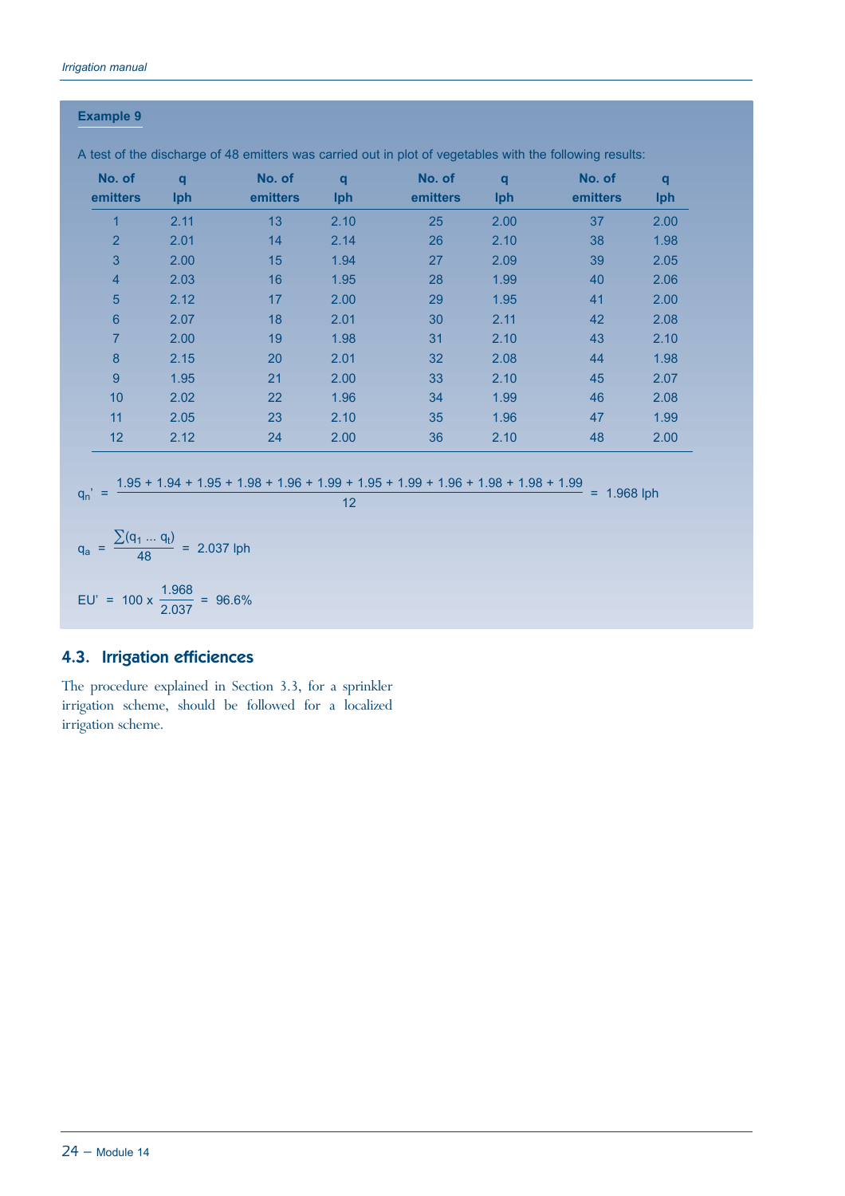**Example 9**

A test of the discharge of 48 emitters was carried out in plot of vegetables with the following results:

| No. of emitters | q lph | No. of emitters | q lph | No. of emitters | q lph | No. of emitters | q lph |
|---|---|---|---|---|---|---|---|
| 1 | 2.11 | 13 | 2.10 | 25 | 2.00 | 37 | 2.00 |
| 2 | 2.01 | 14 | 2.14 | 26 | 2.10 | 38 | 1.98 |
| 3 | 2.00 | 15 | 1.94 | 27 | 2.09 | 39 | 2.05 |
| 4 | 2.03 | 16 | 1.95 | 28 | 1.99 | 40 | 2.06 |
| 5 | 2.12 | 17 | 2.00 | 29 | 1.95 | 41 | 2.00 |
| 6 | 2.07 | 18 | 2.01 | 30 | 2.11 | 42 | 2.08 |
| 7 | 2.00 | 19 | 1.98 | 31 | 2.10 | 43 | 2.10 |
| 8 | 2.15 | 20 | 2.01 | 32 | 2.08 | 44 | 1.98 |
| 9 | 1.95 | 21 | 2.00 | 33 | 2.10 | 45 | 2.07 |
| 10 | 2.02 | 22 | 1.96 | 34 | 1.99 | 46 | 2.08 |
| 11 | 2.05 | 23 | 2.10 | 35 | 1.96 | 47 | 1.99 |
| 12 | 2.12 | 24 | 2.00 | 36 | 2.10 | 48 | 2.00 |

$$q_n' = \frac{1.95 + 1.94 + 1.95 + 1.98 + 1.96 + 1.99 + 1.95 + 1.99 + 1.96 + 1.98 + 1.98 + 1.99}{12} = 1.968 \text{ lph}$$

$$q_a = \frac{\sum(q_1 \ldots q_t)}{48} = 2.037 \text{ lph}$$

$$EU' = 100 \times \frac{1.968}{2.037} = 96.6\%$$

## 4.3. Irrigation efficiences

The procedure explained in Section 3.3, for a sprinkler irrigation scheme, should be followed for a localized irrigation scheme.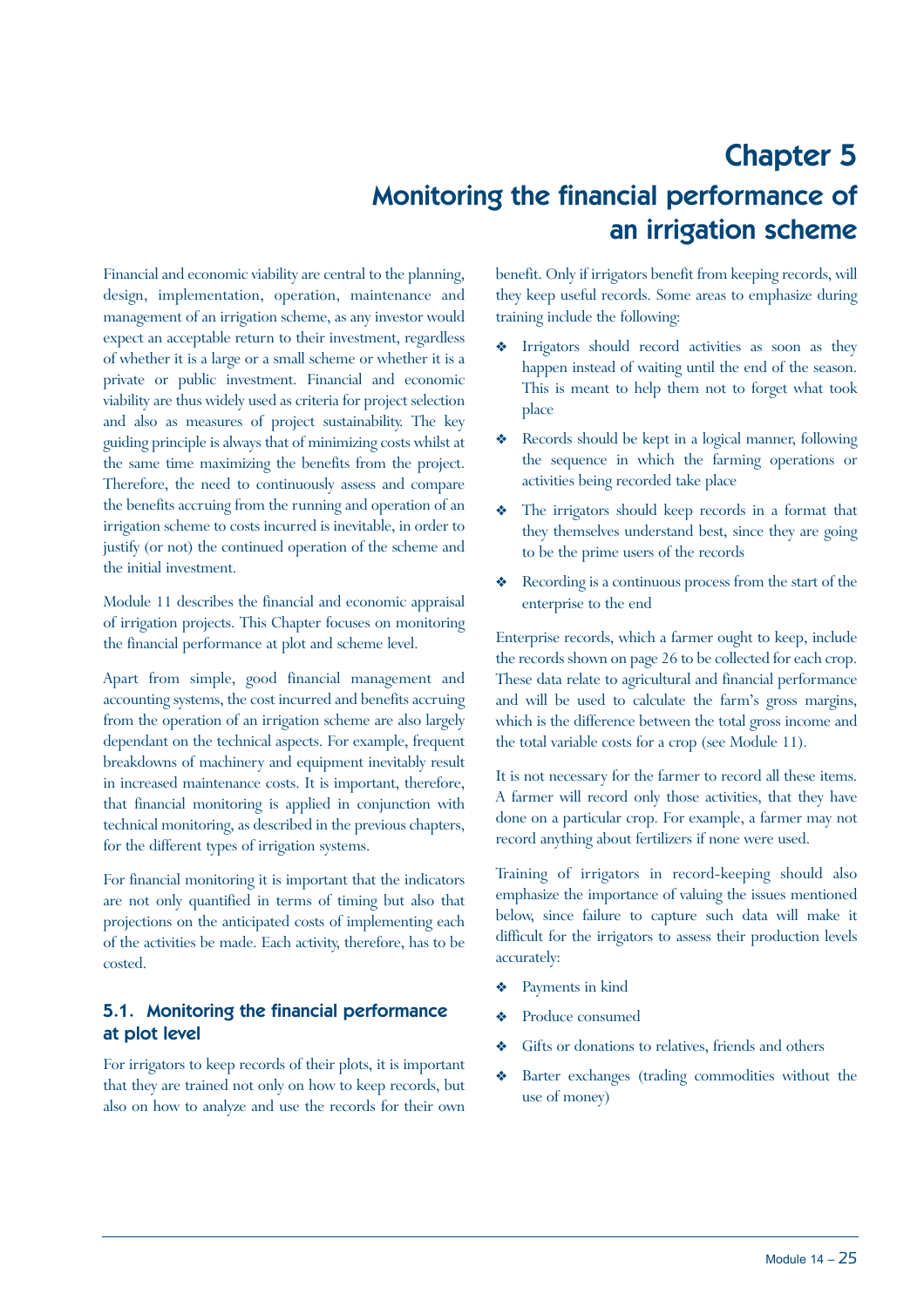# Chapter 5
# Monitoring the financial performance of an irrigation scheme

Financial and economic viability are central to the planning, design, implementation, operation, maintenance and management of an irrigation scheme, as any investor would expect an acceptable return to their investment, regardless of whether it is a large or a small scheme or whether it is a private or public investment. Financial and economic viability are thus widely used as criteria for project selection and also as measures of project sustainability. The key guiding principle is always that of minimizing costs whilst at the same time maximizing the benefits from the project. Therefore, the need to continuously assess and compare the benefits accruing from the running and operation of an irrigation scheme to costs incurred is inevitable, in order to justify (or not) the continued operation of the scheme and the initial investment.

Module 11 describes the financial and economic appraisal of irrigation projects. This Chapter focuses on monitoring the financial performance at plot and scheme level.

Apart from simple, good financial management and accounting systems, the cost incurred and benefits accruing from the operation of an irrigation scheme are also largely dependant on the technical aspects. For example, frequent breakdowns of machinery and equipment inevitably result in increased maintenance costs. It is important, therefore, that financial monitoring is applied in conjunction with technical monitoring, as described in the previous chapters, for the different types of irrigation systems.

For financial monitoring it is important that the indicators are not only quantified in terms of timing but also that projections on the anticipated costs of implementing each of the activities be made. Each activity, therefore, has to be costed.

## 5.1. Monitoring the financial performance at plot level

For irrigators to keep records of their plots, it is important that they are trained not only on how to keep records, but also on how to analyze and use the records for their own benefit. Only if irrigators benefit from keeping records, will they keep useful records. Some areas to emphasize during training include the following:

- Irrigators should record activities as soon as they happen instead of waiting until the end of the season. This is meant to help them not to forget what took place
- Records should be kept in a logical manner, following the sequence in which the farming operations or activities being recorded take place
- The irrigators should keep records in a format that they themselves understand best, since they are going to be the prime users of the records
- Recording is a continuous process from the start of the enterprise to the end

Enterprise records, which a farmer ought to keep, include the records shown on page 26 to be collected for each crop. These data relate to agricultural and financial performance and will be used to calculate the farm's gross margins, which is the difference between the total gross income and the total variable costs for a crop (see Module 11).

It is not necessary for the farmer to record all these items. A farmer will record only those activities, that they have done on a particular crop. For example, a farmer may not record anything about fertilizers if none were used.

Training of irrigators in record-keeping should also emphasize the importance of valuing the issues mentioned below, since failure to capture such data will make it difficult for the irrigators to assess their production levels accurately:

- Payments in kind
- Produce consumed
- Gifts or donations to relatives, friends and others
- Barter exchanges (trading commodities without the use of money)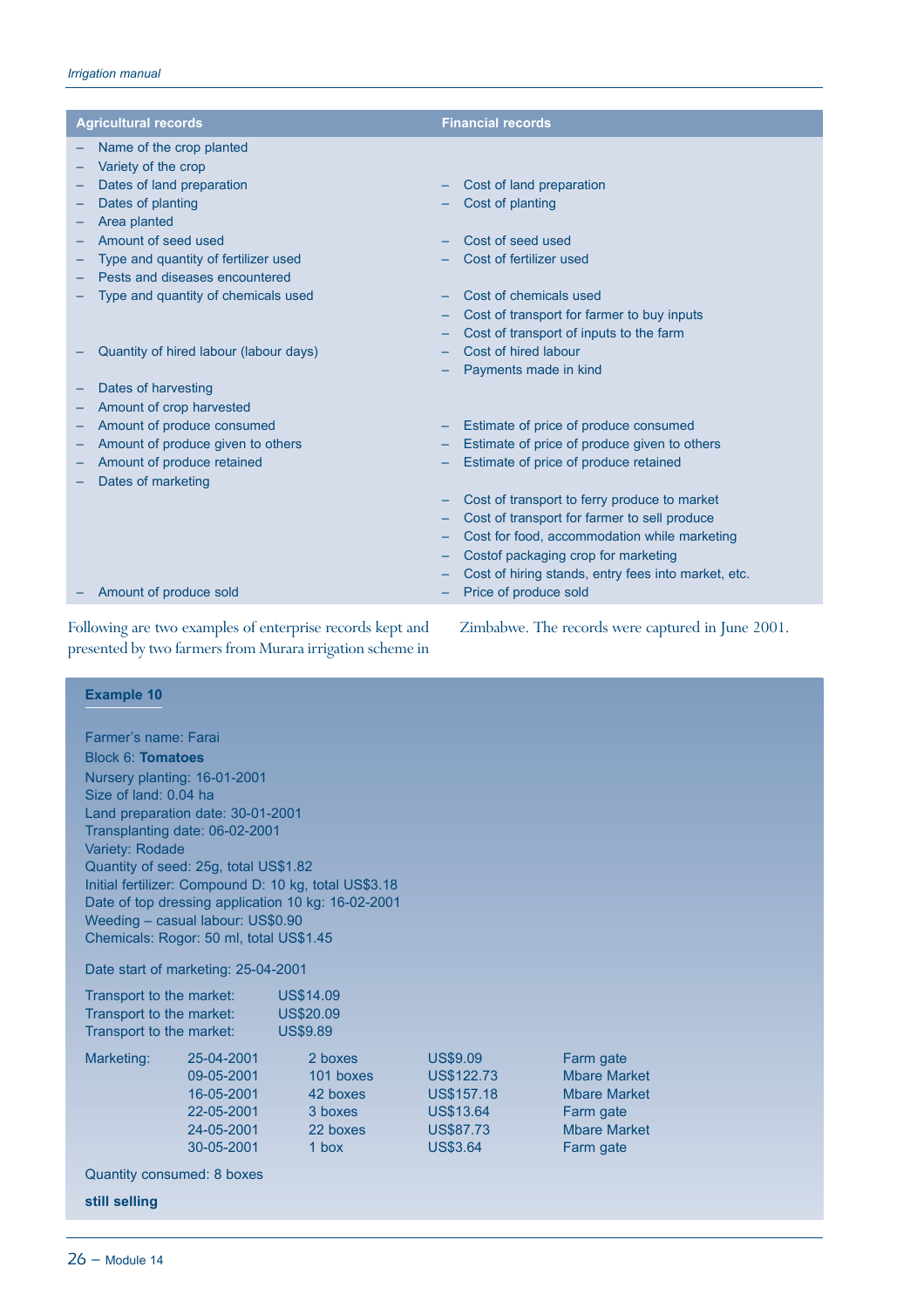| Agricultural records | Financial records |
|---|---|
| – Name of the crop planted | |
| – Variety of the crop | |
| – Dates of land preparation | – Cost of land preparation |
| – Dates of planting | – Cost of planting |
| – Area planted | |
| – Amount of seed used | – Cost of seed used |
| – Type and quantity of fertilizer used | – Cost of fertilizer used |
| – Pests and diseases encountered | |
| – Type and quantity of chemicals used | – Cost of chemicals used |
| | – Cost of transport for farmer to buy inputs |
| | – Cost of transport of inputs to the farm |
| – Quantity of hired labour (labour days) | – Cost of hired labour |
| | – Payments made in kind |
| – Dates of harvesting | |
| – Amount of crop harvested | |
| – Amount of produce consumed | – Estimate of price of produce consumed |
| – Amount of produce given to others | – Estimate of price of produce given to others |
| – Amount of produce retained | – Estimate of price of produce retained |
| – Dates of marketing | |
| | – Cost of transport to ferry produce to market |
| | – Cost of transport for farmer to sell produce |
| | – Cost for food, accommodation while marketing |
| | – Costof packaging crop for marketing |
| | – Cost of hiring stands, entry fees into market, etc. |
| – Amount of produce sold | – Price of produce sold |

Following are two examples of enterprise records kept and presented by two farmers from Murara irrigation scheme in Zimbabwe. The records were captured in June 2001.

**Example 10**

Farmer's name: Farai
Block 6: **Tomatoes**
Nursery planting: 16-01-2001
Size of land: 0.04 ha
Land preparation date: 30-01-2001
Transplanting date: 06-02-2001
Variety: Rodade
Quantity of seed: 25g, total US$1.82
Initial fertilizer: Compound D: 10 kg, total US$3.18
Date of top dressing application 10 kg: 16-02-2001
Weeding – casual labour: US$0.90
Chemicals: Rogor: 50 ml, total US$1.45

Date start of marketing: 25-04-2001

Transport to the market: US$14.09
Transport to the market: US$20.09
Transport to the market: US$9.89

| Marketing: | 25-04-2001 | 2 boxes | US$9.09 | Farm gate |
|---|---|---|---|---|
| | 09-05-2001 | 101 boxes | US$122.73 | Mbare Market |
| | 16-05-2001 | 42 boxes | US$157.18 | Mbare Market |
| | 22-05-2001 | 3 boxes | US$13.64 | Farm gate |
| | 24-05-2001 | 22 boxes | US$87.73 | Mbare Market |
| | 30-05-2001 | 1 box | US$3.64 | Farm gate |

Quantity consumed: 8 boxes

**still selling**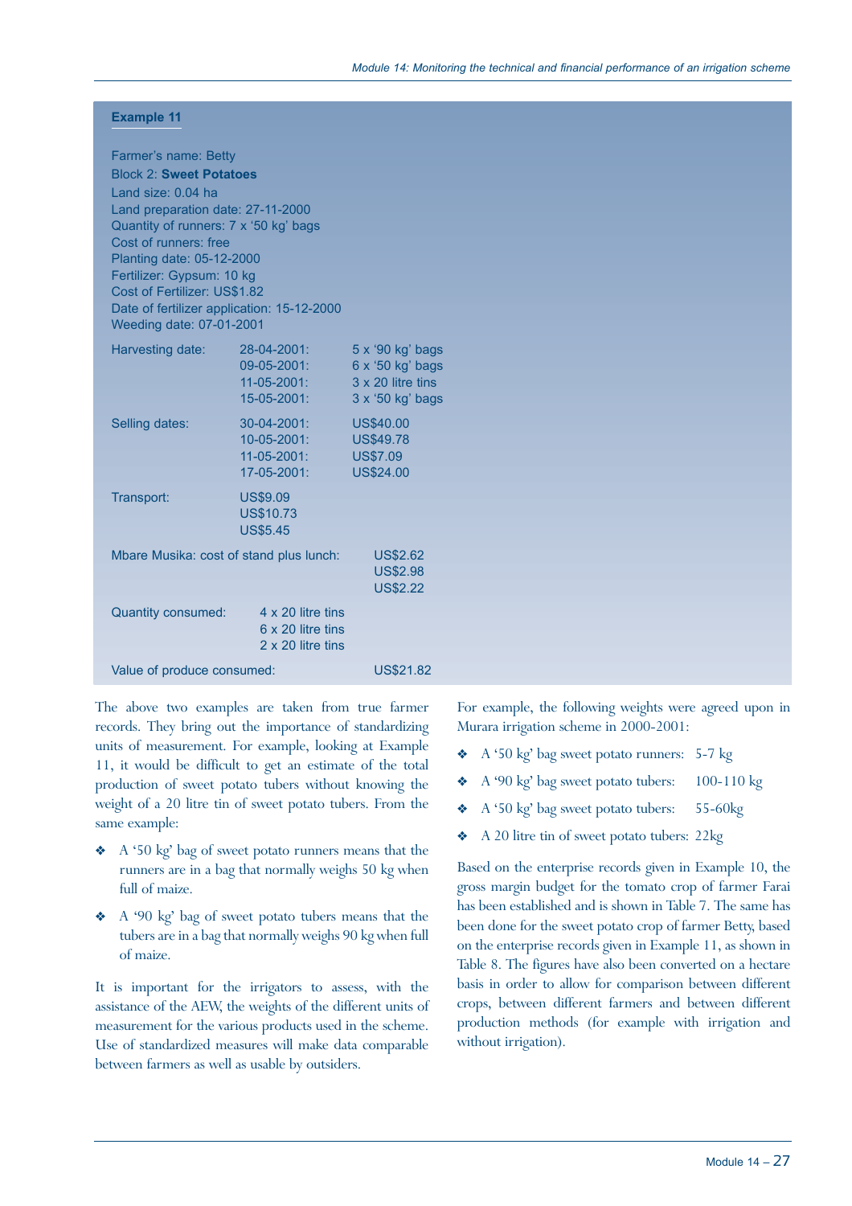**Example 11**

Farmer's name: Betty
Block 2: **Sweet Potatoes**
Land size: 0.04 ha
Land preparation date: 27-11-2000
Quantity of runners: 7 x '50 kg' bags
Cost of runners: free
Planting date: 05-12-2000
Fertilizer: Gypsum: 10 kg
Cost of Fertilizer: US$1.82
Date of fertilizer application: 15-12-2000
Weeding date: 07-01-2001

| | | |
|---|---|---|
| Harvesting date: | 28-04-2001: | 5 x '90 kg' bags |
| | 09-05-2001: | 6 x '50 kg' bags |
| | 11-05-2001: | 3 x 20 litre tins |
| | 15-05-2001: | 3 x '50 kg' bags |
| Selling dates: | 30-04-2001: | US$40.00 |
| | 10-05-2001: | US$49.78 |
| | 11-05-2001: | US$7.09 |
| | 17-05-2001: | US$24.00 |
| Transport: | US$9.09 | |
| | US$10.73 | |
| | US$5.45 | |
| Mbare Musika: cost of stand plus lunch: | | US$2.62 |
| | | US$2.98 |
| | | US$2.22 |
| Quantity consumed: | 4 x 20 litre tins | |
| | 6 x 20 litre tins | |
| | 2 x 20 litre tins | |
| Value of produce consumed: | | US$21.82 |

The above two examples are taken from true farmer records. They bring out the importance of standardizing units of measurement. For example, looking at Example 11, it would be difficult to get an estimate of the total production of sweet potato tubers without knowing the weight of a 20 litre tin of sweet potato tubers. From the same example:

- A '50 kg' bag of sweet potato runners means that the runners are in a bag that normally weighs 50 kg when full of maize.
- A '90 kg' bag of sweet potato tubers means that the tubers are in a bag that normally weighs 90 kg when full of maize.

It is important for the irrigators to assess, with the assistance of the AEW, the weights of the different units of measurement for the various products used in the scheme. Use of standardized measures will make data comparable between farmers as well as usable by outsiders.

For example, the following weights were agreed upon in Murara irrigation scheme in 2000-2001:

- A '50 kg' bag sweet potato runners: 5-7 kg
- A '90 kg' bag sweet potato tubers: 100-110 kg
- A '50 kg' bag sweet potato tubers: 55-60kg
- A 20 litre tin of sweet potato tubers: 22kg

Based on the enterprise records given in Example 10, the gross margin budget for the tomato crop of farmer Farai has been established and is shown in Table 7. The same has been done for the sweet potato crop of farmer Betty, based on the enterprise records given in Example 11, as shown in Table 8. The figures have also been converted on a hectare basis in order to allow for comparison between different crops, between different farmers and between different production methods (for example with irrigation and without irrigation).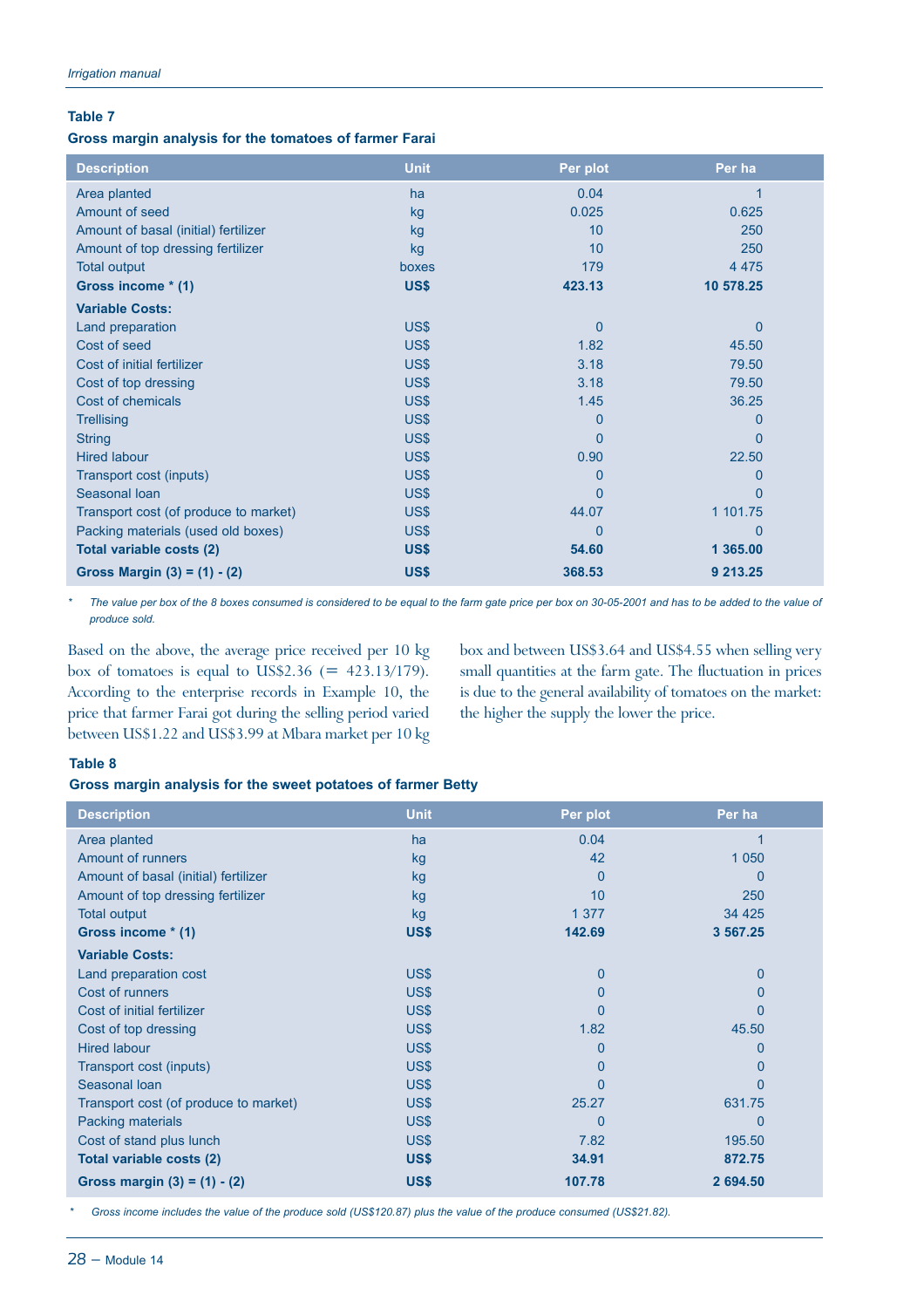**Table 7**

**Gross margin analysis for the tomatoes of farmer Farai**

| Description | Unit | Per plot | Per ha |
|---|---|---|---|
| Area planted | ha | 0.04 | 1 |
| Amount of seed | kg | 0.025 | 0.625 |
| Amount of basal (initial) fertilizer | kg | 10 | 250 |
| Amount of top dressing fertilizer | kg | 10 | 250 |
| Total output | boxes | 179 | 4 475 |
| **Gross income * (1)** | **US$** | **423.13** | **10 578.25** |
| **Variable Costs:** | | | |
| Land preparation | US$ | 0 | 0 |
| Cost of seed | US$ | 1.82 | 45.50 |
| Cost of initial fertilizer | US$ | 3.18 | 79.50 |
| Cost of top dressing | US$ | 3.18 | 79.50 |
| Cost of chemicals | US$ | 1.45 | 36.25 |
| Trellising | US$ | 0 | 0 |
| String | US$ | 0 | 0 |
| Hired labour | US$ | 0.90 | 22.50 |
| Transport cost (inputs) | US$ | 0 | 0 |
| Seasonal loan | US$ | 0 | 0 |
| Transport cost (of produce to market) | US$ | 44.07 | 1 101.75 |
| Packing materials (used old boxes) | US$ | 0 | 0 |
| **Total variable costs (2)** | **US$** | **54.60** | **1 365.00** |
| **Gross Margin (3) = (1) - (2)** | **US$** | **368.53** | **9 213.25** |

*The value per box of the 8 boxes consumed is considered to be equal to the farm gate price per box on 30-05-2001 and has to be added to the value of produce sold.*

Based on the above, the average price received per 10 kg box of tomatoes is equal to US$2.36 (= 423.13/179). According to the enterprise records in Example 10, the price that farmer Farai got during the selling period varied between US$1.22 and US$3.99 at Mbara market per 10 kg box and between US$3.64 and US$4.55 when selling very small quantities at the farm gate. The fluctuation in prices is due to the general availability of tomatoes on the market: the higher the supply the lower the price.

**Table 8**

**Gross margin analysis for the sweet potatoes of farmer Betty**

| Description | Unit | Per plot | Per ha |
|---|---|---|---|
| Area planted | ha | 0.04 | 1 |
| Amount of runners | kg | 42 | 1 050 |
| Amount of basal (initial) fertilizer | kg | 0 | 0 |
| Amount of top dressing fertilizer | kg | 10 | 250 |
| Total output | kg | 1 377 | 34 425 |
| **Gross income * (1)** | **US$** | **142.69** | **3 567.25** |
| **Variable Costs:** | | | |
| Land preparation cost | US$ | 0 | 0 |
| Cost of runners | US$ | 0 | 0 |
| Cost of initial fertilizer | US$ | 0 | 0 |
| Cost of top dressing | US$ | 1.82 | 45.50 |
| Hired labour | US$ | 0 | 0 |
| Transport cost (inputs) | US$ | 0 | 0 |
| Seasonal loan | US$ | 0 | 0 |
| Transport cost (of produce to market) | US$ | 25.27 | 631.75 |
| Packing materials | US$ | 0 | 0 |
| Cost of stand plus lunch | US$ | 7.82 | 195.50 |
| **Total variable costs (2)** | **US$** | **34.91** | **872.75** |
| **Gross margin (3) = (1) - (2)** | **US$** | **107.78** | **2 694.50** |

*Gross income includes the value of the produce sold (US$120.87) plus the value of the produce consumed (US$21.82).*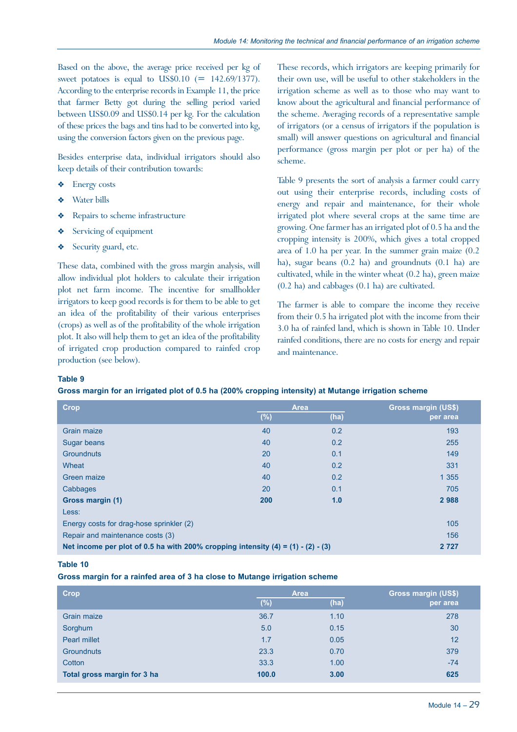Based on the above, the average price received per kg of sweet potatoes is equal to US$0.10 (= 142.69/1377). According to the enterprise records in Example 11, the price that farmer Betty got during the selling period varied between US$0.09 and US$0.14 per kg. For the calculation of these prices the bags and tins had to be converted into kg, using the conversion factors given on the previous page.

Besides enterprise data, individual irrigators should also keep details of their contribution towards:

- Energy costs
- Water bills
- Repairs to scheme infrastructure
- Servicing of equipment
- Security guard, etc.

These data, combined with the gross margin analysis, will allow individual plot holders to calculate their irrigation plot net farm income. The incentive for smallholder irrigators to keep good records is for them to be able to get an idea of the profitability of their various enterprises (crops) as well as of the profitability of the whole irrigation plot. It also will help them to get an idea of the profitability of irrigated crop production compared to rainfed crop production (see below).

These records, which irrigators are keeping primarily for their own use, will be useful to other stakeholders in the irrigation scheme as well as to those who may want to know about the agricultural and financial performance of the scheme. Averaging records of a representative sample of irrigators (or a census of irrigators if the population is small) will answer questions on agricultural and financial performance (gross margin per plot or per ha) of the scheme.

Table 9 presents the sort of analysis a farmer could carry out using their enterprise records, including costs of energy and repair and maintenance, for their whole irrigated plot where several crops at the same time are growing. One farmer has an irrigated plot of 0.5 ha and the cropping intensity is 200%, which gives a total cropped area of 1.0 ha per year. In the summer grain maize (0.2 ha), sugar beans (0.2 ha) and groundnuts (0.1 ha) are cultivated, while in the winter wheat (0.2 ha), green maize (0.2 ha) and cabbages (0.1 ha) are cultivated.

The farmer is able to compare the income they receive from their 0.5 ha irrigated plot with the income from their 3.0 ha of rainfed land, which is shown in Table 10. Under rainfed conditions, there are no costs for energy and repair and maintenance.

**Table 9**

**Gross margin for an irrigated plot of 0.5 ha (200% cropping intensity) at Mutange irrigation scheme**

| Crop | Area (%) | Area (ha) | Gross margin (US$) per area |
|---|---|---|---|
| Grain maize | 40 | 0.2 | 193 |
| Sugar beans | 40 | 0.2 | 255 |
| Groundnuts | 20 | 0.1 | 149 |
| Wheat | 40 | 0.2 | 331 |
| Green maize | 40 | 0.2 | 1 355 |
| Cabbages | 20 | 0.1 | 705 |
| **Gross margin (1)** | **200** | **1.0** | **2 988** |
| Less: | | | |
| Energy costs for drag-hose sprinkler (2) | | | 105 |
| Repair and maintenance costs (3) | | | 156 |
| **Net income per plot of 0.5 ha with 200% cropping intensity (4) = (1) - (2) - (3)** | | | **2 727** |

**Table 10**

**Gross margin for a rainfed area of 3 ha close to Mutange irrigation scheme**

| Crop | Area (%) | Area (ha) | Gross margin (US$) per area |
|---|---|---|---|
| Grain maize | 36.7 | 1.10 | 278 |
| Sorghum | 5.0 | 0.15 | 30 |
| Pearl millet | 1.7 | 0.05 | 12 |
| Groundnuts | 23.3 | 0.70 | 379 |
| Cotton | 33.3 | 1.00 | -74 |
| **Total gross margin for 3 ha** | **100.0** | **3.00** | **625** |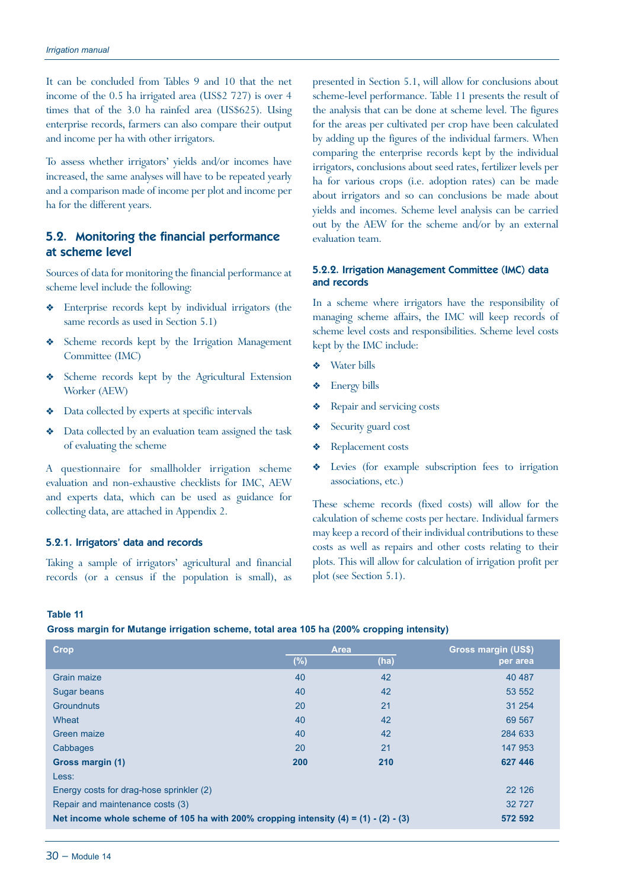It can be concluded from Tables 9 and 10 that the net income of the 0.5 ha irrigated area (US$2 727) is over 4 times that of the 3.0 ha rainfed area (US$625). Using enterprise records, farmers can also compare their output and income per ha with other irrigators.

To assess whether irrigators' yields and/or incomes have increased, the same analyses will have to be repeated yearly and a comparison made of income per plot and income per ha for the different years.

## 5.2. Monitoring the financial performance at scheme level

Sources of data for monitoring the financial performance at scheme level include the following:

- Enterprise records kept by individual irrigators (the same records as used in Section 5.1)
- Scheme records kept by the Irrigation Management Committee (IMC)
- Scheme records kept by the Agricultural Extension Worker (AEW)
- Data collected by experts at specific intervals
- Data collected by an evaluation team assigned the task of evaluating the scheme

A questionnaire for smallholder irrigation scheme evaluation and non-exhaustive checklists for IMC, AEW and experts data, which can be used as guidance for collecting data, are attached in Appendix 2.

### 5.2.1. Irrigators' data and records

Taking a sample of irrigators' agricultural and financial records (or a census if the population is small), as presented in Section 5.1, will allow for conclusions about scheme-level performance. Table 11 presents the result of the analysis that can be done at scheme level. The figures for the areas per cultivated per crop have been calculated by adding up the figures of the individual farmers. When comparing the enterprise records kept by the individual irrigators, conclusions about seed rates, fertilizer levels per ha for various crops (i.e. adoption rates) can be made about irrigators and so can conclusions be made about yields and incomes. Scheme level analysis can be carried out by the AEW for the scheme and/or by an external evaluation team.

### 5.2.2. Irrigation Management Committee (IMC) data and records

In a scheme where irrigators have the responsibility of managing scheme affairs, the IMC will keep records of scheme level costs and responsibilities. Scheme level costs kept by the IMC include:

- Water bills
- Energy bills
- Repair and servicing costs
- Security guard cost
- Replacement costs
- Levies (for example subscription fees to irrigation associations, etc.)

These scheme records (fixed costs) will allow for the calculation of scheme costs per hectare. Individual farmers may keep a record of their individual contributions to these costs as well as repairs and other costs relating to their plots. This will allow for calculation of irrigation profit per plot (see Section 5.1).

**Table 11**

**Gross margin for Mutange irrigation scheme, total area 105 ha (200% cropping intensity)**

| Crop | Area | | Gross margin (US$) |
|---|---|---|---|
| | (%) | (ha) | per area |
| Grain maize | 40 | 42 | 40 487 |
| Sugar beans | 40 | 42 | 53 552 |
| Groundnuts | 20 | 21 | 31 254 |
| Wheat | 40 | 42 | 69 567 |
| Green maize | 40 | 42 | 284 633 |
| Cabbages | 20 | 21 | 147 953 |
| **Gross margin (1)** | **200** | **210** | **627 446** |
| Less: | | | |
| Energy costs for drag-hose sprinkler (2) | | | 22 126 |
| Repair and maintenance costs (3) | | | 32 727 |
| **Net income whole scheme of 105 ha with 200% cropping intensity (4) = (1) - (2) - (3)** | | | **572 592** |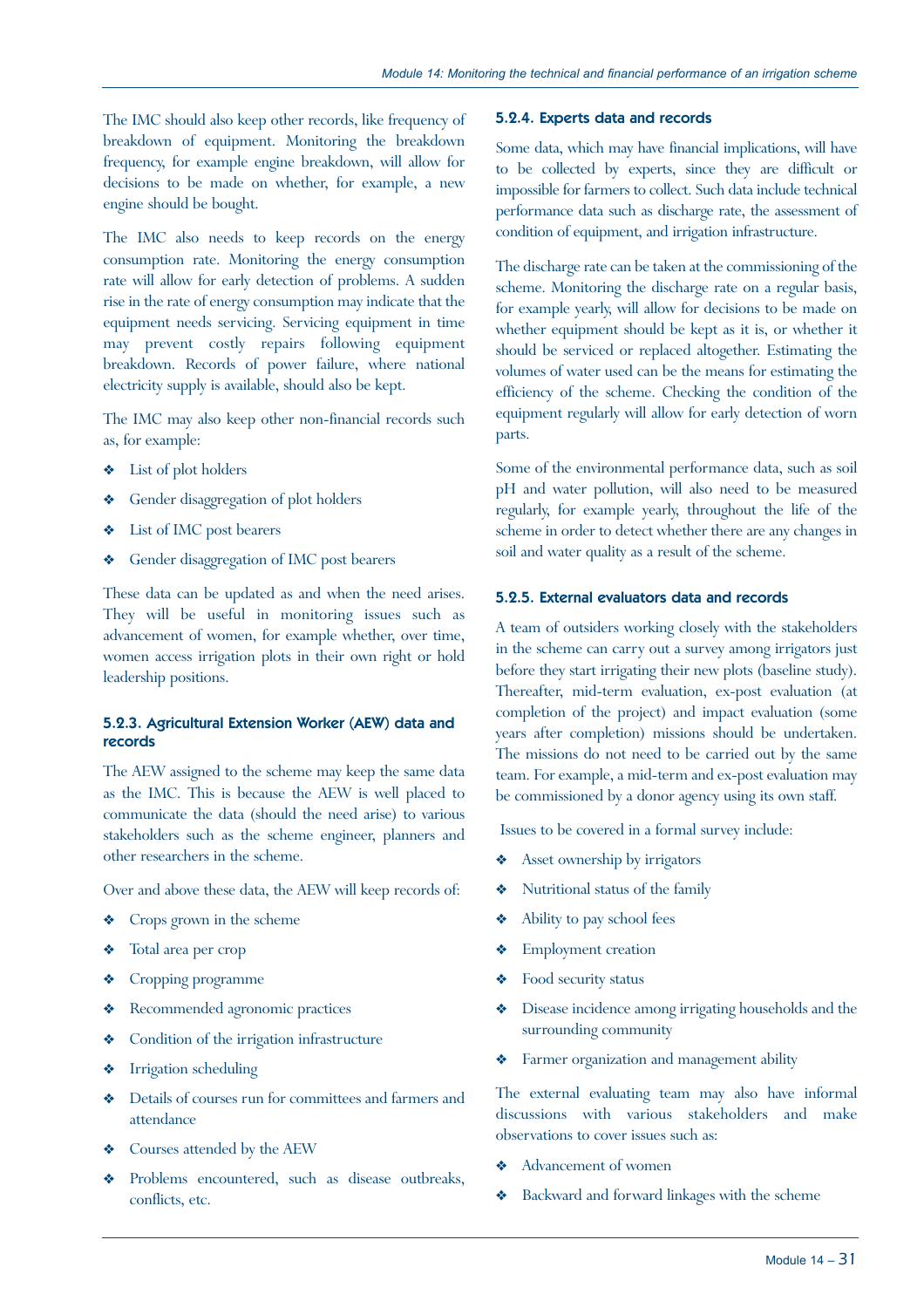The IMC should also keep other records, like frequency of breakdown of equipment. Monitoring the breakdown frequency, for example engine breakdown, will allow for decisions to be made on whether, for example, a new engine should be bought.

The IMC also needs to keep records on the energy consumption rate. Monitoring the energy consumption rate will allow for early detection of problems. A sudden rise in the rate of energy consumption may indicate that the equipment needs servicing. Servicing equipment in time may prevent costly repairs following equipment breakdown. Records of power failure, where national electricity supply is available, should also be kept.

The IMC may also keep other non-financial records such as, for example:

- List of plot holders
- Gender disaggregation of plot holders
- List of IMC post bearers
- Gender disaggregation of IMC post bearers

These data can be updated as and when the need arises. They will be useful in monitoring issues such as advancement of women, for example whether, over time, women access irrigation plots in their own right or hold leadership positions.

#### 5.2.3. Agricultural Extension Worker (AEW) data and records

The AEW assigned to the scheme may keep the same data as the IMC. This is because the AEW is well placed to communicate the data (should the need arise) to various stakeholders such as the scheme engineer, planners and other researchers in the scheme.

Over and above these data, the AEW will keep records of:

- Crops grown in the scheme
- Total area per crop
- Cropping programme
- Recommended agronomic practices
- Condition of the irrigation infrastructure
- Irrigation scheduling
- Details of courses run for committees and farmers and attendance
- Courses attended by the AEW
- Problems encountered, such as disease outbreaks, conflicts, etc.

#### 5.2.4. Experts data and records

Some data, which may have financial implications, will have to be collected by experts, since they are difficult or impossible for farmers to collect. Such data include technical performance data such as discharge rate, the assessment of condition of equipment, and irrigation infrastructure.

The discharge rate can be taken at the commissioning of the scheme. Monitoring the discharge rate on a regular basis, for example yearly, will allow for decisions to be made on whether equipment should be kept as it is, or whether it should be serviced or replaced altogether. Estimating the volumes of water used can be the means for estimating the efficiency of the scheme. Checking the condition of the equipment regularly will allow for early detection of worn parts.

Some of the environmental performance data, such as soil pH and water pollution, will also need to be measured regularly, for example yearly, throughout the life of the scheme in order to detect whether there are any changes in soil and water quality as a result of the scheme.

#### 5.2.5. External evaluators data and records

A team of outsiders working closely with the stakeholders in the scheme can carry out a survey among irrigators just before they start irrigating their new plots (baseline study). Thereafter, mid-term evaluation, ex-post evaluation (at completion of the project) and impact evaluation (some years after completion) missions should be undertaken. The missions do not need to be carried out by the same team. For example, a mid-term and ex-post evaluation may be commissioned by a donor agency using its own staff.

Issues to be covered in a formal survey include:

- Asset ownership by irrigators
- Nutritional status of the family
- Ability to pay school fees
- Employment creation
- Food security status
- Disease incidence among irrigating households and the surrounding community
- Farmer organization and management ability

The external evaluating team may also have informal discussions with various stakeholders and make observations to cover issues such as:

- Advancement of women
- Backward and forward linkages with the scheme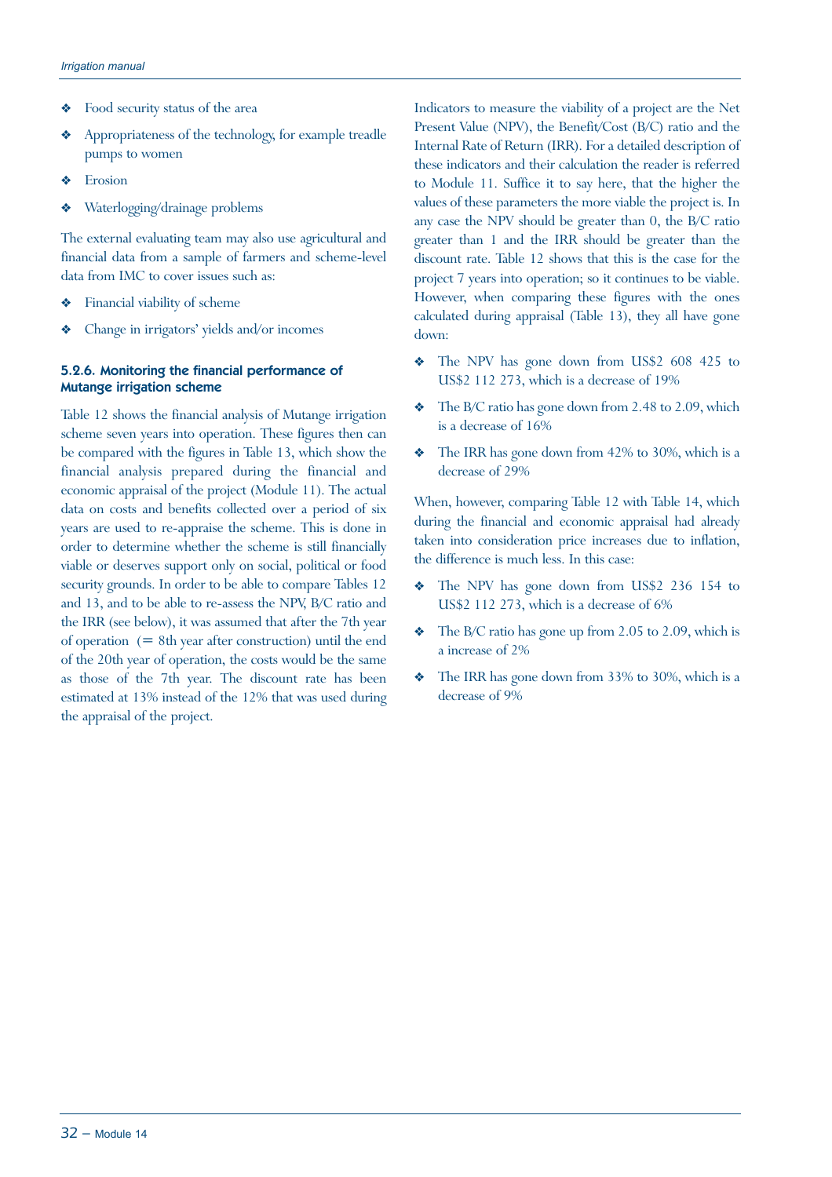- Food security status of the area
- Appropriateness of the technology, for example treadle pumps to women
- Erosion
- Waterlogging/drainage problems

The external evaluating team may also use agricultural and financial data from a sample of farmers and scheme-level data from IMC to cover issues such as:

- Financial viability of scheme
- Change in irrigators' yields and/or incomes

### 5.2.6. Monitoring the financial performance of Mutange irrigation scheme

Table 12 shows the financial analysis of Mutange irrigation scheme seven years into operation. These figures then can be compared with the figures in Table 13, which show the financial analysis prepared during the financial and economic appraisal of the project (Module 11). The actual data on costs and benefits collected over a period of six years are used to re-appraise the scheme. This is done in order to determine whether the scheme is still financially viable or deserves support only on social, political or food security grounds. In order to be able to compare Tables 12 and 13, and to be able to re-assess the NPV, B/C ratio and the IRR (see below), it was assumed that after the 7th year of operation (= 8th year after construction) until the end of the 20th year of operation, the costs would be the same as those of the 7th year. The discount rate has been estimated at 13% instead of the 12% that was used during the appraisal of the project.

Indicators to measure the viability of a project are the Net Present Value (NPV), the Benefit/Cost (B/C) ratio and the Internal Rate of Return (IRR). For a detailed description of these indicators and their calculation the reader is referred to Module 11. Suffice it to say here, that the higher the values of these parameters the more viable the project is. In any case the NPV should be greater than 0, the B/C ratio greater than 1 and the IRR should be greater than the discount rate. Table 12 shows that this is the case for the project 7 years into operation; so it continues to be viable. However, when comparing these figures with the ones calculated during appraisal (Table 13), they all have gone down:

- The NPV has gone down from US$2 608 425 to US$2 112 273, which is a decrease of 19%
- The B/C ratio has gone down from 2.48 to 2.09, which is a decrease of 16%
- The IRR has gone down from 42% to 30%, which is a decrease of 29%

When, however, comparing Table 12 with Table 14, which during the financial and economic appraisal had already taken into consideration price increases due to inflation, the difference is much less. In this case:

- The NPV has gone down from US$2 236 154 to US$2 112 273, which is a decrease of 6%
- The B/C ratio has gone up from 2.05 to 2.09, which is a increase of 2%
- The IRR has gone down from 33% to 30%, which is a decrease of 9%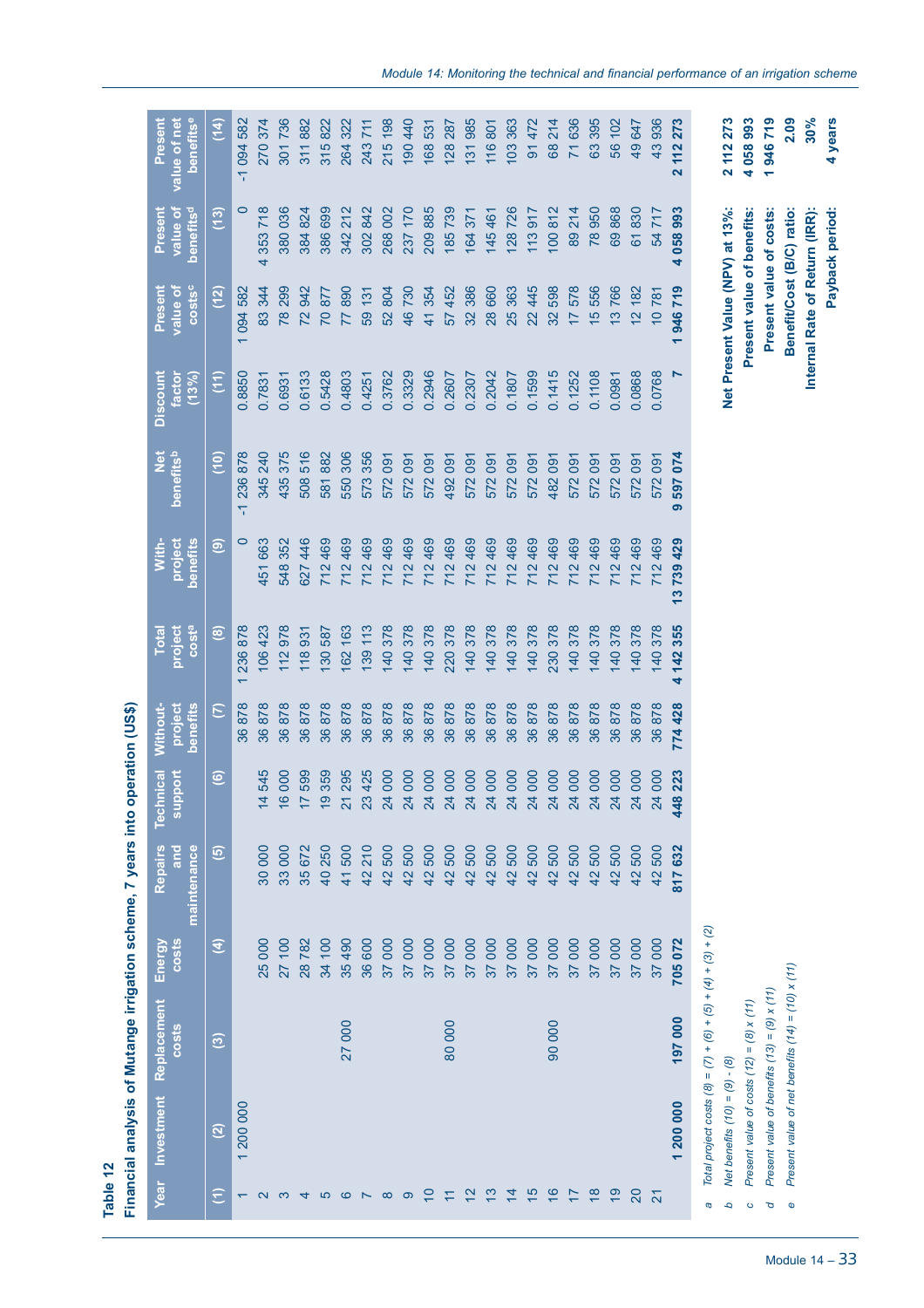**Table 12**

**Financial analysis of Mutange irrigation scheme, 7 years into operation (US$)**

| Year | Investment | Replacement costs | Energy costs | Repairs and maintenance | Technical support | Without-project benefits | Total project cost[a] | With-project benefits | Net benefits[b] | Discount factor (13%) | Present value of costs[c] | Present value of benefits[d] | Present value of net benefits[e] |
|---|---|---|---|---|---|---|---|---|---|---|---|---|---|
| (1) | (2) | (3) | (4) | (5) | (6) | (7) | (8) | (9) | (10) | (11) | (12) | (13) | (14) |
| 1 | 1 200 000 | | | | | 36 878 | 1 236 878 | 0 | -1 236 878 | 0.8850 | 1 094 582 | 0 | -1 094 582 |
| 2 | | | 25 000 | 30 000 | 14 545 | 36 878 | 106 423 | 451 663 | 345 240 | 0.7831 | 83 344 | 4 353 718 | 270 374 |
| 3 | | | 27 100 | 33 000 | 16 000 | 36 878 | 112 978 | 548 352 | 435 375 | 0.6931 | 78 299 | 380 036 | 301 736 |
| 4 | | | 28 782 | 35 672 | 17 599 | 36 878 | 118 931 | 627 446 | 508 516 | 0.6133 | 72 942 | 384 824 | 311 882 |
| 5 | | | 34 100 | 40 250 | 19 359 | 36 878 | 130 587 | 712 469 | 581 882 | 0.5428 | 70 877 | 386 699 | 315 822 |
| 6 | | 27 000 | 35 490 | 41 500 | 21 295 | 36 878 | 162 163 | 712 469 | 550 306 | 0.4803 | 77 890 | 342 212 | 264 322 |
| 7 | | | 36 600 | 42 210 | 23 425 | 36 878 | 139 113 | 712 469 | 573 356 | 0.4251 | 59 131 | 302 842 | 243 711 |
| 8 | | | 37 000 | 42 500 | 24 000 | 36 878 | 140 378 | 712 469 | 572 091 | 0.3762 | 52 804 | 268 002 | 215 198 |
| 9 | | | 37 000 | 42 500 | 24 000 | 36 878 | 140 378 | 712 469 | 572 091 | 0.3329 | 46 730 | 237 170 | 190 440 |
| 10 | | | 37 000 | 42 500 | 24 000 | 36 878 | 140 378 | 712 469 | 572 091 | 0.2946 | 41 354 | 209 885 | 168 531 |
| 11 | | 80 000 | 37 000 | 42 500 | 24 000 | 36 878 | 220 378 | 712 469 | 492 091 | 0.2607 | 57 452 | 185 739 | 128 287 |
| 12 | | | 37 000 | 42 500 | 24 000 | 36 878 | 140 378 | 712 469 | 572 091 | 0.2307 | 32 386 | 164 371 | 131 985 |
| 13 | | | 37 000 | 42 500 | 24 000 | 36 878 | 140 378 | 712 469 | 572 091 | 0.2042 | 28 660 | 145 461 | 116 801 |
| 14 | | | 37 000 | 42 500 | 24 000 | 36 878 | 140 378 | 712 469 | 572 091 | 0.1807 | 25 363 | 128 726 | 103 363 |
| 15 | | | 37 000 | 42 500 | 24 000 | 36 878 | 140 378 | 712 469 | 572 091 | 0.1599 | 22 445 | 113 917 | 91 472 |
| 16 | | 90 000 | 37 000 | 42 500 | 24 000 | 36 878 | 230 378 | 712 469 | 482 091 | 0.1415 | 32 598 | 100 812 | 68 214 |
| 17 | | | 37 000 | 42 500 | 24 000 | 36 878 | 140 378 | 712 469 | 572 091 | 0.1252 | 17 578 | 89 214 | 71 636 |
| 18 | | | 37 000 | 42 500 | 24 000 | 36 878 | 140 378 | 712 469 | 572 091 | 0.1108 | 15 556 | 78 950 | 63 395 |
| 19 | | | 37 000 | 42 500 | 24 000 | 36 878 | 140 378 | 712 469 | 572 091 | 0.0981 | 13 766 | 69 868 | 56 102 |
| 20 | | | 37 000 | 42 500 | 24 000 | 36 878 | 140 378 | 712 469 | 572 091 | 0.0868 | 12 182 | 61 830 | 49 647 |
| 21 | | | 37 000 | 42 500 | 24 000 | 36 878 | 140 378 | 712 469 | 572 091 | 0.0768 | 10 781 | 54 717 | 43 936 |
| | **1 200 000** | **197 000** | **705 072** | **817 632** | **448 223** | **774 428** | **4 142 355** | **13 739 429** | **9 597 074** | **7** | **1 946 719** | **4 058 993** | **2 112 273** |

| | |
|---|---|
| **Net Present Value (NPV) at 13%:** | **2 112 273** |
| **Present value of benefits:** | **4 058 993** |
| **Present value of costs:** | **1 946 719** |
| **Benefit/Cost (B/C) ratio:** | **2.09** |
| **Internal Rate of Return (IRR):** | **30%** |
| **Payback period:** | **4 years** |

a *Total project costs (8) = (7) + (6) + (5) + (4) + (3) + (2)*
b *Net benefits (10) = (9) - (8)*
c *Present value of costs (12) = (8) x (11)*
d *Present value of benefits (13) = (9) x (11)*
e *Present value of net benefits (14) = (10) x (11)*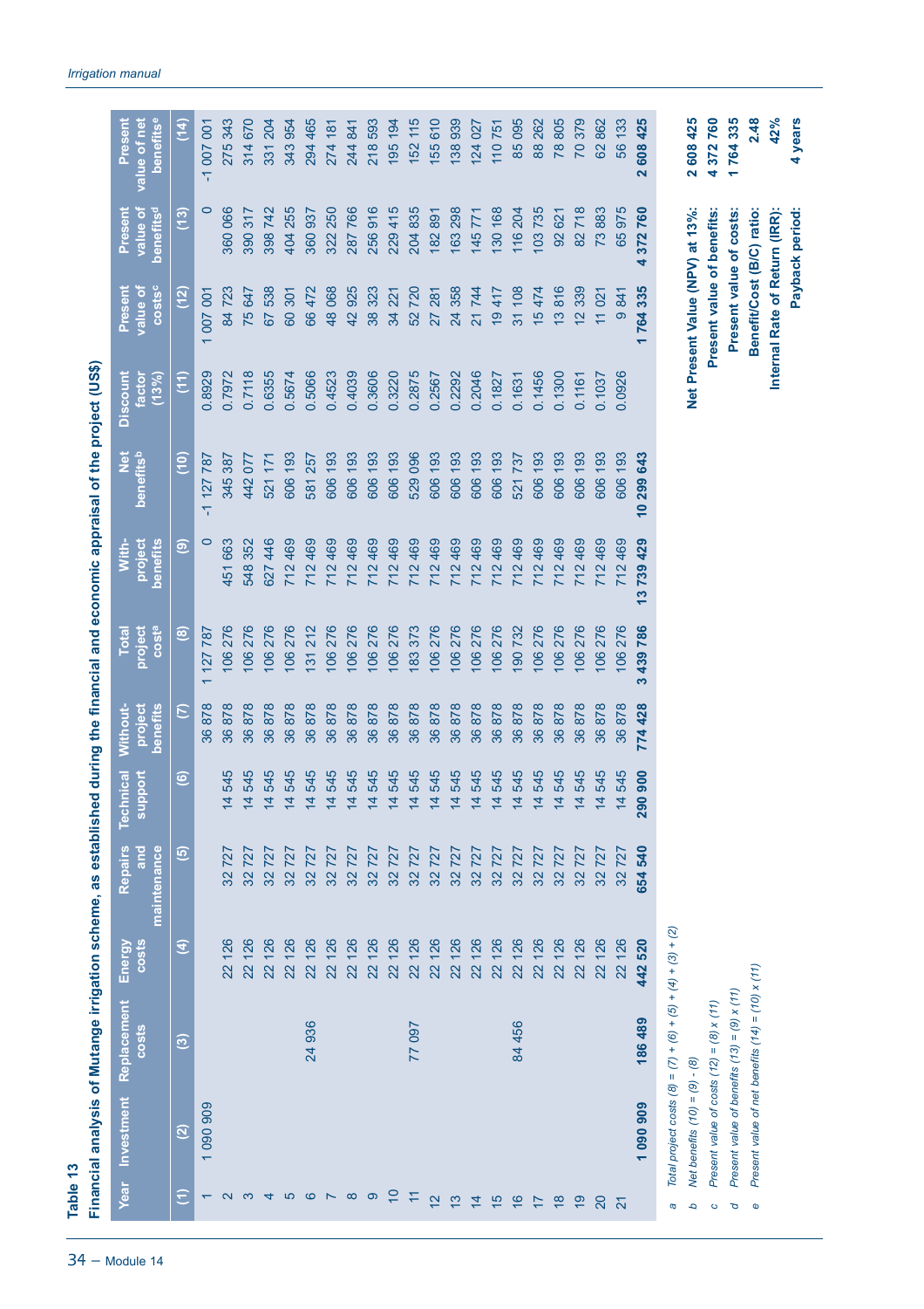**Table 13**

**Financial analysis of Mutange irrigation scheme, as established during the financial and economic appraisal of the project (US$)**

| Year | Investment | Replacement costs | Energy costs | Repairs and maintenance | Technical support | Without-project benefits | Total project cost[a] | With-project benefits | Net benefits[b] | Discount factor (13%) | Present value of costs[c] | Present value of benefits[d] | Present value of net benefits[e] |
|---|---|---|---|---|---|---|---|---|---|---|---|---|---|
| (1) | (2) | (3) | (4) | (5) | (6) | (7) | (8) | (9) | (10) | (11) | (12) | (13) | (14) |
| 1 | 1 090 909 | | | | | 36 878 | 1 127 787 | 0 | -1 127 787 | 0.8929 | 1 007 001 | 0 | -1 007 001 |
| 2 | | | 22 126 | 32 727 | 14 545 | 36 878 | 106 276 | 451 663 | 345 387 | 0.7972 | 84 723 | 360 066 | 275 343 |
| 3 | | | 22 126 | 32 727 | 14 545 | 36 878 | 106 276 | 548 352 | 442 077 | 0.7118 | 75 647 | 390 317 | 314 670 |
| 4 | | | 22 126 | 32 727 | 14 545 | 36 878 | 106 276 | 627 446 | 521 171 | 0.6355 | 67 538 | 398 742 | 331 204 |
| 5 | | | 22 126 | 32 727 | 14 545 | 36 878 | 106 276 | 712 469 | 606 193 | 0.5674 | 60 301 | 404 255 | 343 954 |
| 6 | | 24 936 | 22 126 | 32 727 | 14 545 | 36 878 | 131 212 | 712 469 | 581 257 | 0.5066 | 66 472 | 360 937 | 294 465 |
| 7 | | | 22 126 | 32 727 | 14 545 | 36 878 | 106 276 | 712 469 | 606 193 | 0.4523 | 48 068 | 322 250 | 274 181 |
| 8 | | | 22 126 | 32 727 | 14 545 | 36 878 | 106 276 | 712 469 | 606 193 | 0.4039 | 42 925 | 287 766 | 244 841 |
| 9 | | | 22 126 | 32 727 | 14 545 | 36 878 | 106 276 | 712 469 | 606 193 | 0.3606 | 38 323 | 256 916 | 218 593 |
| 10 | | | 22 126 | 32 727 | 14 545 | 36 878 | 106 276 | 712 469 | 606 193 | 0.3220 | 34 221 | 229 415 | 195 194 |
| 11 | | 77 097 | 22 126 | 32 727 | 14 545 | 36 878 | 183 373 | 712 469 | 529 096 | 0.2875 | 52 720 | 204 835 | 152 115 |
| 12 | | | 22 126 | 32 727 | 14 545 | 36 878 | 106 276 | 712 469 | 606 193 | 0.2567 | 27 281 | 182 891 | 155 610 |
| 13 | | | 22 126 | 32 727 | 14 545 | 36 878 | 106 276 | 712 469 | 606 193 | 0.2292 | 24 358 | 163 298 | 138 939 |
| 14 | | | 22 126 | 32 727 | 14 545 | 36 878 | 106 276 | 712 469 | 606 193 | 0.2046 | 21 744 | 145 771 | 124 027 |
| 15 | | | 22 126 | 32 727 | 14 545 | 36 878 | 106 276 | 712 469 | 606 193 | 0.1827 | 19 417 | 130 168 | 110 751 |
| 16 | | 84 456 | 22 126 | 32 727 | 14 545 | 36 878 | 190 732 | 712 469 | 521 737 | 0.1631 | 31 108 | 116 204 | 85 095 |
| 17 | | | 22 126 | 32 727 | 14 545 | 36 878 | 106 276 | 712 469 | 606 193 | 0.1456 | 15 474 | 103 735 | 88 262 |
| 18 | | | 22 126 | 32 727 | 14 545 | 36 878 | 106 276 | 712 469 | 606 193 | 0.1300 | 13 816 | 92 621 | 78 805 |
| 19 | | | 22 126 | 32 727 | 14 545 | 36 878 | 106 276 | 712 469 | 606 193 | 0.1161 | 12 339 | 82 718 | 70 379 |
| 20 | | | 22 126 | 32 727 | 14 545 | 36 878 | 106 276 | 712 469 | 606 193 | 0.1037 | 11 021 | 73 883 | 62 862 |
| 21 | | | 22 126 | 32 727 | 14 545 | 36 878 | 106 276 | 712 469 | 606 193 | 0.0926 | 9 841 | 65 975 | 56 133 |
| | **1 090 909** | **186 489** | **442 520** | **654 540** | **290 900** | **774 428** | **3 439 786** | **13 739 429** | **10 299 643** | | **1 764 335** | **4 372 760** | **2 608 425** |

| | |
|---|---|
| **Net Present Value (NPV) at 13%:** | **2 608 425** |
| **Present value of benefits:** | **4 372 760** |
| **Present value of costs:** | **1 764 335** |
| **Benefit/Cost (B/C) ratio:** | **2.48** |
| **Internal Rate of Return (IRR):** | **42%** |
| **Payback period:** | **4 years** |

*a* *Total project costs (8) = (7) + (6) + (5) + (4) + (3) + (2)*

*b* *Net benefits (10) = (9) - (8)*

*c* *Present value of costs (12) = (8) x (11)*

*d* *Present value of benefits (13) = (9) x (11)*

*e* *Present value of net benefits (14) = (10) x (11)*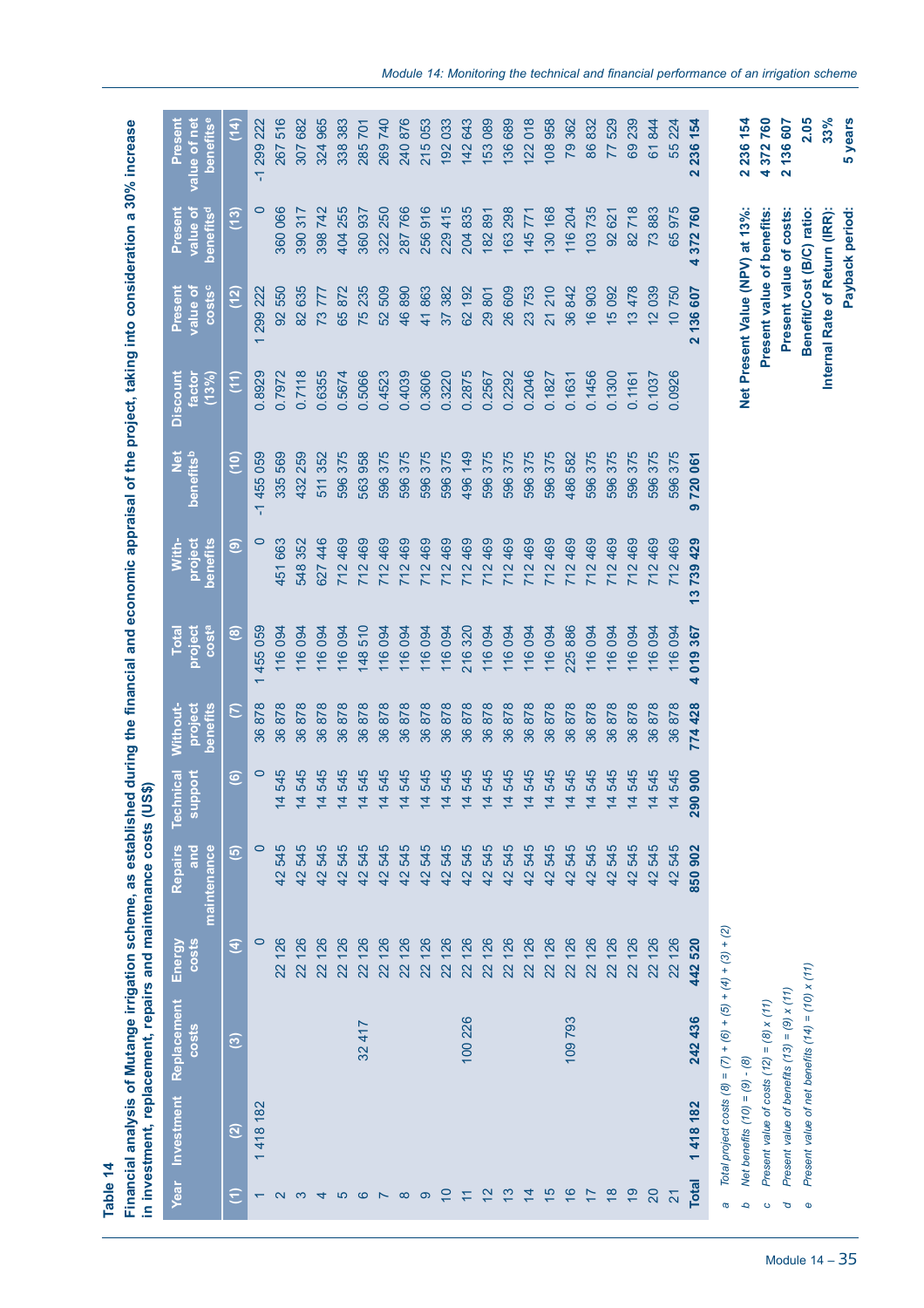**Table 14**

**Financial analysis of Mutange irrigation scheme, as established during the financial and economic appraisal of the project, taking into consideration a 30% increase in investment, replacement, repairs and maintenance costs (US$)**

| Year | Investment | Replacement costs | Energy costs | Repairs and maintenance | Technical support | Without-project benefits | Total project cost[a] | With-project benefits | Net benefits[b] | Discount factor (13%) | Present value of costs[c] | Present value of benefits[d] | Present value of net benefits[e] |
|---|---|---|---|---|---|---|---|---|---|---|---|---|---|
| (1) | (2) | (3) | (4) | (5) | (6) | (7) | (8) | (9) | (10) | (11) | (12) | (13) | (14) |
| 1 | 1 418 182 | | 0 | 0 | 0 | 36 878 | 1 455 059 | 0 | -1 455 059 | 0.8929 | 1 299 222 | 0 | -1 299 222 |
| 2 | | | 22 126 | 42 545 | 14 545 | 36 878 | 116 094 | 451 663 | 335 569 | 0.7972 | 92 550 | 360 066 | 267 516 |
| 3 | | | 22 126 | 42 545 | 14 545 | 36 878 | 116 094 | 548 352 | 432 259 | 0.7118 | 82 635 | 390 317 | 307 682 |
| 4 | | | 22 126 | 42 545 | 14 545 | 36 878 | 116 094 | 627 446 | 511 352 | 0.6355 | 73 777 | 398 742 | 324 965 |
| 5 | | | 22 126 | 42 545 | 14 545 | 36 878 | 116 094 | 712 469 | 596 375 | 0.5674 | 65 872 | 404 255 | 338 383 |
| 6 | | 32 417 | 22 126 | 42 545 | 14 545 | 36 878 | 148 510 | 712 469 | 563 958 | 0.5066 | 75 235 | 360 937 | 285 701 |
| 7 | | | 22 126 | 42 545 | 14 545 | 36 878 | 116 094 | 712 469 | 596 375 | 0.4523 | 52 509 | 322 250 | 269 740 |
| 8 | | | 22 126 | 42 545 | 14 545 | 36 878 | 116 094 | 712 469 | 596 375 | 0.4039 | 46 890 | 287 766 | 240 876 |
| 9 | | | 22 126 | 42 545 | 14 545 | 36 878 | 116 094 | 712 469 | 596 375 | 0.3606 | 41 863 | 256 916 | 215 053 |
| 10 | | | 22 126 | 42 545 | 14 545 | 36 878 | 116 094 | 712 469 | 596 375 | 0.3220 | 37 382 | 229 415 | 192 033 |
| 11 | | 100 226 | 22 126 | 42 545 | 14 545 | 36 878 | 216 320 | 712 469 | 496 149 | 0.2875 | 62 192 | 204 835 | 142 643 |
| 12 | | | 22 126 | 42 545 | 14 545 | 36 878 | 116 094 | 712 469 | 596 375 | 0.2567 | 29 801 | 182 891 | 153 089 |
| 13 | | | 22 126 | 42 545 | 14 545 | 36 878 | 116 094 | 712 469 | 596 375 | 0.2292 | 26 609 | 163 298 | 136 689 |
| 14 | | | 22 126 | 42 545 | 14 545 | 36 878 | 116 094 | 712 469 | 596 375 | 0.2046 | 23 753 | 145 771 | 122 018 |
| 15 | | | 22 126 | 42 545 | 14 545 | 36 878 | 116 094 | 712 469 | 596 375 | 0.1827 | 21 210 | 130 168 | 108 958 |
| 16 | | 109 793 | 22 126 | 42 545 | 14 545 | 36 878 | 225 886 | 712 469 | 486 582 | 0.1631 | 36 842 | 116 204 | 79 362 |
| 17 | | | 22 126 | 42 545 | 14 545 | 36 878 | 116 094 | 712 469 | 596 375 | 0.1456 | 16 903 | 103 735 | 86 832 |
| 18 | | | 22 126 | 42 545 | 14 545 | 36 878 | 116 094 | 712 469 | 596 375 | 0.1300 | 15 092 | 92 621 | 77 529 |
| 19 | | | 22 126 | 42 545 | 14 545 | 36 878 | 116 094 | 712 469 | 596 375 | 0.1161 | 13 478 | 82 718 | 69 239 |
| 20 | | | 22 126 | 42 545 | 14 545 | 36 878 | 116 094 | 712 469 | 596 375 | 0.1037 | 12 039 | 73 883 | 61 844 |
| 21 | | | 22 126 | 42 545 | 14 545 | 36 878 | 116 094 | 712 469 | 596 375 | 0.0926 | 10 750 | 65 975 | 55 224 |
| **Total** | **1 418 182** | **242 436** | **442 520** | **850 902** | **290 900** | **774 428** | **4 019 367** | **13 739 429** | **9 720 061** | | **2 136 607** | **4 372 760** | **2 236 154** |

| | |
|---|---|
| **Net Present Value (NPV) at 13%:** | **2 236 154** |
| **Present value of benefits:** | **4 372 760** |
| **Present value of costs:** | **2 136 607** |
| **Benefit/Cost (B/C) ratio:** | **2.05** |
| **Internal Rate of Return (IRR):** | **33%** |
| **Payback period:** | **5 years** |

*a* *Total project costs (8) = (7) + (6) + (5) + (4) + (3) + (2)*
*b* *Net benefits (10) = (9) - (8)*
*c* *Present value of costs (12) = (8) x (11)*
*d* *Present value of benefits (13) = (9) x (11)*
*e* *Present value of net benefits (14) = (10) x (11)*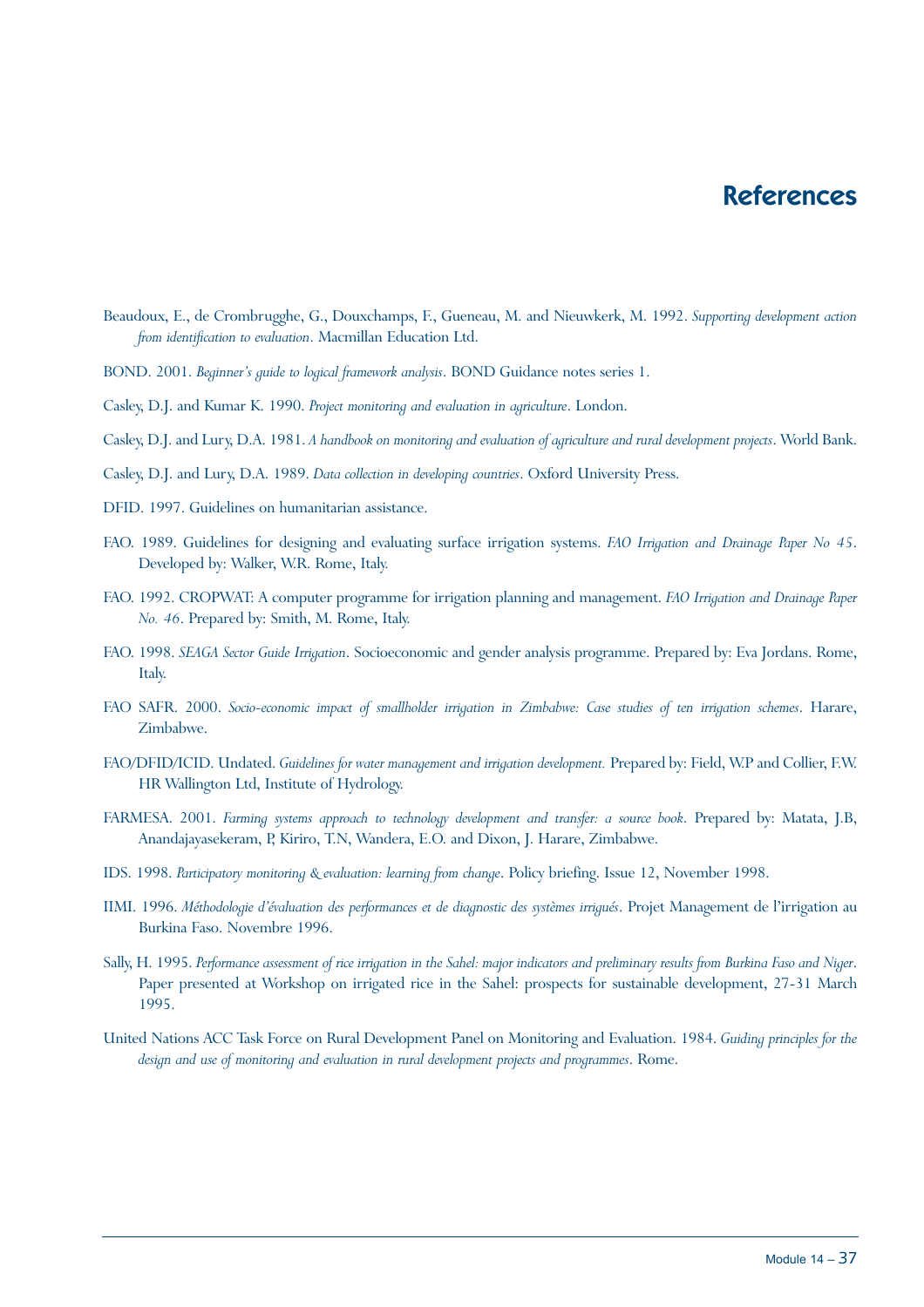# References

Beaudoux, E., de Crombrugghe, G., Douxchamps, F., Gueneau, M. and Nieuwkerk, M. 1992. *Supporting development action from identification to evaluation*. Macmillan Education Ltd.

BOND. 2001. *Beginner's guide to logical framework analysis*. BOND Guidance notes series 1.

Casley, D.J. and Kumar K. 1990. *Project monitoring and evaluation in agriculture*. London.

Casley, D.J. and Lury, D.A. 1981. *A handbook on monitoring and evaluation of agriculture and rural development projects*. World Bank.

Casley, D.J. and Lury, D.A. 1989. *Data collection in developing countries*. Oxford University Press.

DFID. 1997. Guidelines on humanitarian assistance.

FAO. 1989. Guidelines for designing and evaluating surface irrigation systems. *FAO Irrigation and Drainage Paper No 45*. Developed by: Walker, W.R. Rome, Italy.

FAO. 1992. CROPWAT: A computer programme for irrigation planning and management. *FAO Irrigation and Drainage Paper No. 46*. Prepared by: Smith, M. Rome, Italy.

FAO. 1998. *SEAGA Sector Guide Irrigation*. Socioeconomic and gender analysis programme. Prepared by: Eva Jordans. Rome, Italy.

FAO SAFR. 2000. *Socio-economic impact of smallholder irrigation in Zimbabwe: Case studies of ten irrigation schemes*. Harare, Zimbabwe.

FAO/DFID/ICID. Undated. *Guidelines for water management and irrigation development.* Prepared by: Field, W.P and Collier, F.W. HR Wallington Ltd, Institute of Hydrology.

FARMESA. 2001. *Farming systems approach to technology development and transfer: a source book*. Prepared by: Matata, J.B, Anandajayasekeram, P, Kiriro, T.N, Wandera, E.O. and Dixon, J. Harare, Zimbabwe.

IDS. 1998. *Participatory monitoring & evaluation: learning from change*. Policy briefing. Issue 12, November 1998.

IIMI. 1996. *Méthodologie d'évaluation des performances et de diagnostic des systèmes irrigués*. Projet Management de l'irrigation au Burkina Faso. Novembre 1996.

Sally, H. 1995. *Performance assessment of rice irrigation in the Sahel: major indicators and preliminary results from Burkina Faso and Niger*. Paper presented at Workshop on irrigated rice in the Sahel: prospects for sustainable development, 27-31 March 1995.

United Nations ACC Task Force on Rural Development Panel on Monitoring and Evaluation. 1984. *Guiding principles for the design and use of monitoring and evaluation in rural development projects and programmes*. Rome.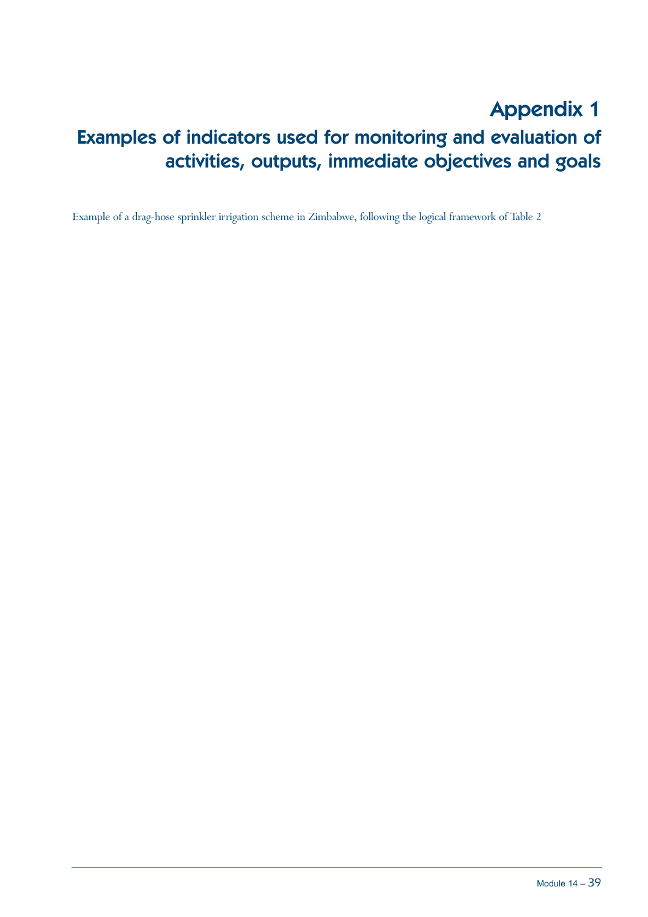# Appendix 1

## Examples of indicators used for monitoring and evaluation of activities, outputs, immediate objectives and goals

Example of a drag-hose sprinkler irrigation scheme in Zimbabwe, following the logical framework of Table 2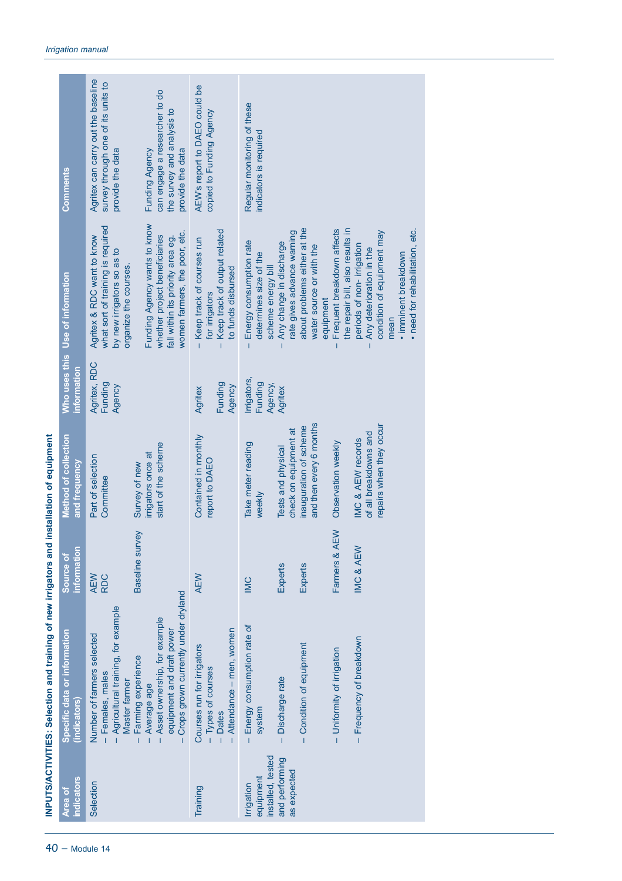**INPUTS/ACTIVITIES: Selection and training of new irrigators and installation of equipment**

| Area of indicators | Specific data or information (indicators) | Source of information | Method of collection and frequency | Who uses this information | Use of information | Comments |
|---|---|---|---|---|---|---|
| Selection | Number of farmers selected<br>– Females, males<br>– Agricultural training, for example Master farmer | AEW<br>RDC | Part of selection Committee | Agritex, RDC Funding Agency | Agritex & RDC want to know what sort of training is required by new irrigators so as to organize the courses. | Agritex can carry out the baseline survey through one of its units to provide the data |
| | – Farming experience<br>– Average age<br>– Asset ownership, for example equipment and draft power<br>– Crops grown currently under dryland | Baseline survey | Survey of new irrigators once at start of the scheme | | Funding Agency wants to know whether project beneficiaries fall within its priority area eg. women farmers, the poor, etc. | Funding Agency can engage a researcher to do the survey and analysis to provide the data |
| Training | Courses run for irrigators<br>– Types of courses<br>– Dates<br>– Attendance – men, women | AEW | Contained in monthly report to DAEO | Agritex<br>Funding Agency | – Keep track of courses run for irrigators<br>– Keep track of output related to funds disbursed | AEW's report to DAEO could be copied to Funding Agency |
| Irrigation equipment installed, tested and performing as expected | – Energy consumption rate of system | IMC | Take meter reading weekly | Irrigators, Funding Agency, Agritex | – Energy consumption rate determines size of the scheme energy bill | Regular monitoring of these indicators is required |
| | – Discharge rate | Experts | Tests and physical check on equipment at inauguration of scheme and then every 6 months | | – Any change in discharge rate gives advance warning about problems either at the water source or with the equipment | |
| | – Condition of equipment | Experts | | | | |
| | – Uniformity of irrigation | Farmers & AEW | Observation weekly | | – Frequent breakdown affects the repair bill, also results in periods of non- irrigation | |
| | – Frequency of breakdown | IMC & AEW | IMC & AEW records of all breakdowns and repairs when they occur | | – Any deterioration in the condition of equipment may mean<br>• imminent breakdown<br>• need for rehabilitation, etc. | |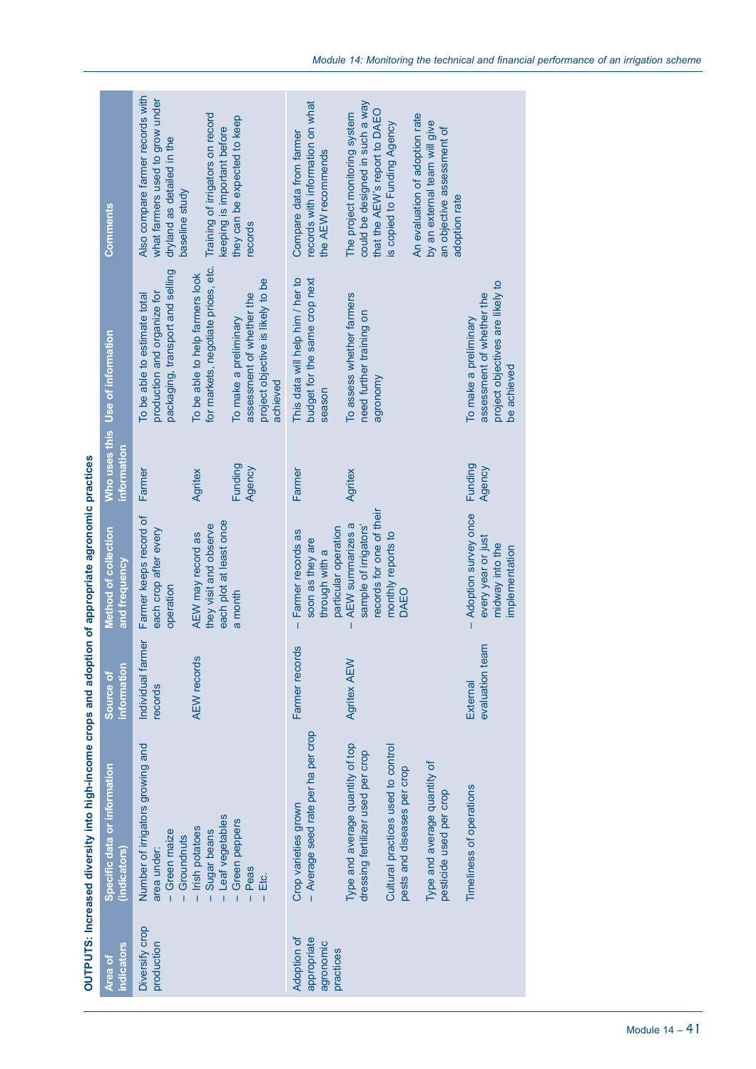**OUTPUTS: Increased diversity into high-income crops and adoption of appropriate agronomic practices**

| Area of indicators | Specific data or information (indicators) | Source of information | Method of collection and frequency | Who uses this information | Use of information | Comments |
|---|---|---|---|---|---|---|
| Diversify crop production | Number of irrigators growing and area under: – Green maize – Groundnuts – Irish potatoes – Sugar beans – Leaf vegetables – Green peppers – Peas – Etc. | Individual farmer records | Farmer keeps record of each crop after every operation | Farmer | To be able to estimate total production and organize for packaging, transport and selling | Also compare farmer records with what farmers used to grow under dryland as detailed in the baseline study |
| | | AEW records | AEW may record as they visit and observe each plot at least once a month | Agritex | To be able to help farmers look for markets, negotiate prices, etc. | Training of irrigators on record keeping is important before they can be expected to keep records |
| | | | | Funding Agency | To make a preliminary assessment of whether the project objective is likely to be achieved | |
| Adoption of appropriate agronomic practices | Crop varieties grown – Average seed rate per ha per crop | Farmer records | – Farmer records as soon as they are through with a particular operation | Farmer | This data will help him / her to budget for the same crop next season | Compare data from farmer records with information on what the AEW recommends |
| | Type and average quantity of top dressing fertilizer used per crop Cultural practices used to control pests and diseases per crop Type and average quantity of pesticide used per crop | Agritex AEW | – AEW summarizes a sample of irrigators' records for one of their monthly reports to DAEO | Agritex | To assess whether farmers need further training on agronomy | The project monitoring system could be designed in such a way that the AEW's report to DAEO is copied to Funding Agency |
| | Timeliness of operations | External evaluation team | – Adoption survey once every year or just midway into the implementation | Funding Agency | To make a preliminary assessment of whether the project objectives are likely to be achieved | An evaluation of adoption rate by an external team will give an objective assessment of adoption rate |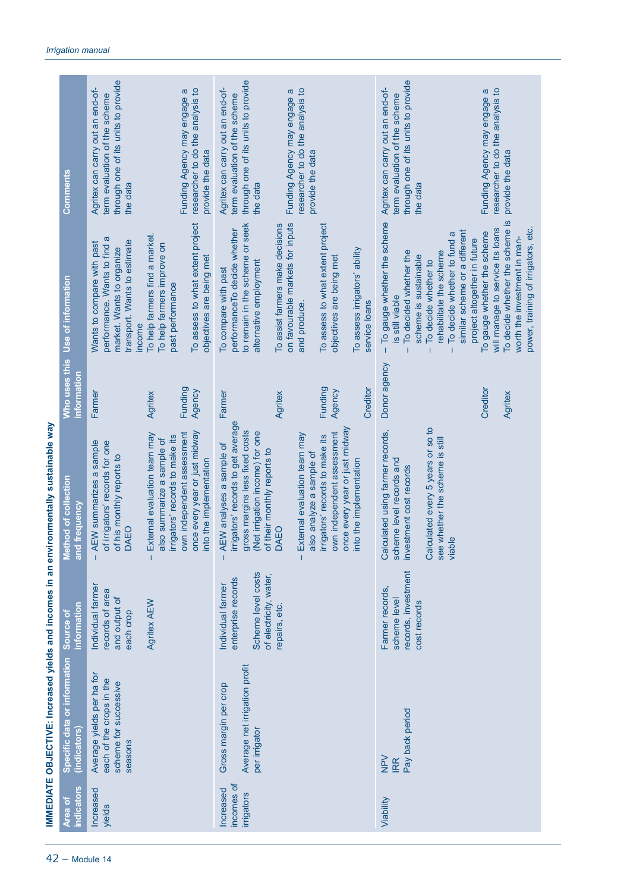**IMMEDIATE OBJECTIVE: Increased yields and incomes in an environmentally sustainable way**

| Area of indicators | Specific data or information (indicators) | Source of information | Method of collection and frequency | Who uses this information | Use of information | Comments |
|---|---|---|---|---|---|---|
| Increased yields | Average yields per ha for each of the crops in the scheme for successive seasons | Individual farmer records of area and output of each crop | – AEW summarizes a sample of irrigators' records for one of his monthly reports to DAEO | Farmer | Wants to compare with past performance. Wants to find a market. Wants to organize transport. Wants to estimate income | Agritex can carry out an end-of-term evaluation of the scheme through one of its units to provide the data |
| | | Agritex AEW | – External evaluation team may also summarize a sample of irrigators' records to make its own independent assessment once every year or just midway into the implementation | Agritex | To help farmers find a market. To help farmers improve on past performance | |
| | | | | Funding Agency | To assess to what extent project objectives are being met | Funding Agency may engage a researcher to do the analysis to provide the data |
| Increased incomes of irrigators | Gross margin per crop | Individual farmer enterprise records | – AEW analyses a sample of irrigators' records to get average gross margins less fixed costs (Net irrigation income) for one of their monthly reports to DAEO | Farmer | To compare with past performanceTo decide whether to remain in the scheme or seek alternative employment | Agritex can carry out an end-of-term evaluation of the scheme through one of its units to provide the data |
| | Average net irrigation profit per irrigator | Scheme level costs of electricity, water, repairs, etc. | – External evaluation team may also analyze a sample of irrigators' records to make its own independent assessment once every year or just midway into the implementation | Agritex | To assist farmers make decisions on favourable markets for inputs and produce. | Funding Agency may engage a researcher to do the analysis to provide the data |
| | | | | Funding Agency | To assess to what extent project objectives are being met | |
| | | | | Creditor | To assess irrigators' ability service loans | |
| Viability | NPV<br>IRR<br>Pay back period | Farmer records, scheme level records, investment cost records | Calculated using farmer records, scheme level records and investment cost records<br><br>Calculated every 5 years or so to see whether the scheme is still viable | Donor agency | – To gauge whether the scheme is still viable<br>– To decided whether the scheme is sustainable<br>– To decide whether to rehabilitate the scheme<br>– To decide whether to fund a similar scheme or a different project altogether in future | Agritex can carry out an end-of-term evaluation of the scheme through one of its units to provide the data |
| | | | | Creditor | To gauge whether the scheme will manage to service its loans | Funding Agency may engage a researcher to do the analysis to provide the data |
| | | | | Agritex | To decide whether the scheme is worth the investment in man-power, training of irrigators, etc. | |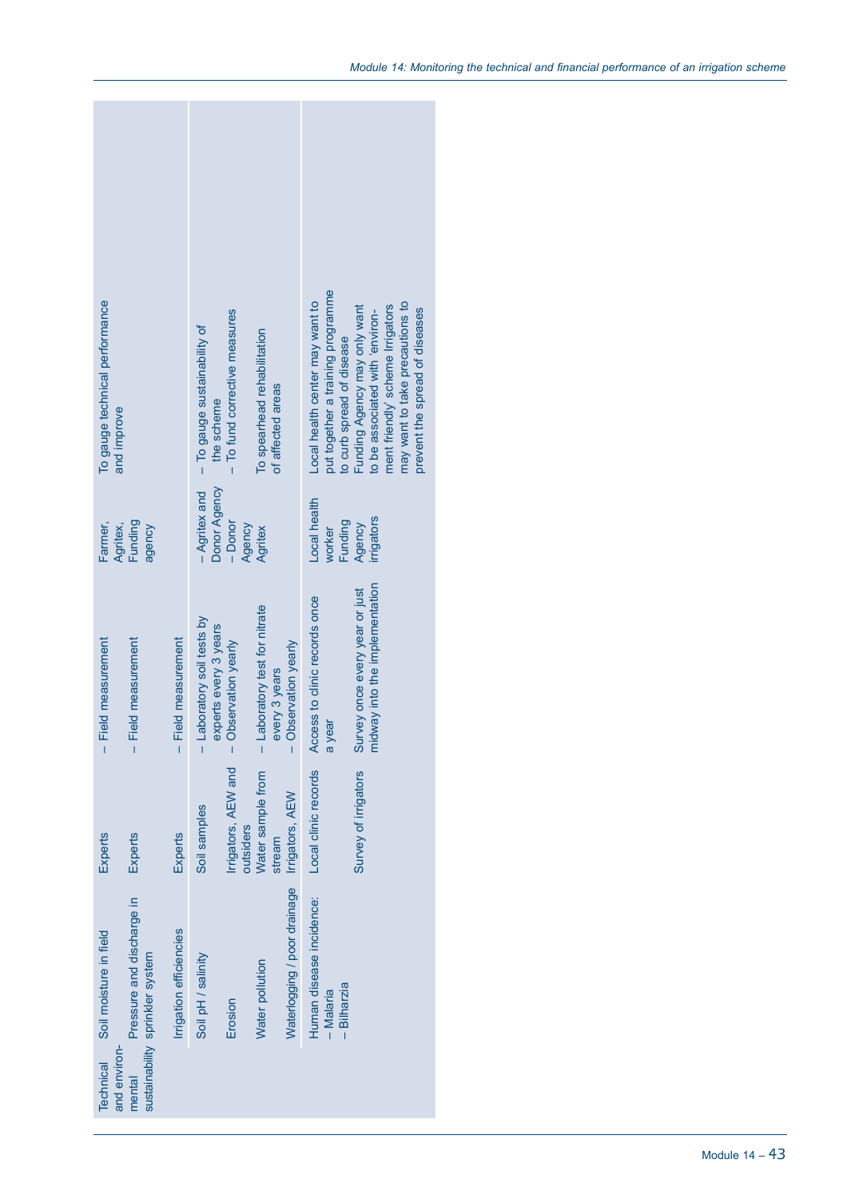| | | | | | |
|---|---|---|---|---|---|
| Technical and environ-mental sustainability | Soil moisture in field | Experts | – Field measurement | Farmer, Agritex, Funding agency | To gauge technical performance and improve |
| | Pressure and discharge in sprinkler system | Experts | – Field measurement | | |
| | Irrigation efficiencies | Experts | – Field measurement | | |
| | Soil pH / salinity | Soil samples | – Laboratory soil tests by experts every 3 years | – Agritex and Donor Agency | – To gauge sustainability of the scheme |
| | Erosion | Irrigators, AEW and outsiders | – Observation yearly | – Donor Agency | – To fund corrective measures |
| | Water pollution | Water sample from stream | – Laboratory test for nitrate every 3 years | Agritex | To spearhead rehabilitation of affected areas |
| | Waterlogging / poor drainage | Irrigators, AEW | – Observation yearly | | |
| | Human disease incidence: – Malaria – Bilharzia | Local clinic records | Access to clinic records once a year | Local health worker | Local health center may want to put together a training programme to curb spread of disease |
| | | Survey of irrigators | Survey once every year or just midway into the implementation | Funding Agency irrigators | Funding Agency may only want to be associated with 'environ-ment friendly' scheme Irrigators may want to take precautions to prevent the spread of diseases |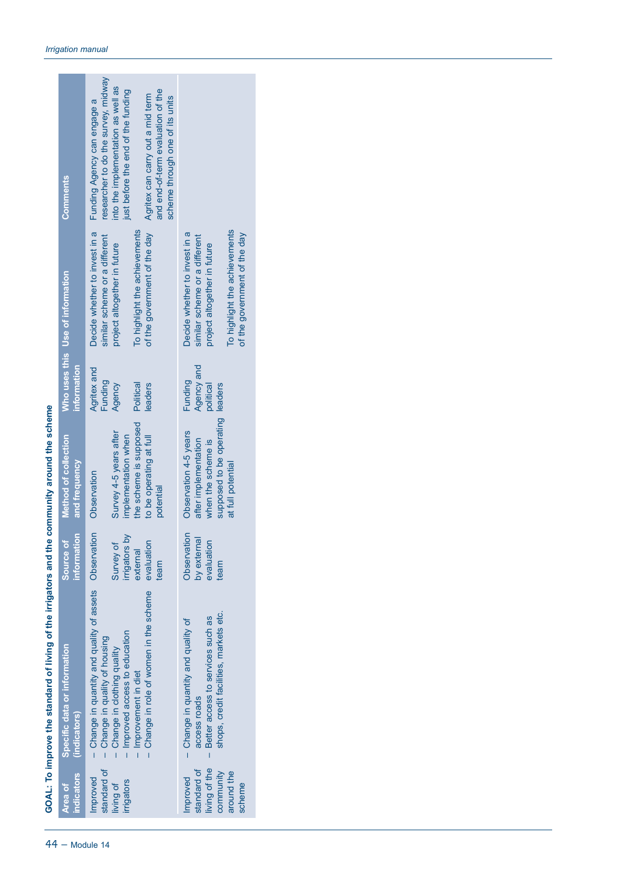**GOAL: To improve the standard of living of the irrigators and the community around the scheme**

| Area of indicators | Specific data or information (indicators) | Source of information | Method of collection and frequency | Who uses this information | Use of information | Comments |
|---|---|---|---|---|---|---|
| Improved standard of living of irrigators | – Change in quantity and quality of assets<br>– Change in quality of housing<br>– Change in clothing quality<br>– Improved access to education<br>– Improvement in diet<br>– Change in role of women in the scheme | Observation<br><br>Survey of irrigators by external evaluation team | Observation<br><br>Survey 4-5 years after implementation when the scheme is supposed to be operating at full potential | Agritex and Funding Agency<br><br>Political leaders | Decide whether to invest in a similar scheme or a different project altogether in future<br><br>To highlight the achievements of the government of the day | Funding Agency can engage a researcher to do the survey, midway into the implementation as well as just before the end of the funding<br><br>Agritex can carry out a mid term and end-of-term evaluation of the scheme through one of its units |
| Improved standard of living of the community around the scheme | – Change in quantity and quality of access roads<br>– Better access to services such as shops, credit facilities, markets etc. | Observation by external evaluation team | Observation 4-5 years after implementation when the scheme is supposed to be operating at full potential | Funding Agency and political leaders | Decide whether to invest in a similar scheme or a different project altogether in future<br><br>To highlight the achievements of the government of the day | |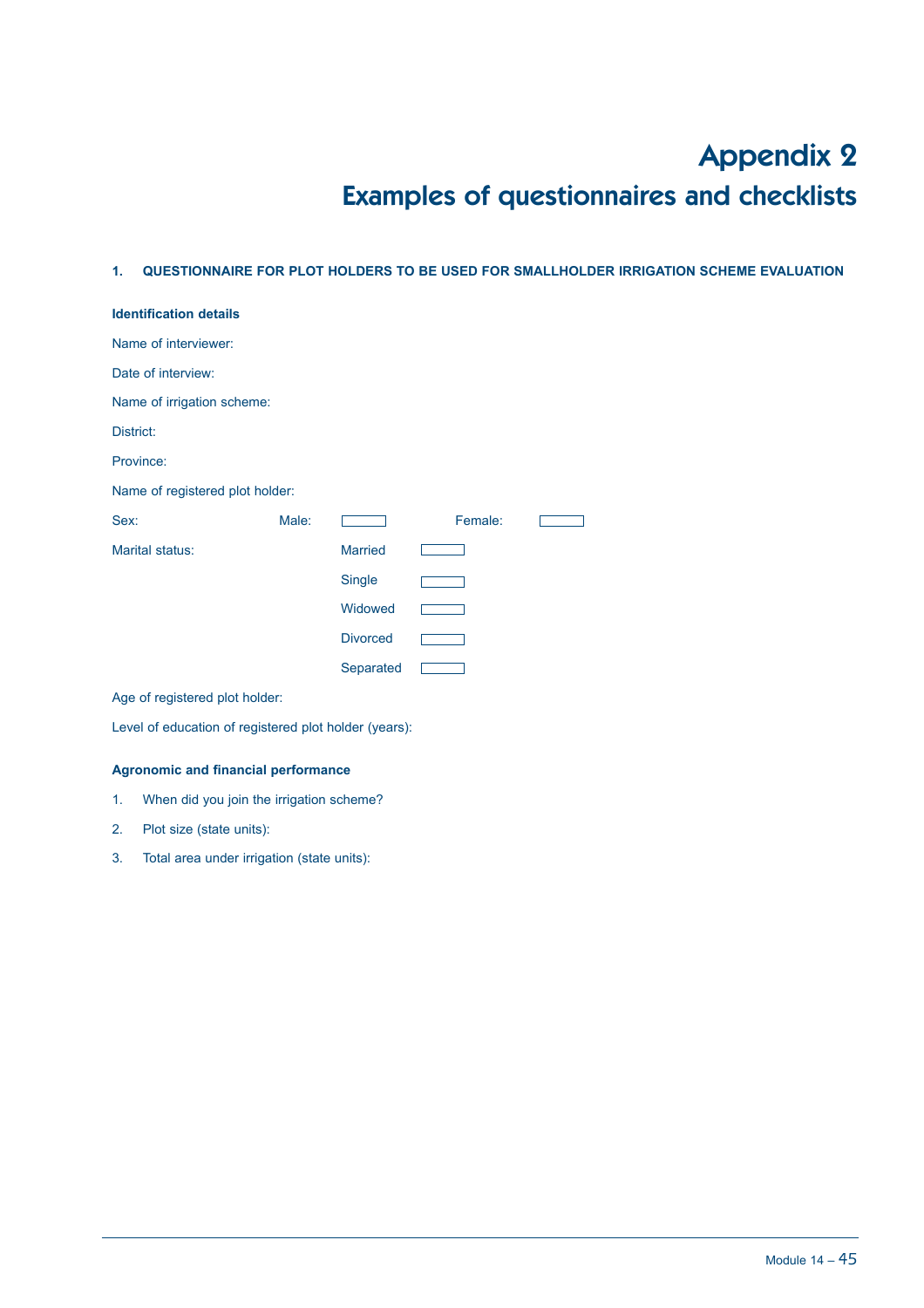# Appendix 2

## Examples of questionnaires and checklists

### 1. QUESTIONNAIRE FOR PLOT HOLDERS TO BE USED FOR SMALLHOLDER IRRIGATION SCHEME EVALUATION

**Identification details**

Name of interviewer:

Date of interview:

Name of irrigation scheme:

District:

Province:

Name of registered plot holder:

Sex: Male: ☐ Female: ☐

Marital status:

- Married ☐
- Single ☐
- Widowed ☐
- Divorced ☐
- Separated ☐

Age of registered plot holder:

Level of education of registered plot holder (years):

**Agronomic and financial performance**

1. When did you join the irrigation scheme?
2. Plot size (state units):
3. Total area under irrigation (state units):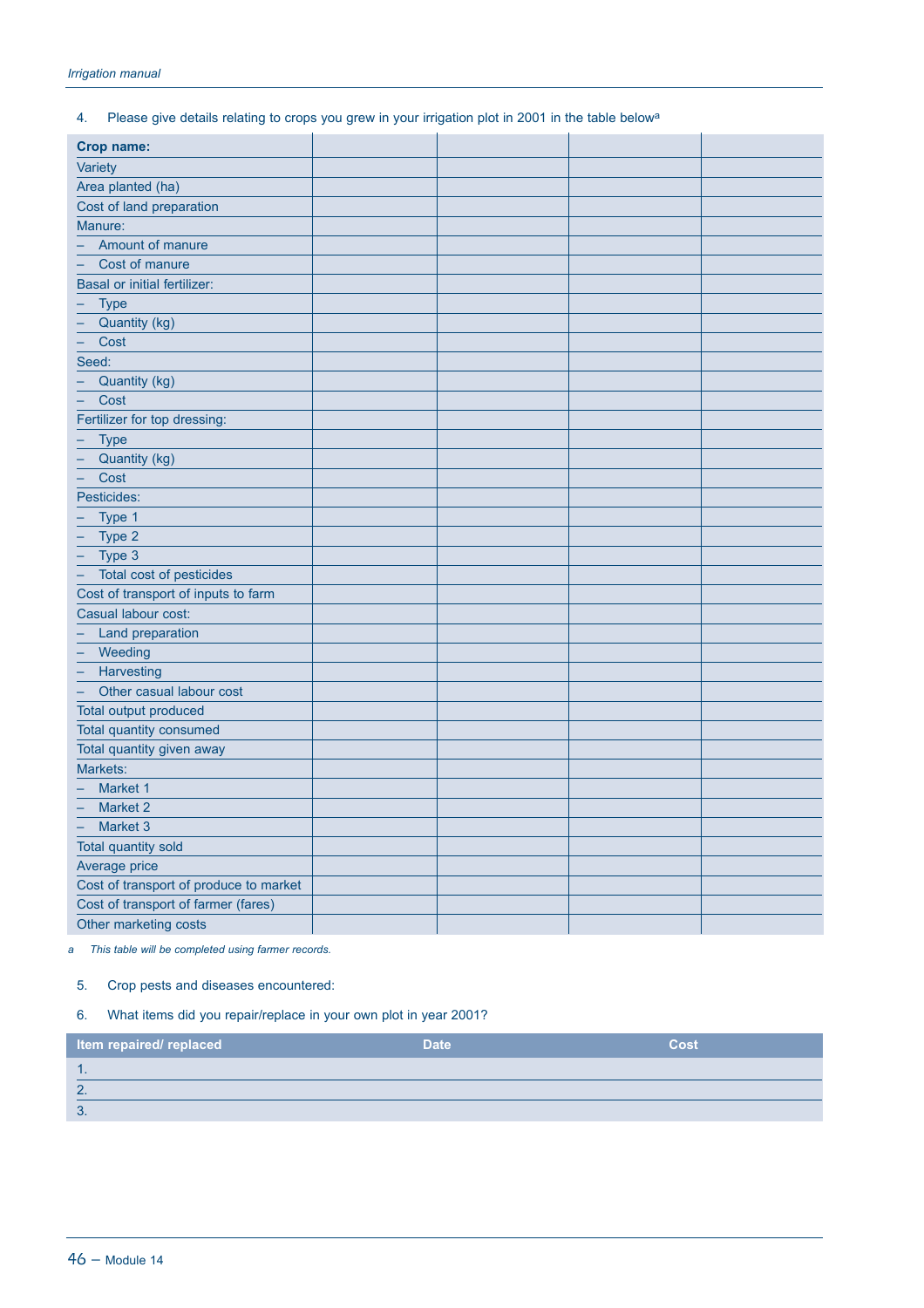4. Please give details relating to crops you grew in your irrigation plot in 2001 in the table below[a]

| **Crop name:** | | | | |
|---|---|---|---|---|
| Variety | | | | |
| Area planted (ha) | | | | |
| Cost of land preparation | | | | |
| Manure: | | | | |
| – Amount of manure | | | | |
| – Cost of manure | | | | |
| Basal or initial fertilizer: | | | | |
| – Type | | | | |
| – Quantity (kg) | | | | |
| – Cost | | | | |
| Seed: | | | | |
| – Quantity (kg) | | | | |
| – Cost | | | | |
| Fertilizer for top dressing: | | | | |
| – Type | | | | |
| – Quantity (kg) | | | | |
| – Cost | | | | |
| Pesticides: | | | | |
| – Type 1 | | | | |
| – Type 2 | | | | |
| – Type 3 | | | | |
| – Total cost of pesticides | | | | |
| Cost of transport of inputs to farm | | | | |
| Casual labour cost: | | | | |
| – Land preparation | | | | |
| – Weeding | | | | |
| – Harvesting | | | | |
| – Other casual labour cost | | | | |
| Total output produced | | | | |
| Total quantity consumed | | | | |
| Total quantity given away | | | | |
| Markets: | | | | |
| – Market 1 | | | | |
| – Market 2 | | | | |
| – Market 3 | | | | |
| Total quantity sold | | | | |
| Average price | | | | |
| Cost of transport of produce to market | | | | |
| Cost of transport of farmer (fares) | | | | |
| Other marketing costs | | | | |

*a This table will be completed using farmer records.*

5. Crop pests and diseases encountered:

6. What items did you repair/replace in your own plot in year 2001?

| Item repaired/ replaced | Date | Cost |
|---|---|---|
| 1. | | |
| 2. | | |
| 3. | | |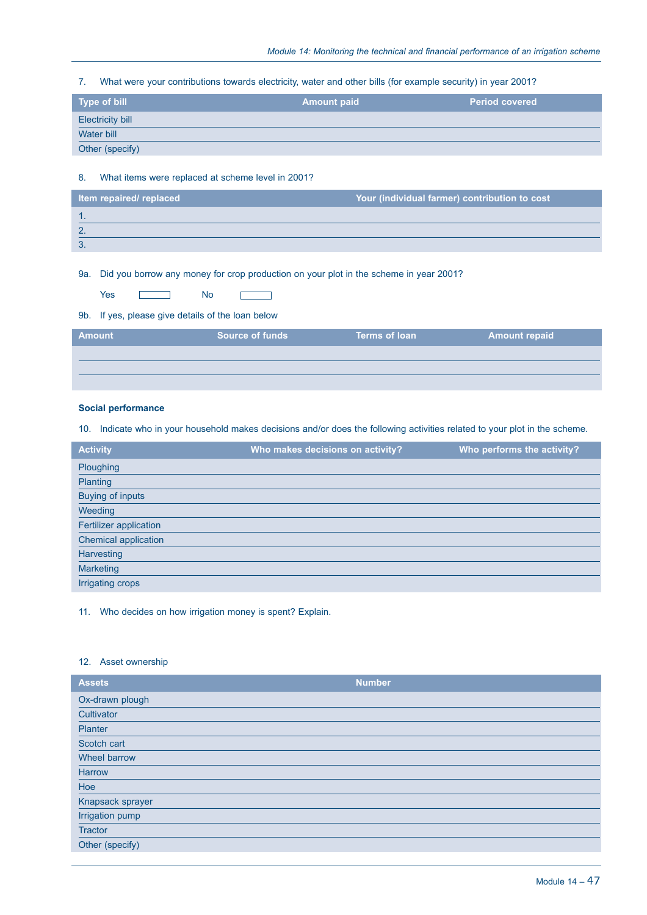7. What were your contributions towards electricity, water and other bills (for example security) in year 2001?

| Type of bill | Amount paid | Period covered |
|---|---|---|
| Electricity bill | | |
| Water bill | | |
| Other (specify) | | |

8. What items were replaced at scheme level in 2001?

| Item repaired/ replaced | Your (individual farmer) contribution to cost |
|---|---|
| 1. | |
| 2. | |
| 3. | |

9a. Did you borrow any money for crop production on your plot in the scheme in year 2001?

Yes ☐ No ☐

9b. If yes, please give details of the loan below

| Amount | Source of funds | Terms of loan | Amount repaid |
|---|---|---|---|
| | | | |
| | | | |
| | | | |

**Social performance**

10. Indicate who in your household makes decisions and/or does the following activities related to your plot in the scheme.

| Activity | Who makes decisions on activity? | Who performs the activity? |
|---|---|---|
| Ploughing | | |
| Planting | | |
| Buying of inputs | | |
| Weeding | | |
| Fertilizer application | | |
| Chemical application | | |
| Harvesting | | |
| Marketing | | |
| Irrigating crops | | |

11. Who decides on how irrigation money is spent? Explain.

12. Asset ownership

| Assets | Number |
|---|---|
| Ox-drawn plough | |
| Cultivator | |
| Planter | |
| Scotch cart | |
| Wheel barrow | |
| Harrow | |
| Hoe | |
| Knapsack sprayer | |
| Irrigation pump | |
| Tractor | |
| Other (specify) | |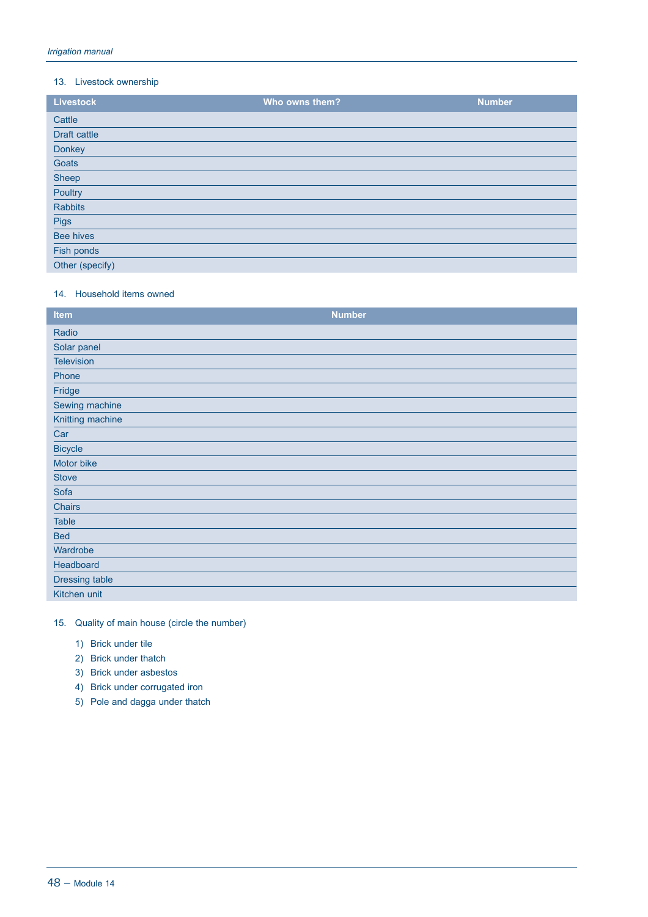13. Livestock ownership

| Livestock | Who owns them? | Number |
|---|---|---|
| Cattle | | |
| Draft cattle | | |
| Donkey | | |
| Goats | | |
| Sheep | | |
| Poultry | | |
| Rabbits | | |
| Pigs | | |
| Bee hives | | |
| Fish ponds | | |
| Other (specify) | | |

14. Household items owned

| Item | Number |
|---|---|
| Radio | |
| Solar panel | |
| Television | |
| Phone | |
| Fridge | |
| Sewing machine | |
| Knitting machine | |
| Car | |
| Bicycle | |
| Motor bike | |
| Stove | |
| Sofa | |
| Chairs | |
| Table | |
| Bed | |
| Wardrobe | |
| Headboard | |
| Dressing table | |
| Kitchen unit | |

15. Quality of main house (circle the number)

1) Brick under tile
2) Brick under thatch
3) Brick under asbestos
4) Brick under corrugated iron
5) Pole and dagga under thatch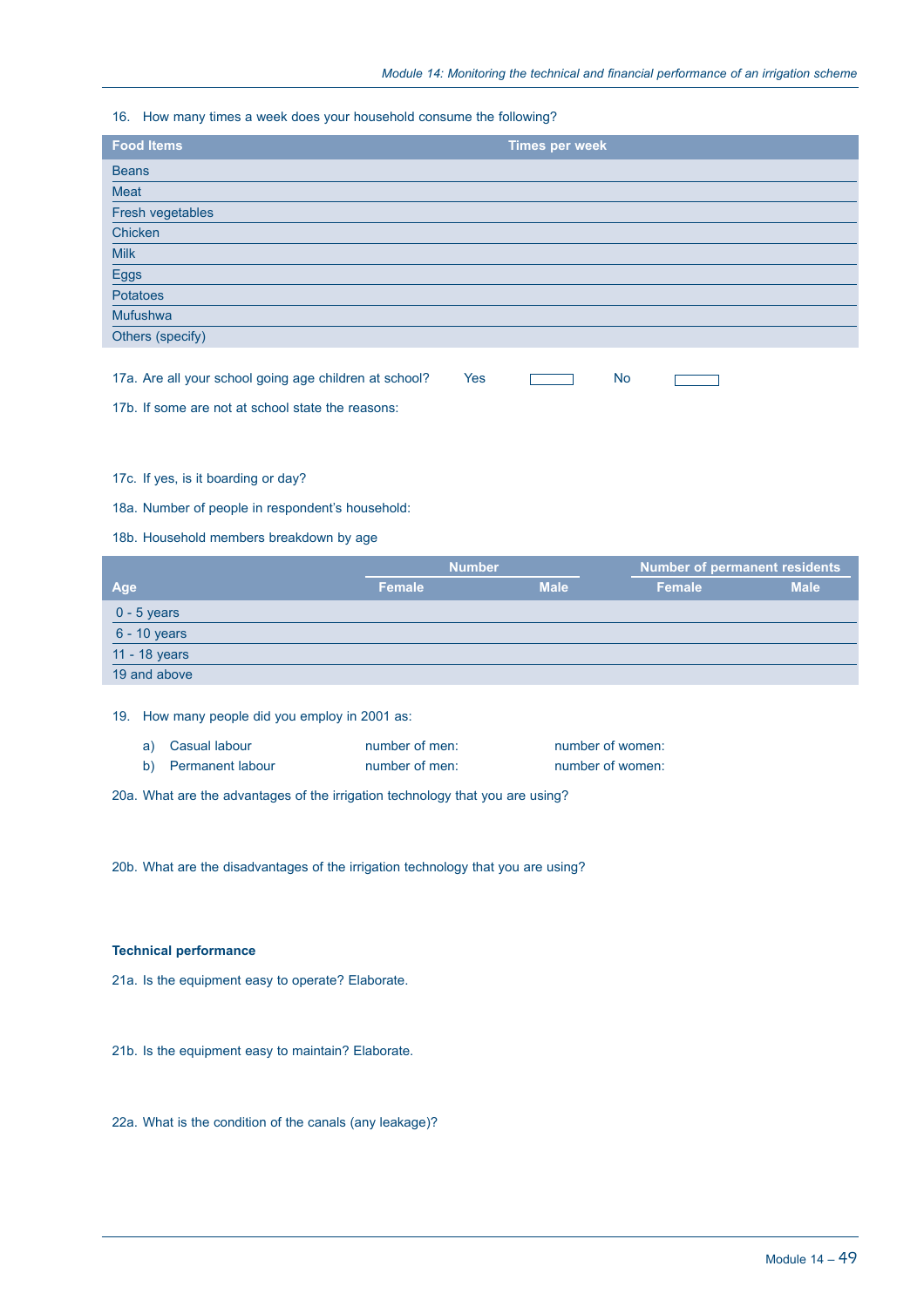16. How many times a week does your household consume the following?

| Food Items | Times per week |
|---|---|
| Beans | |
| Meat | |
| Fresh vegetables | |
| Chicken | |
| Milk | |
| Eggs | |
| Potatoes | |
| Mufushwa | |
| Others (specify) | |

17a. Are all your school going age children at school? Yes ☐ No ☐

17b. If some are not at school state the reasons:

17c. If yes, is it boarding or day?

18a. Number of people in respondent's household:

18b. Household members breakdown by age

| Age | Number | | Number of permanent residents | |
|---|---|---|---|---|
| | Female | Male | Female | Male |
| 0 - 5 years | | | | |
| 6 - 10 years | | | | |
| 11 - 18 years | | | | |
| 19 and above | | | | |

19. How many people did you employ in 2001 as:

a) Casual labour number of men: number of women:

b) Permanent labour number of men: number of women:

20a. What are the advantages of the irrigation technology that you are using?

20b. What are the disadvantages of the irrigation technology that you are using?

**Technical performance**

21a. Is the equipment easy to operate? Elaborate.

21b. Is the equipment easy to maintain? Elaborate.

22a. What is the condition of the canals (any leakage)?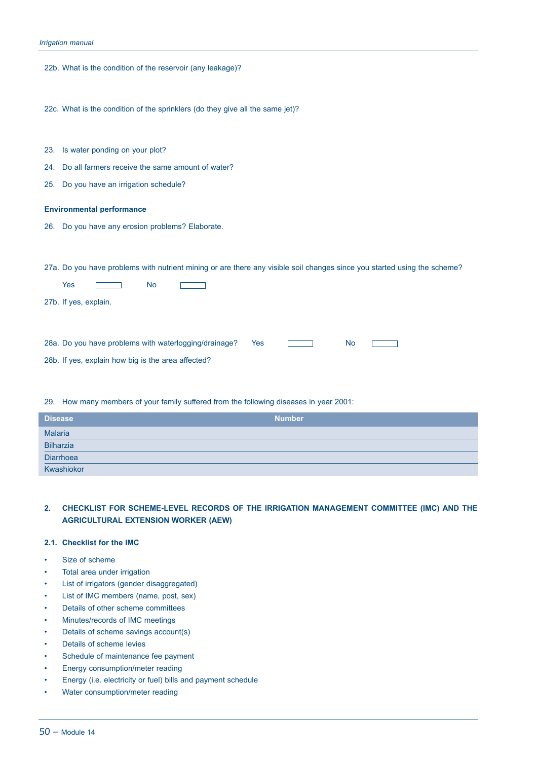22b. What is the condition of the reservoir (any leakage)?

22c. What is the condition of the sprinklers (do they give all the same jet)?

23. Is water ponding on your plot?

24. Do all farmers receive the same amount of water?

25. Do you have an irrigation schedule?

**Environmental performance**

26. Do you have any erosion problems? Elaborate.

27a. Do you have problems with nutrient mining or are there any visible soil changes since you started using the scheme?

Yes ☐ No ☐

27b. If yes, explain.

28a. Do you have problems with waterlogging/drainage? Yes ☐ No ☐

28b. If yes, explain how big is the area affected?

29. How many members of your family suffered from the following diseases in year 2001:

| Disease | Number |
|---|---|
| Malaria | |
| Bilharzia | |
| Diarrhoea | |
| Kwashiokor | |

## 2. CHECKLIST FOR SCHEME-LEVEL RECORDS OF THE IRRIGATION MANAGEMENT COMMITTEE (IMC) AND THE AGRICULTURAL EXTENSION WORKER (AEW)

### 2.1. Checklist for the IMC

- Size of scheme
- Total area under irrigation
- List of irrigators (gender disaggregated)
- List of IMC members (name, post, sex)
- Details of other scheme committees
- Minutes/records of IMC meetings
- Details of scheme savings account(s)
- Details of scheme levies
- Schedule of maintenance fee payment
- Energy consumption/meter reading
- Energy (i.e. electricity or fuel) bills and payment schedule
- Water consumption/meter reading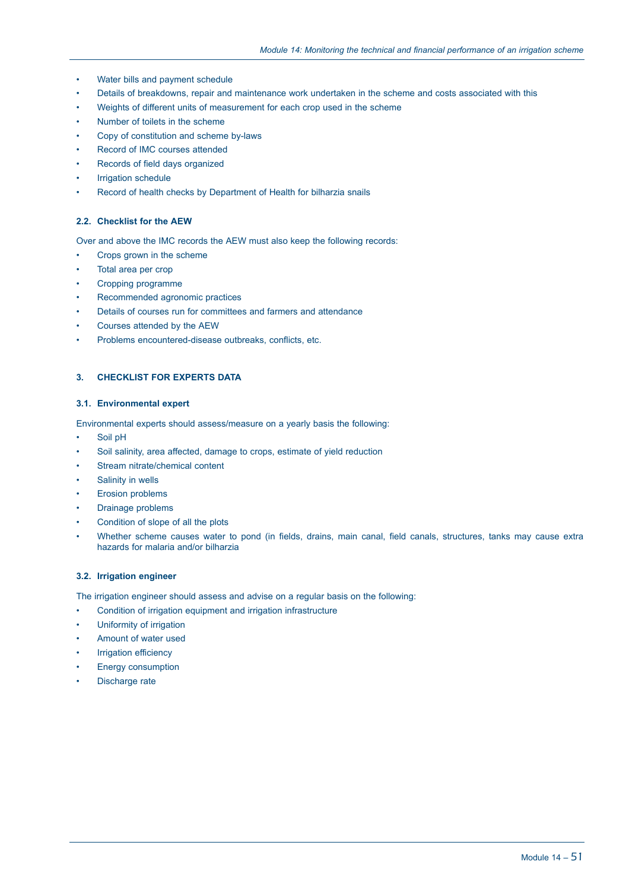- Water bills and payment schedule
- Details of breakdowns, repair and maintenance work undertaken in the scheme and costs associated with this
- Weights of different units of measurement for each crop used in the scheme
- Number of toilets in the scheme
- Copy of constitution and scheme by-laws
- Record of IMC courses attended
- Records of field days organized
- Irrigation schedule
- Record of health checks by Department of Health for bilharzia snails

### 2.2. Checklist for the AEW

Over and above the IMC records the AEW must also keep the following records:

- Crops grown in the scheme
- Total area per crop
- Cropping programme
- Recommended agronomic practices
- Details of courses run for committees and farmers and attendance
- Courses attended by the AEW
- Problems encountered-disease outbreaks, conflicts, etc.

## 3. CHECKLIST FOR EXPERTS DATA

### 3.1. Environmental expert

Environmental experts should assess/measure on a yearly basis the following:

- Soil pH
- Soil salinity, area affected, damage to crops, estimate of yield reduction
- Stream nitrate/chemical content
- Salinity in wells
- Erosion problems
- Drainage problems
- Condition of slope of all the plots
- Whether scheme causes water to pond (in fields, drains, main canal, field canals, structures, tanks may cause extra hazards for malaria and/or bilharzia

### 3.2. Irrigation engineer

The irrigation engineer should assess and advise on a regular basis on the following:

- Condition of irrigation equipment and irrigation infrastructure
- Uniformity of irrigation
- Amount of water used
- Irrigation efficiency
- Energy consumption
- Discharge rate